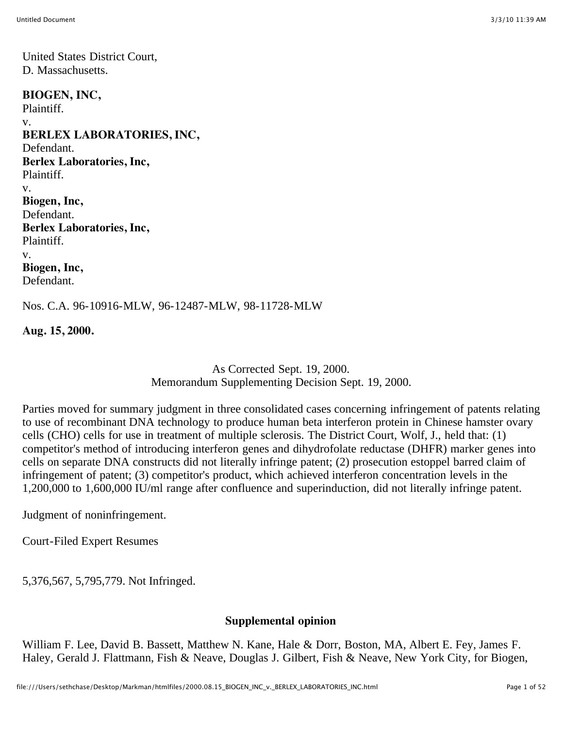United States District Court,
D. Massachusetts.

**BIOGEN, INC,**
Plaintiff.
v.
**BERLEX LABORATORIES, INC,**
Defendant.
**Berlex Laboratories, Inc,**
Plaintiff.
v.
**Biogen, Inc,**
Defendant.
**Berlex Laboratories, Inc,**
Plaintiff.
v.
**Biogen, Inc,**
Defendant.

Nos. C.A. 96-10916-MLW, 96-12487-MLW, 98-11728-MLW

**Aug. 15, 2000.**

As Corrected Sept. 19, 2000.
Memorandum Supplementing Decision Sept. 19, 2000.

Parties moved for summary judgment in three consolidated cases concerning infringement of patents relating to use of recombinant DNA technology to produce human beta interferon protein in Chinese hamster ovary cells (CHO) cells for use in treatment of multiple sclerosis. The District Court, Wolf, J., held that: (1) competitor's method of introducing interferon genes and dihydrofolate reductase (DHFR) marker genes into cells on separate DNA constructs did not literally infringe patent; (2) prosecution estoppel barred claim of infringement of patent; (3) competitor's product, which achieved interferon concentration levels in the 1,200,000 to 1,600,000 IU/ml range after confluence and superinduction, did not literally infringe patent.

Judgment of noninfringement.

Court-Filed Expert Resumes

5,376,567, 5,795,779. Not Infringed.

**Supplemental opinion**

William F. Lee, David B. Bassett, Matthew N. Kane, Hale & Dorr, Boston, MA, Albert E. Fey, James F. Haley, Gerald J. Flattmann, Fish & Neave, Douglas J. Gilbert, Fish & Neave, New York City, for Biogen,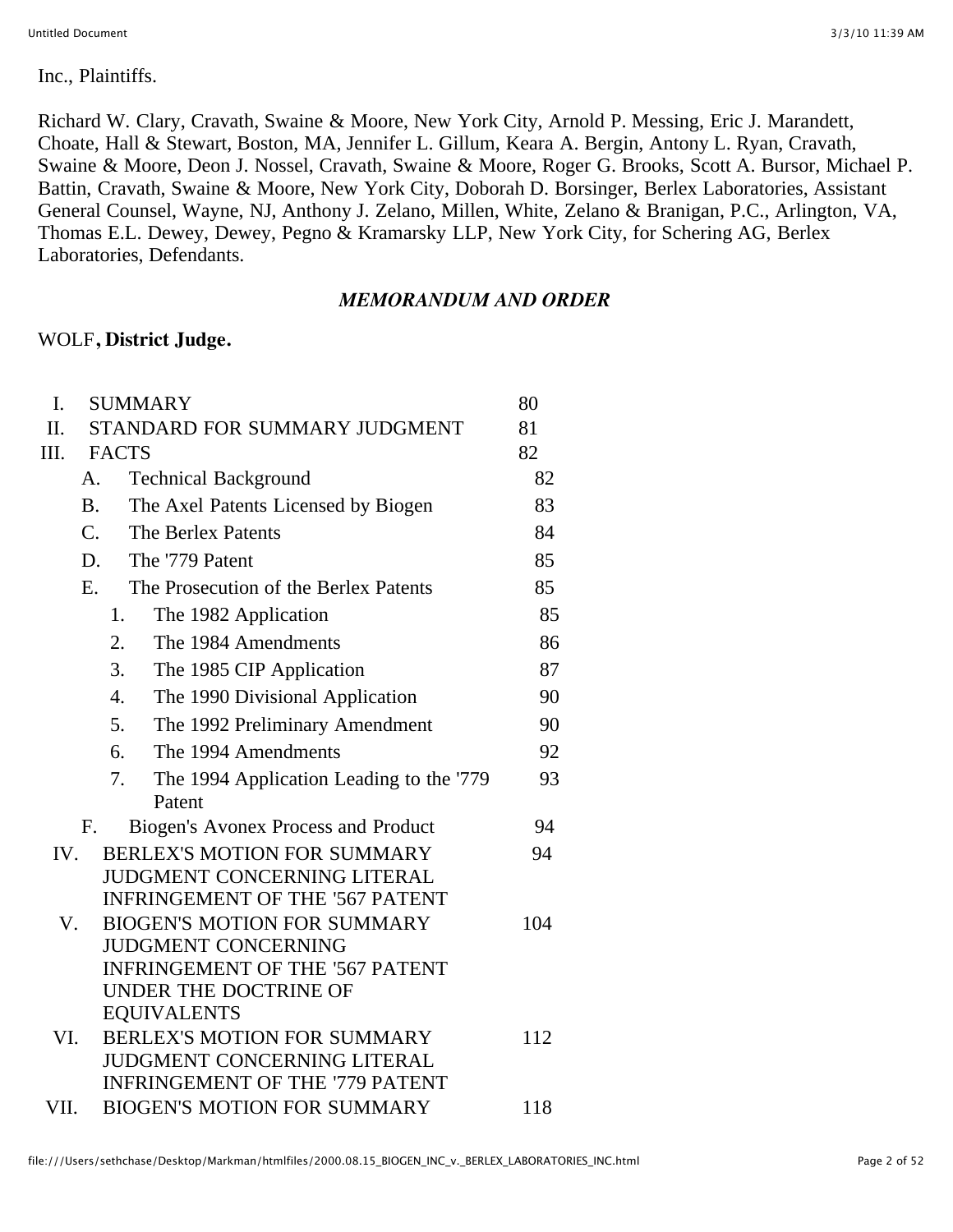Inc., Plaintiffs.

Richard W. Clary, Cravath, Swaine & Moore, New York City, Arnold P. Messing, Eric J. Marandett, Choate, Hall & Stewart, Boston, MA, Jennifer L. Gillum, Keara A. Bergin, Antony L. Ryan, Cravath, Swaine & Moore, Deon J. Nossel, Cravath, Swaine & Moore, Roger G. Brooks, Scott A. Bursor, Michael P. Battin, Cravath, Swaine & Moore, New York City, Doborah D. Borsinger, Berlex Laboratories, Assistant General Counsel, Wayne, NJ, Anthony J. Zelano, Millen, White, Zelano & Branigan, P.C., Arlington, VA, Thomas E.L. Dewey, Dewey, Pegno & Kramarsky LLP, New York City, for Schering AG, Berlex Laboratories, Defendants.

## *MEMORANDUM AND ORDER*

WOLF**, District Judge.**

| | | | |
|---|---|---|---|
| I. | SUMMARY | | 80 |
| II. | STANDARD FOR SUMMARY JUDGMENT | | 81 |
| III. | FACTS | | 82 |
| | A. | Technical Background | 82 |
| | B. | The Axel Patents Licensed by Biogen | 83 |
| | C. | The Berlex Patents | 84 |
| | D. | The '779 Patent | 85 |
| | E. | The Prosecution of the Berlex Patents | 85 |
| | | 1. The 1982 Application | 85 |
| | | 2. The 1984 Amendments | 86 |
| | | 3. The 1985 CIP Application | 87 |
| | | 4. The 1990 Divisional Application | 90 |
| | | 5. The 1992 Preliminary Amendment | 90 |
| | | 6. The 1994 Amendments | 92 |
| | | 7. The 1994 Application Leading to the '779 Patent | 93 |
| | F. | Biogen's Avonex Process and Product | 94 |
| IV. | BERLEX'S MOTION FOR SUMMARY JUDGMENT CONCERNING LITERAL INFRINGEMENT OF THE '567 PATENT | | 94 |
| V. | BIOGEN'S MOTION FOR SUMMARY JUDGMENT CONCERNING INFRINGEMENT OF THE '567 PATENT UNDER THE DOCTRINE OF EQUIVALENTS | | 104 |
| VI. | BERLEX'S MOTION FOR SUMMARY JUDGMENT CONCERNING LITERAL INFRINGEMENT OF THE '779 PATENT | | 112 |
| VII. | BIOGEN'S MOTION FOR SUMMARY | | 118 |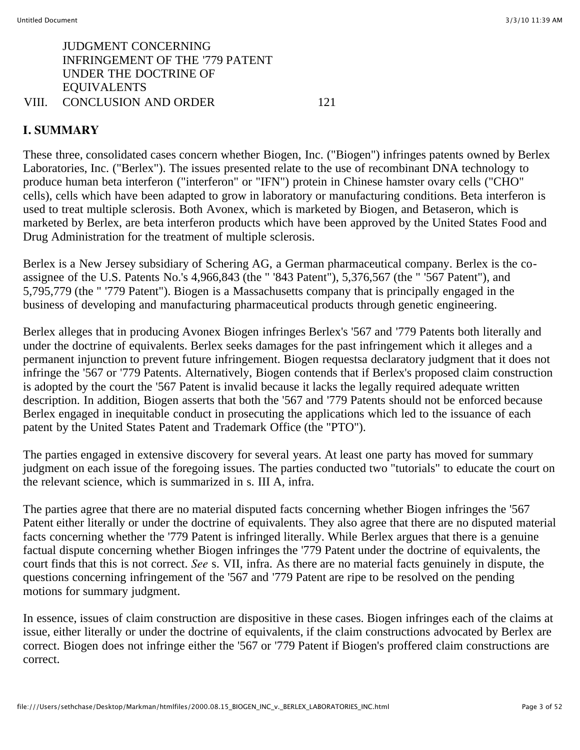| | | |
|---|---|---|
| | JUDGMENT CONCERNING INFRINGEMENT OF THE '779 PATENT UNDER THE DOCTRINE OF EQUIVALENTS | |
| VIII. | CONCLUSION AND ORDER | 121 |

## I. SUMMARY

These three, consolidated cases concern whether Biogen, Inc. ("Biogen") infringes patents owned by Berlex Laboratories, Inc. ("Berlex"). The issues presented relate to the use of recombinant DNA technology to produce human beta interferon ("interferon" or "IFN") protein in Chinese hamster ovary cells ("CHO" cells), cells which have been adapted to grow in laboratory or manufacturing conditions. Beta interferon is used to treat multiple sclerosis. Both Avonex, which is marketed by Biogen, and Betaseron, which is marketed by Berlex, are beta interferon products which have been approved by the United States Food and Drug Administration for the treatment of multiple sclerosis.

Berlex is a New Jersey subsidiary of Schering AG, a German pharmaceutical company. Berlex is the co-assignee of the U.S. Patents No.'s 4,966,843 (the " '843 Patent"), 5,376,567 (the " '567 Patent"), and 5,795,779 (the " '779 Patent"). Biogen is a Massachusetts company that is principally engaged in the business of developing and manufacturing pharmaceutical products through genetic engineering.

Berlex alleges that in producing Avonex Biogen infringes Berlex's '567 and '779 Patents both literally and under the doctrine of equivalents. Berlex seeks damages for the past infringement which it alleges and a permanent injunction to prevent future infringement. Biogen requestsa declaratory judgment that it does not infringe the '567 or '779 Patents. Alternatively, Biogen contends that if Berlex's proposed claim construction is adopted by the court the '567 Patent is invalid because it lacks the legally required adequate written description. In addition, Biogen asserts that both the '567 and '779 Patents should not be enforced because Berlex engaged in inequitable conduct in prosecuting the applications which led to the issuance of each patent by the United States Patent and Trademark Office (the "PTO").

The parties engaged in extensive discovery for several years. At least one party has moved for summary judgment on each issue of the foregoing issues. The parties conducted two "tutorials" to educate the court on the relevant science, which is summarized in s. III A, infra.

The parties agree that there are no material disputed facts concerning whether Biogen infringes the '567 Patent either literally or under the doctrine of equivalents. They also agree that there are no disputed material facts concerning whether the '779 Patent is infringed literally. While Berlex argues that there is a genuine factual dispute concerning whether Biogen infringes the '779 Patent under the doctrine of equivalents, the court finds that this is not correct. *See* s. VII, infra. As there are no material facts genuinely in dispute, the questions concerning infringement of the '567 and '779 Patent are ripe to be resolved on the pending motions for summary judgment.

In essence, issues of claim construction are dispositive in these cases. Biogen infringes each of the claims at issue, either literally or under the doctrine of equivalents, if the claim constructions advocated by Berlex are correct. Biogen does not infringe either the '567 or '779 Patent if Biogen's proffered claim constructions are correct.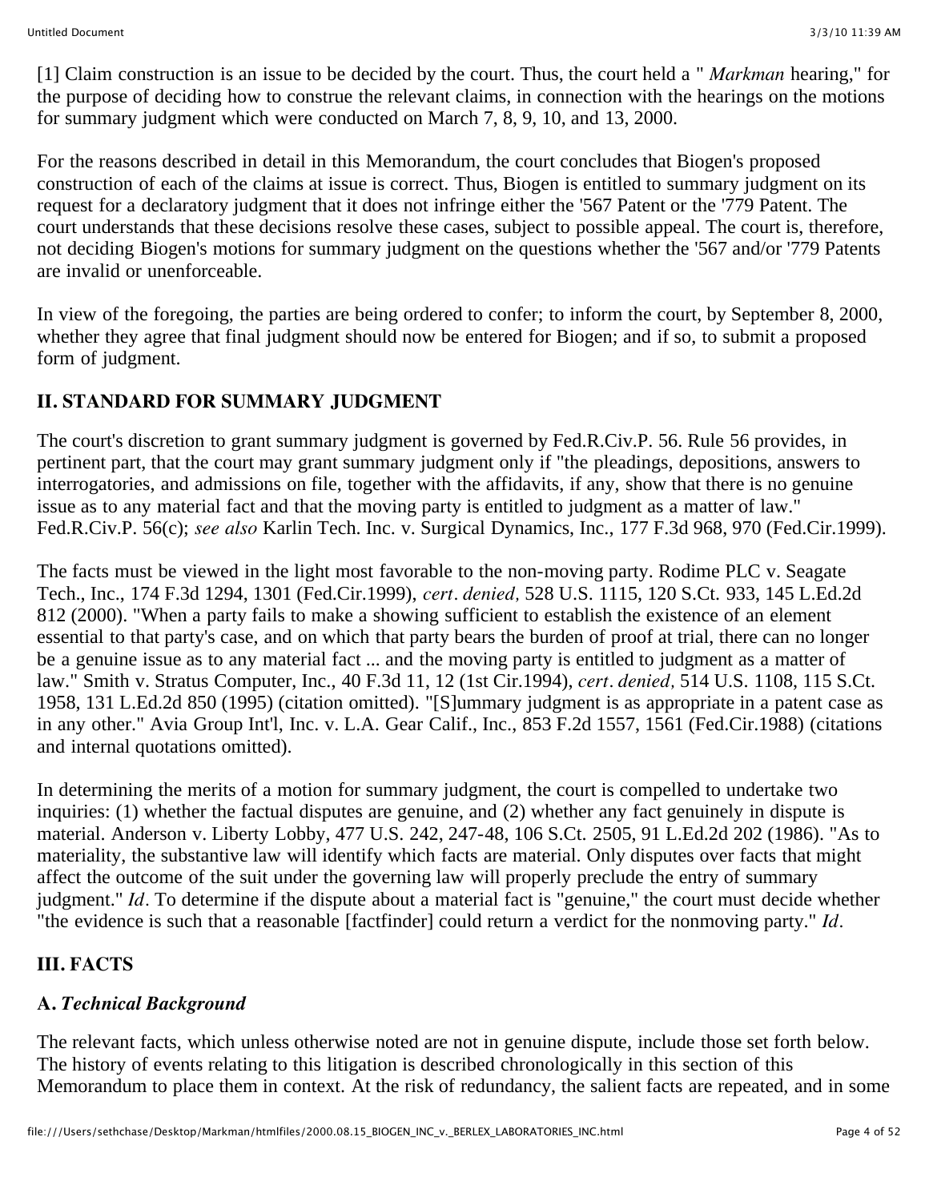[1] Claim construction is an issue to be decided by the court. Thus, the court held a " *Markman* hearing," for the purpose of deciding how to construe the relevant claims, in connection with the hearings on the motions for summary judgment which were conducted on March 7, 8, 9, 10, and 13, 2000.

For the reasons described in detail in this Memorandum, the court concludes that Biogen's proposed construction of each of the claims at issue is correct. Thus, Biogen is entitled to summary judgment on its request for a declaratory judgment that it does not infringe either the '567 Patent or the '779 Patent. The court understands that these decisions resolve these cases, subject to possible appeal. The court is, therefore, not deciding Biogen's motions for summary judgment on the questions whether the '567 and/or '779 Patents are invalid or unenforceable.

In view of the foregoing, the parties are being ordered to confer; to inform the court, by September 8, 2000, whether they agree that final judgment should now be entered for Biogen; and if so, to submit a proposed form of judgment.

## II. STANDARD FOR SUMMARY JUDGMENT

The court's discretion to grant summary judgment is governed by Fed.R.Civ.P. 56. Rule 56 provides, in pertinent part, that the court may grant summary judgment only if "the pleadings, depositions, answers to interrogatories, and admissions on file, together with the affidavits, if any, show that there is no genuine issue as to any material fact and that the moving party is entitled to judgment as a matter of law." Fed.R.Civ.P. 56(c); *see also* Karlin Tech. Inc. v. Surgical Dynamics, Inc., 177 F.3d 968, 970 (Fed.Cir.1999).

The facts must be viewed in the light most favorable to the non-moving party. Rodime PLC v. Seagate Tech., Inc., 174 F.3d 1294, 1301 (Fed.Cir.1999), *cert. denied,* 528 U.S. 1115, 120 S.Ct. 933, 145 L.Ed.2d 812 (2000). "When a party fails to make a showing sufficient to establish the existence of an element essential to that party's case, and on which that party bears the burden of proof at trial, there can no longer be a genuine issue as to any material fact ... and the moving party is entitled to judgment as a matter of law." Smith v. Stratus Computer, Inc., 40 F.3d 11, 12 (1st Cir.1994), *cert. denied,* 514 U.S. 1108, 115 S.Ct. 1958, 131 L.Ed.2d 850 (1995) (citation omitted). "[S]ummary judgment is as appropriate in a patent case as in any other." Avia Group Int'l, Inc. v. L.A. Gear Calif., Inc., 853 F.2d 1557, 1561 (Fed.Cir.1988) (citations and internal quotations omitted).

In determining the merits of a motion for summary judgment, the court is compelled to undertake two inquiries: (1) whether the factual disputes are genuine, and (2) whether any fact genuinely in dispute is material. Anderson v. Liberty Lobby, 477 U.S. 242, 247-48, 106 S.Ct. 2505, 91 L.Ed.2d 202 (1986). "As to materiality, the substantive law will identify which facts are material. Only disputes over facts that might affect the outcome of the suit under the governing law will properly preclude the entry of summary judgment." *Id*. To determine if the dispute about a material fact is "genuine," the court must decide whether "the evidence is such that a reasonable [factfinder] could return a verdict for the nonmoving party." *Id*.

## III. FACTS

### A. *Technical Background*

The relevant facts, which unless otherwise noted are not in genuine dispute, include those set forth below. The history of events relating to this litigation is described chronologically in this section of this Memorandum to place them in context. At the risk of redundancy, the salient facts are repeated, and in some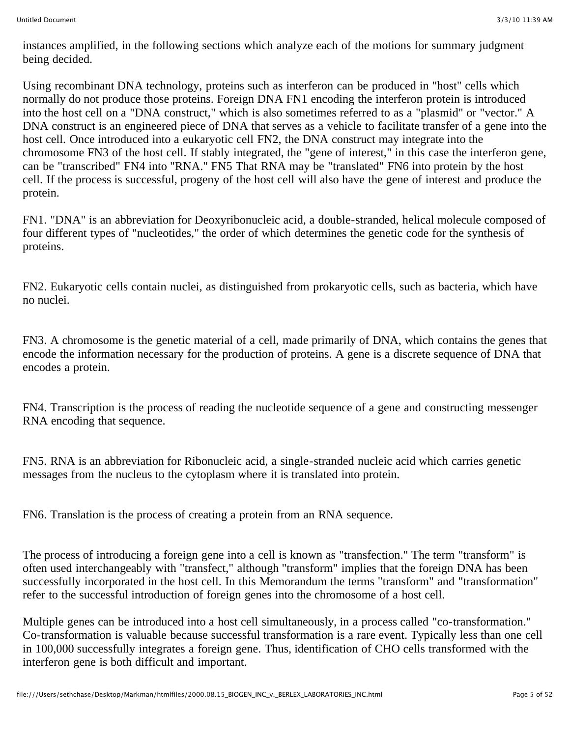instances amplified, in the following sections which analyze each of the motions for summary judgment being decided.

Using recombinant DNA technology, proteins such as interferon can be produced in "host" cells which normally do not produce those proteins. Foreign DNA FN1 encoding the interferon protein is introduced into the host cell on a "DNA construct," which is also sometimes referred to as a "plasmid" or "vector." A DNA construct is an engineered piece of DNA that serves as a vehicle to facilitate transfer of a gene into the host cell. Once introduced into a eukaryotic cell FN2, the DNA construct may integrate into the chromosome FN3 of the host cell. If stably integrated, the "gene of interest," in this case the interferon gene, can be "transcribed" FN4 into "RNA." FN5 That RNA may be "translated" FN6 into protein by the host cell. If the process is successful, progeny of the host cell will also have the gene of interest and produce the protein.

FN1. "DNA" is an abbreviation for Deoxyribonucleic acid, a double-stranded, helical molecule composed of four different types of "nucleotides," the order of which determines the genetic code for the synthesis of proteins.

FN2. Eukaryotic cells contain nuclei, as distinguished from prokaryotic cells, such as bacteria, which have no nuclei.

FN3. A chromosome is the genetic material of a cell, made primarily of DNA, which contains the genes that encode the information necessary for the production of proteins. A gene is a discrete sequence of DNA that encodes a protein.

FN4. Transcription is the process of reading the nucleotide sequence of a gene and constructing messenger RNA encoding that sequence.

FN5. RNA is an abbreviation for Ribonucleic acid, a single-stranded nucleic acid which carries genetic messages from the nucleus to the cytoplasm where it is translated into protein.

FN6. Translation is the process of creating a protein from an RNA sequence.

The process of introducing a foreign gene into a cell is known as "transfection." The term "transform" is often used interchangeably with "transfect," although "transform" implies that the foreign DNA has been successfully incorporated in the host cell. In this Memorandum the terms "transform" and "transformation" refer to the successful introduction of foreign genes into the chromosome of a host cell.

Multiple genes can be introduced into a host cell simultaneously, in a process called "co-transformation." Co-transformation is valuable because successful transformation is a rare event. Typically less than one cell in 100,000 successfully integrates a foreign gene. Thus, identification of CHO cells transformed with the interferon gene is both difficult and important.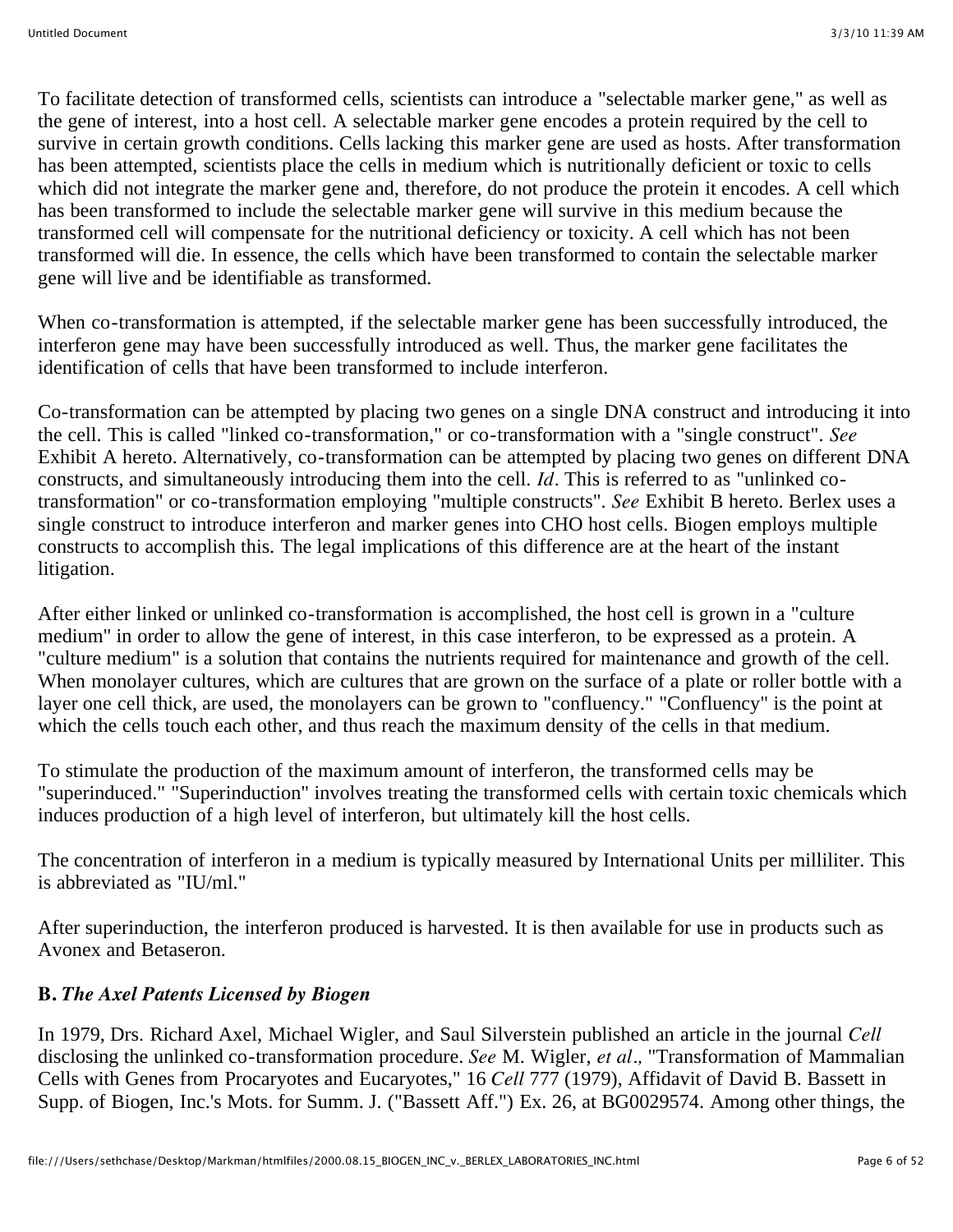To facilitate detection of transformed cells, scientists can introduce a "selectable marker gene," as well as the gene of interest, into a host cell. A selectable marker gene encodes a protein required by the cell to survive in certain growth conditions. Cells lacking this marker gene are used as hosts. After transformation has been attempted, scientists place the cells in medium which is nutritionally deficient or toxic to cells which did not integrate the marker gene and, therefore, do not produce the protein it encodes. A cell which has been transformed to include the selectable marker gene will survive in this medium because the transformed cell will compensate for the nutritional deficiency or toxicity. A cell which has not been transformed will die. In essence, the cells which have been transformed to contain the selectable marker gene will live and be identifiable as transformed.

When co-transformation is attempted, if the selectable marker gene has been successfully introduced, the interferon gene may have been successfully introduced as well. Thus, the marker gene facilitates the identification of cells that have been transformed to include interferon.

Co-transformation can be attempted by placing two genes on a single DNA construct and introducing it into the cell. This is called "linked co-transformation," or co-transformation with a "single construct". *See* Exhibit A hereto. Alternatively, co-transformation can be attempted by placing two genes on different DNA constructs, and simultaneously introducing them into the cell. *Id*. This is referred to as "unlinked co-transformation" or co-transformation employing "multiple constructs". *See* Exhibit B hereto. Berlex uses a single construct to introduce interferon and marker genes into CHO host cells. Biogen employs multiple constructs to accomplish this. The legal implications of this difference are at the heart of the instant litigation.

After either linked or unlinked co-transformation is accomplished, the host cell is grown in a "culture medium" in order to allow the gene of interest, in this case interferon, to be expressed as a protein. A "culture medium" is a solution that contains the nutrients required for maintenance and growth of the cell. When monolayer cultures, which are cultures that are grown on the surface of a plate or roller bottle with a layer one cell thick, are used, the monolayers can be grown to "confluency." "Confluency" is the point at which the cells touch each other, and thus reach the maximum density of the cells in that medium.

To stimulate the production of the maximum amount of interferon, the transformed cells may be "superinduced." "Superinduction" involves treating the transformed cells with certain toxic chemicals which induces production of a high level of interferon, but ultimately kill the host cells.

The concentration of interferon in a medium is typically measured by International Units per milliliter. This is abbreviated as "IU/ml."

After superinduction, the interferon produced is harvested. It is then available for use in products such as Avonex and Betaseron.

### B. *The Axel Patents Licensed by Biogen*

In 1979, Drs. Richard Axel, Michael Wigler, and Saul Silverstein published an article in the journal *Cell* disclosing the unlinked co-transformation procedure. *See* M. Wigler, *et al.,* "Transformation of Mammalian Cells with Genes from Procaryotes and Eucaryotes," 16 *Cell* 777 (1979), Affidavit of David B. Bassett in Supp. of Biogen, Inc.'s Mots. for Summ. J. ("Bassett Aff.") Ex. 26, at BG0029574. Among other things, the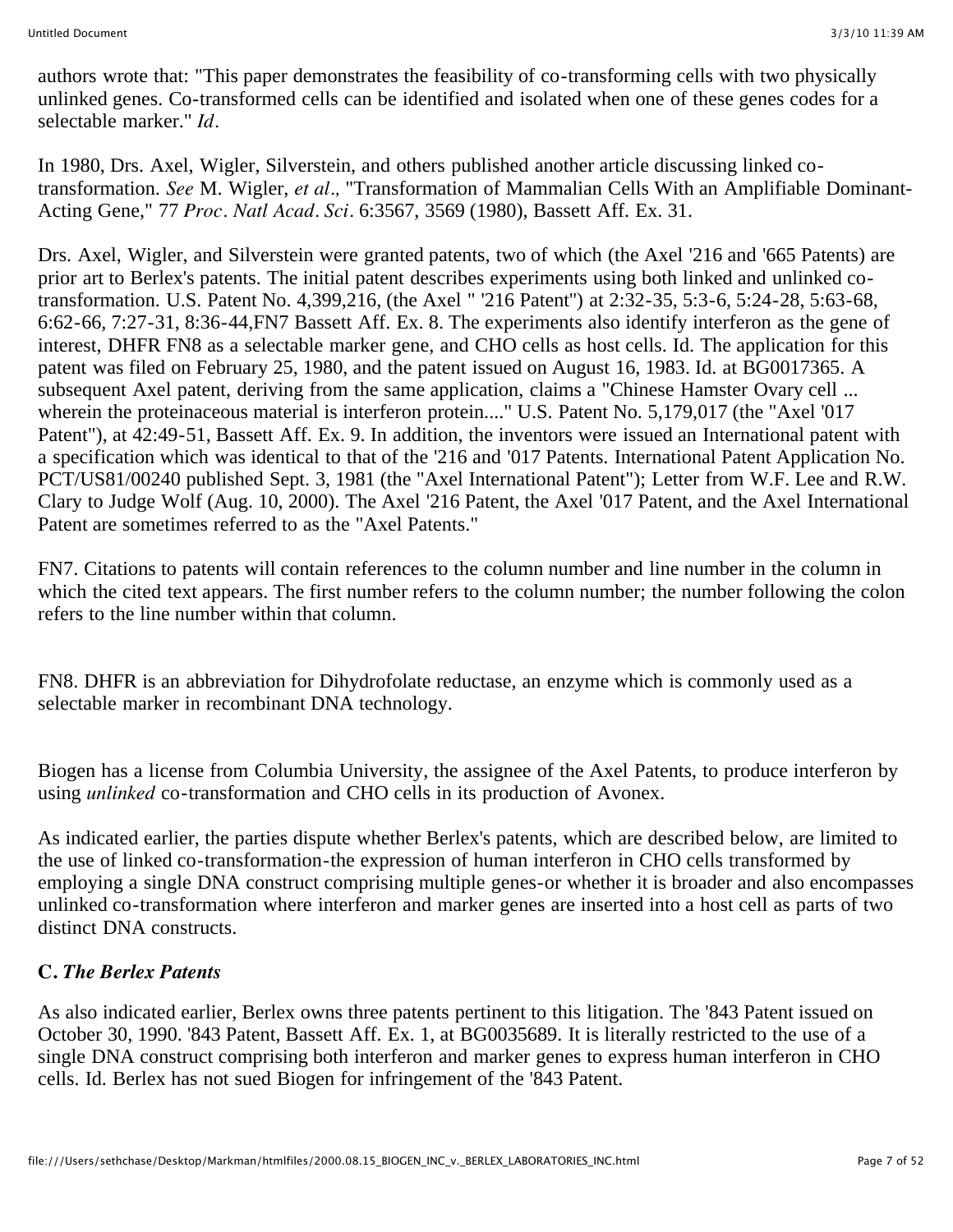authors wrote that: "This paper demonstrates the feasibility of co-transforming cells with two physically unlinked genes. Co-transformed cells can be identified and isolated when one of these genes codes for a selectable marker." *Id*.

In 1980, Drs. Axel, Wigler, Silverstein, and others published another article discussing linked co-transformation. *See* M. Wigler, *et al*., "Transformation of Mammalian Cells With an Amplifiable Dominant-Acting Gene," 77 *Proc. Natl Acad. Sci*. 6:3567, 3569 (1980), Bassett Aff. Ex. 31.

Drs. Axel, Wigler, and Silverstein were granted patents, two of which (the Axel '216 and '665 Patents) are prior art to Berlex's patents. The initial patent describes experiments using both linked and unlinked co-transformation. U.S. Patent No. 4,399,216, (the Axel " '216 Patent") at 2:32-35, 5:3-6, 5:24-28, 5:63-68, 6:62-66, 7:27-31, 8:36-44,FN7 Bassett Aff. Ex. 8. The experiments also identify interferon as the gene of interest, DHFR FN8 as a selectable marker gene, and CHO cells as host cells. Id. The application for this patent was filed on February 25, 1980, and the patent issued on August 16, 1983. Id. at BG0017365. A subsequent Axel patent, deriving from the same application, claims a "Chinese Hamster Ovary cell ... wherein the proteinaceous material is interferon protein...." U.S. Patent No. 5,179,017 (the "Axel '017 Patent"), at 42:49-51, Bassett Aff. Ex. 9. In addition, the inventors were issued an International patent with a specification which was identical to that of the '216 and '017 Patents. International Patent Application No. PCT/US81/00240 published Sept. 3, 1981 (the "Axel International Patent"); Letter from W.F. Lee and R.W. Clary to Judge Wolf (Aug. 10, 2000). The Axel '216 Patent, the Axel '017 Patent, and the Axel International Patent are sometimes referred to as the "Axel Patents."

FN7. Citations to patents will contain references to the column number and line number in the column in which the cited text appears. The first number refers to the column number; the number following the colon refers to the line number within that column.

FN8. DHFR is an abbreviation for Dihydrofolate reductase, an enzyme which is commonly used as a selectable marker in recombinant DNA technology.

Biogen has a license from Columbia University, the assignee of the Axel Patents, to produce interferon by using *unlinked* co-transformation and CHO cells in its production of Avonex.

As indicated earlier, the parties dispute whether Berlex's patents, which are described below, are limited to the use of linked co-transformation-the expression of human interferon in CHO cells transformed by employing a single DNA construct comprising multiple genes-or whether it is broader and also encompasses unlinked co-transformation where interferon and marker genes are inserted into a host cell as parts of two distinct DNA constructs.

### C. *The Berlex Patents*

As also indicated earlier, Berlex owns three patents pertinent to this litigation. The '843 Patent issued on October 30, 1990. '843 Patent, Bassett Aff. Ex. 1, at BG0035689. It is literally restricted to the use of a single DNA construct comprising both interferon and marker genes to express human interferon in CHO cells. Id. Berlex has not sued Biogen for infringement of the '843 Patent.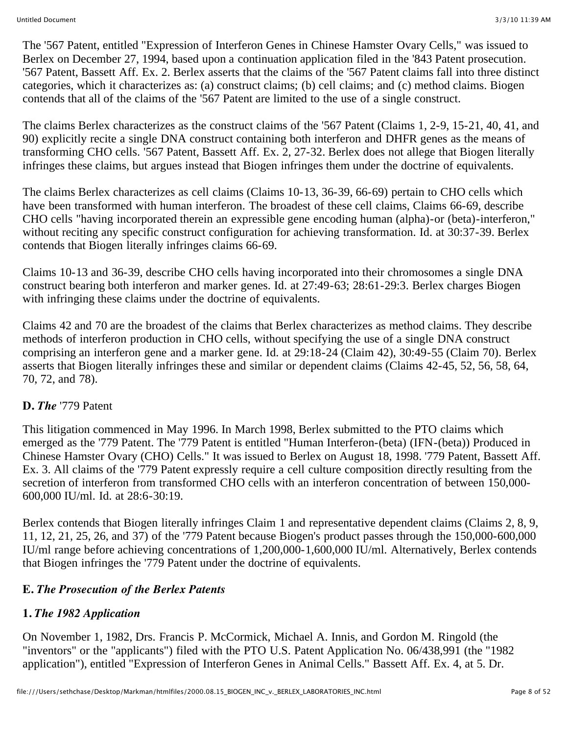The '567 Patent, entitled "Expression of Interferon Genes in Chinese Hamster Ovary Cells," was issued to Berlex on December 27, 1994, based upon a continuation application filed in the '843 Patent prosecution. '567 Patent, Bassett Aff. Ex. 2. Berlex asserts that the claims of the '567 Patent claims fall into three distinct categories, which it characterizes as: (a) construct claims; (b) cell claims; and (c) method claims. Biogen contends that all of the claims of the '567 Patent are limited to the use of a single construct.

The claims Berlex characterizes as the construct claims of the '567 Patent (Claims 1, 2-9, 15-21, 40, 41, and 90) explicitly recite a single DNA construct containing both interferon and DHFR genes as the means of transforming CHO cells. '567 Patent, Bassett Aff. Ex. 2, 27-32. Berlex does not allege that Biogen literally infringes these claims, but argues instead that Biogen infringes them under the doctrine of equivalents.

The claims Berlex characterizes as cell claims (Claims 10-13, 36-39, 66-69) pertain to CHO cells which have been transformed with human interferon. The broadest of these cell claims, Claims 66-69, describe CHO cells "having incorporated therein an expressible gene encoding human (alpha)-or (beta)-interferon," without reciting any specific construct configuration for achieving transformation. Id. at 30:37-39. Berlex contends that Biogen literally infringes claims 66-69.

Claims 10-13 and 36-39, describe CHO cells having incorporated into their chromosomes a single DNA construct bearing both interferon and marker genes. Id. at 27:49-63; 28:61-29:3. Berlex charges Biogen with infringing these claims under the doctrine of equivalents.

Claims 42 and 70 are the broadest of the claims that Berlex characterizes as method claims. They describe methods of interferon production in CHO cells, without specifying the use of a single DNA construct comprising an interferon gene and a marker gene. Id. at 29:18-24 (Claim 42), 30:49-55 (Claim 70). Berlex asserts that Biogen literally infringes these and similar or dependent claims (Claims 42-45, 52, 56, 58, 64, 70, 72, and 78).

**D.** ***The*** **'779 Patent**

This litigation commenced in May 1996. In March 1998, Berlex submitted to the PTO claims which emerged as the '779 Patent. The '779 Patent is entitled "Human Interferon-(beta) (IFN-(beta)) Produced in Chinese Hamster Ovary (CHO) Cells." It was issued to Berlex on August 18, 1998. '779 Patent, Bassett Aff. Ex. 3. All claims of the '779 Patent expressly require a cell culture composition directly resulting from the secretion of interferon from transformed CHO cells with an interferon concentration of between 150,000-600,000 IU/ml. Id. at 28:6-30:19.

Berlex contends that Biogen literally infringes Claim 1 and representative dependent claims (Claims 2, 8, 9, 11, 12, 21, 25, 26, and 37) of the '779 Patent because Biogen's product passes through the 150,000-600,000 IU/ml range before achieving concentrations of 1,200,000-1,600,000 IU/ml. Alternatively, Berlex contends that Biogen infringes the '779 Patent under the doctrine of equivalents.

**E.** ***The Prosecution of the Berlex Patents***

**1.** ***The 1982 Application***

On November 1, 1982, Drs. Francis P. McCormick, Michael A. Innis, and Gordon M. Ringold (the "inventors" or the "applicants") filed with the PTO U.S. Patent Application No. 06/438,991 (the "1982 application"), entitled "Expression of Interferon Genes in Animal Cells." Bassett Aff. Ex. 4, at 5. Dr.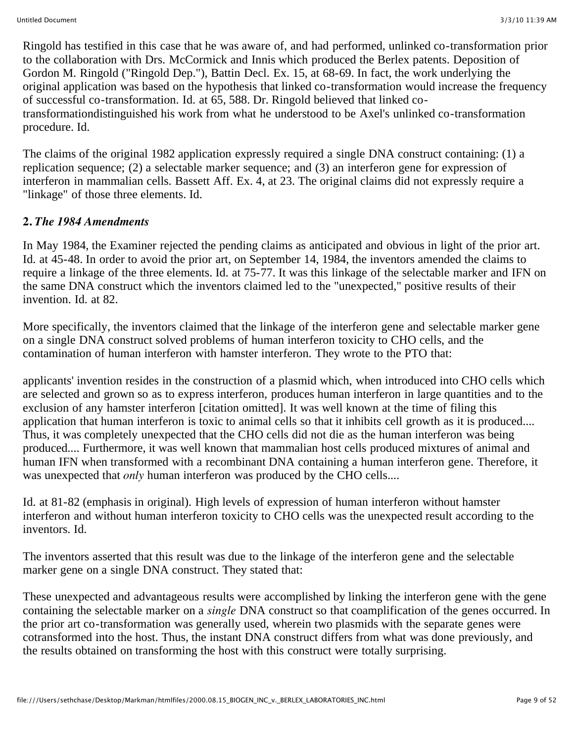Ringold has testified in this case that he was aware of, and had performed, unlinked co-transformation prior to the collaboration with Drs. McCormick and Innis which produced the Berlex patents. Deposition of Gordon M. Ringold ("Ringold Dep."), Battin Decl. Ex. 15, at 68-69. In fact, the work underlying the original application was based on the hypothesis that linked co-transformation would increase the frequency of successful co-transformation. Id. at 65, 588. Dr. Ringold believed that linked co-transformationdistinguished his work from what he understood to be Axel's unlinked co-transformation procedure. Id.

The claims of the original 1982 application expressly required a single DNA construct containing: (1) a replication sequence; (2) a selectable marker sequence; and (3) an interferon gene for expression of interferon in mammalian cells. Bassett Aff. Ex. 4, at 23. The original claims did not expressly require a "linkage" of those three elements. Id.

**2.** ***The 1984 Amendments***

In May 1984, the Examiner rejected the pending claims as anticipated and obvious in light of the prior art. Id. at 45-48. In order to avoid the prior art, on September 14, 1984, the inventors amended the claims to require a linkage of the three elements. Id. at 75-77. It was this linkage of the selectable marker and IFN on the same DNA construct which the inventors claimed led to the "unexpected," positive results of their invention. Id. at 82.

More specifically, the inventors claimed that the linkage of the interferon gene and selectable marker gene on a single DNA construct solved problems of human interferon toxicity to CHO cells, and the contamination of human interferon with hamster interferon. They wrote to the PTO that:

applicants' invention resides in the construction of a plasmid which, when introduced into CHO cells which are selected and grown so as to express interferon, produces human interferon in large quantities and to the exclusion of any hamster interferon [citation omitted]. It was well known at the time of filing this application that human interferon is toxic to animal cells so that it inhibits cell growth as it is produced.... Thus, it was completely unexpected that the CHO cells did not die as the human interferon was being produced.... Furthermore, it was well known that mammalian host cells produced mixtures of animal and human IFN when transformed with a recombinant DNA containing a human interferon gene. Therefore, it was unexpected that *only* human interferon was produced by the CHO cells....

Id. at 81-82 (emphasis in original). High levels of expression of human interferon without hamster interferon and without human interferon toxicity to CHO cells was the unexpected result according to the inventors. Id.

The inventors asserted that this result was due to the linkage of the interferon gene and the selectable marker gene on a single DNA construct. They stated that:

These unexpected and advantageous results were accomplished by linking the interferon gene with the gene containing the selectable marker on a *single* DNA construct so that coamplification of the genes occurred. In the prior art co-transformation was generally used, wherein two plasmids with the separate genes were cotransformed into the host. Thus, the instant DNA construct differs from what was done previously, and the results obtained on transforming the host with this construct were totally surprising.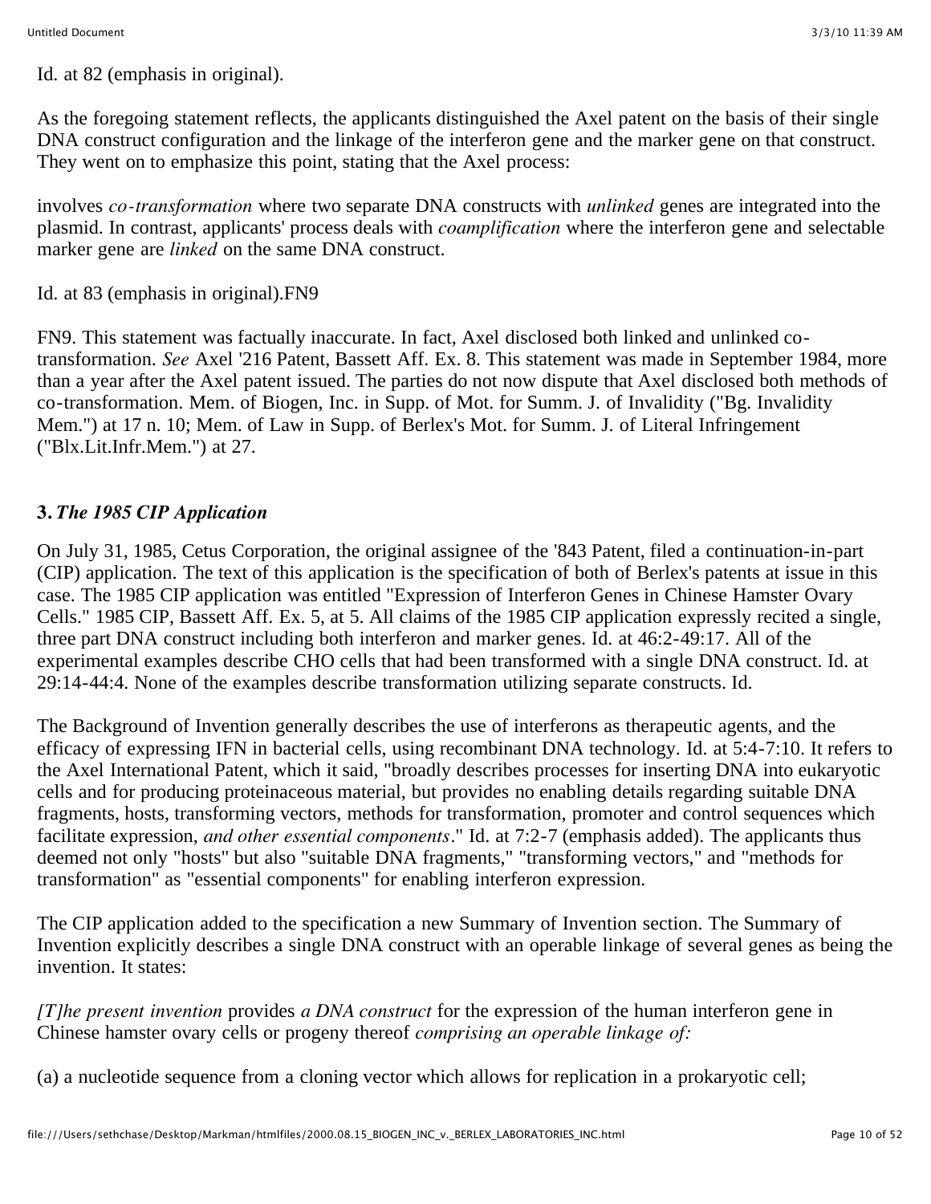Id. at 82 (emphasis in original).

As the foregoing statement reflects, the applicants distinguished the Axel patent on the basis of their single DNA construct configuration and the linkage of the interferon gene and the marker gene on that construct. They went on to emphasize this point, stating that the Axel process:

involves *co-transformation* where two separate DNA constructs with *unlinked* genes are integrated into the plasmid. In contrast, applicants' process deals with *coamplification* where the interferon gene and selectable marker gene are *linked* on the same DNA construct.

Id. at 83 (emphasis in original).FN9

FN9. This statement was factually inaccurate. In fact, Axel disclosed both linked and unlinked co-transformation. *See* Axel '216 Patent, Bassett Aff. Ex. 8. This statement was made in September 1984, more than a year after the Axel patent issued. The parties do not now dispute that Axel disclosed both methods of co-transformation. Mem. of Biogen, Inc. in Supp. of Mot. for Summ. J. of Invalidity ("Bg. Invalidity Mem.") at 17 n. 10; Mem. of Law in Supp. of Berlex's Mot. for Summ. J. of Literal Infringement ("Blx.Lit.Infr.Mem.") at 27.

### 3. *The 1985 CIP Application*

On July 31, 1985, Cetus Corporation, the original assignee of the '843 Patent, filed a continuation-in-part (CIP) application. The text of this application is the specification of both of Berlex's patents at issue in this case. The 1985 CIP application was entitled "Expression of Interferon Genes in Chinese Hamster Ovary Cells." 1985 CIP, Bassett Aff. Ex. 5, at 5. All claims of the 1985 CIP application expressly recited a single, three part DNA construct including both interferon and marker genes. Id. at 46:2-49:17. All of the experimental examples describe CHO cells that had been transformed with a single DNA construct. Id. at 29:14-44:4. None of the examples describe transformation utilizing separate constructs. Id.

The Background of Invention generally describes the use of interferons as therapeutic agents, and the efficacy of expressing IFN in bacterial cells, using recombinant DNA technology. Id. at 5:4-7:10. It refers to the Axel International Patent, which it said, "broadly describes processes for inserting DNA into eukaryotic cells and for producing proteinaceous material, but provides no enabling details regarding suitable DNA fragments, hosts, transforming vectors, methods for transformation, promoter and control sequences which facilitate expression, *and other essential components*." Id. at 7:2-7 (emphasis added). The applicants thus deemed not only "hosts" but also "suitable DNA fragments," "transforming vectors," and "methods for transformation" as "essential components" for enabling interferon expression.

The CIP application added to the specification a new Summary of Invention section. The Summary of Invention explicitly describes a single DNA construct with an operable linkage of several genes as being the invention. It states:

*[T]he present invention* provides *a DNA construct* for the expression of the human interferon gene in Chinese hamster ovary cells or progeny thereof *comprising an operable linkage of:*

(a) a nucleotide sequence from a cloning vector which allows for replication in a prokaryotic cell;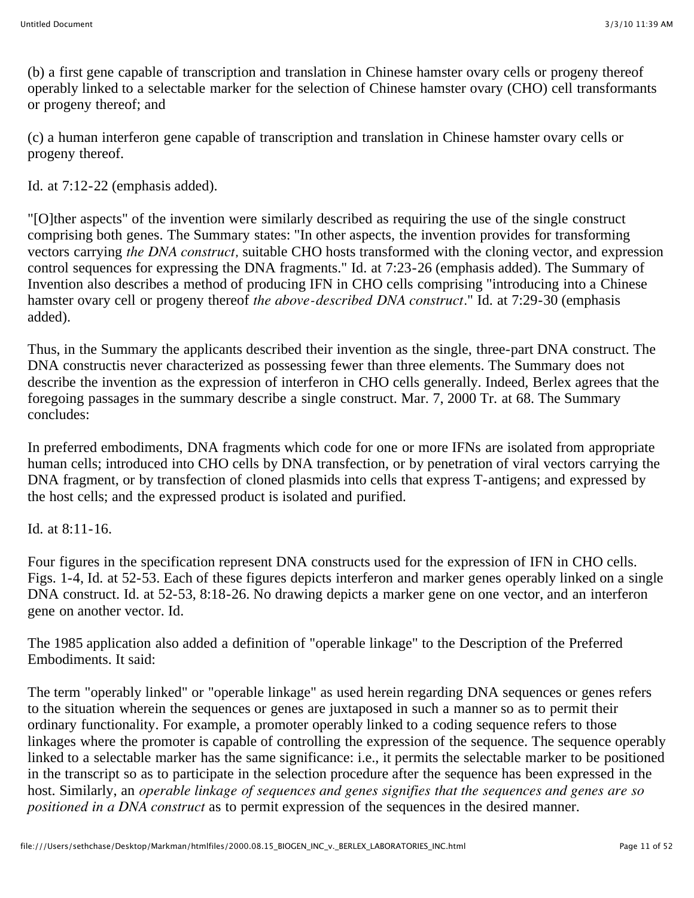(b) a first gene capable of transcription and translation in Chinese hamster ovary cells or progeny thereof operably linked to a selectable marker for the selection of Chinese hamster ovary (CHO) cell transformants or progeny thereof; and

(c) a human interferon gene capable of transcription and translation in Chinese hamster ovary cells or progeny thereof.

Id. at 7:12-22 (emphasis added).

"[O]ther aspects" of the invention were similarly described as requiring the use of the single construct comprising both genes. The Summary states: "In other aspects, the invention provides for transforming vectors carrying *the DNA construct,* suitable CHO hosts transformed with the cloning vector, and expression control sequences for expressing the DNA fragments." Id. at 7:23-26 (emphasis added). The Summary of Invention also describes a method of producing IFN in CHO cells comprising "introducing into a Chinese hamster ovary cell or progeny thereof *the above-described DNA construct*." Id. at 7:29-30 (emphasis added).

Thus, in the Summary the applicants described their invention as the single, three-part DNA construct. The DNA constructis never characterized as possessing fewer than three elements. The Summary does not describe the invention as the expression of interferon in CHO cells generally. Indeed, Berlex agrees that the foregoing passages in the summary describe a single construct. Mar. 7, 2000 Tr. at 68. The Summary concludes:

In preferred embodiments, DNA fragments which code for one or more IFNs are isolated from appropriate human cells; introduced into CHO cells by DNA transfection, or by penetration of viral vectors carrying the DNA fragment, or by transfection of cloned plasmids into cells that express T-antigens; and expressed by the host cells; and the expressed product is isolated and purified.

Id. at 8:11-16.

Four figures in the specification represent DNA constructs used for the expression of IFN in CHO cells. Figs. 1-4, Id. at 52-53. Each of these figures depicts interferon and marker genes operably linked on a single DNA construct. Id. at 52-53, 8:18-26. No drawing depicts a marker gene on one vector, and an interferon gene on another vector. Id.

The 1985 application also added a definition of "operable linkage" to the Description of the Preferred Embodiments. It said:

The term "operably linked" or "operable linkage" as used herein regarding DNA sequences or genes refers to the situation wherein the sequences or genes are juxtaposed in such a manner so as to permit their ordinary functionality. For example, a promoter operably linked to a coding sequence refers to those linkages where the promoter is capable of controlling the expression of the sequence. The sequence operably linked to a selectable marker has the same significance: i.e., it permits the selectable marker to be positioned in the transcript so as to participate in the selection procedure after the sequence has been expressed in the host. Similarly, an *operable linkage of sequences and genes signifies that the sequences and genes are so positioned in a DNA construct* as to permit expression of the sequences in the desired manner.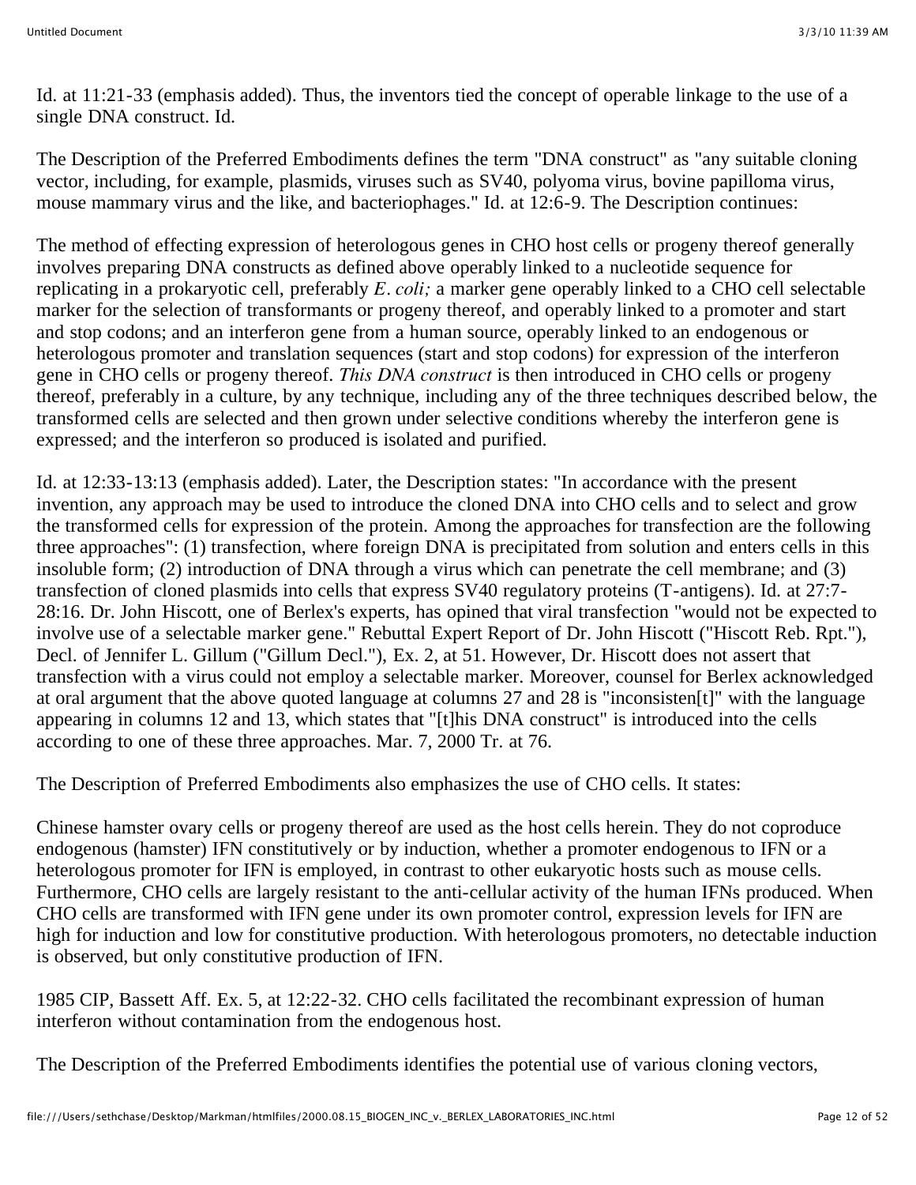Id. at 11:21-33 (emphasis added). Thus, the inventors tied the concept of operable linkage to the use of a single DNA construct. Id.

The Description of the Preferred Embodiments defines the term "DNA construct" as "any suitable cloning vector, including, for example, plasmids, viruses such as SV40, polyoma virus, bovine papilloma virus, mouse mammary virus and the like, and bacteriophages." Id. at 12:6-9. The Description continues:

The method of effecting expression of heterologous genes in CHO host cells or progeny thereof generally involves preparing DNA constructs as defined above operably linked to a nucleotide sequence for replicating in a prokaryotic cell, preferably *E. coli;* a marker gene operably linked to a CHO cell selectable marker for the selection of transformants or progeny thereof, and operably linked to a promoter and start and stop codons; and an interferon gene from a human source, operably linked to an endogenous or heterologous promoter and translation sequences (start and stop codons) for expression of the interferon gene in CHO cells or progeny thereof. *This DNA construct* is then introduced in CHO cells or progeny thereof, preferably in a culture, by any technique, including any of the three techniques described below, the transformed cells are selected and then grown under selective conditions whereby the interferon gene is expressed; and the interferon so produced is isolated and purified.

Id. at 12:33-13:13 (emphasis added). Later, the Description states: "In accordance with the present invention, any approach may be used to introduce the cloned DNA into CHO cells and to select and grow the transformed cells for expression of the protein. Among the approaches for transfection are the following three approaches": (1) transfection, where foreign DNA is precipitated from solution and enters cells in this insoluble form; (2) introduction of DNA through a virus which can penetrate the cell membrane; and (3) transfection of cloned plasmids into cells that express SV40 regulatory proteins (T-antigens). Id. at 27:7-28:16. Dr. John Hiscott, one of Berlex's experts, has opined that viral transfection "would not be expected to involve use of a selectable marker gene." Rebuttal Expert Report of Dr. John Hiscott ("Hiscott Reb. Rpt."), Decl. of Jennifer L. Gillum ("Gillum Decl."), Ex. 2, at 51. However, Dr. Hiscott does not assert that transfection with a virus could not employ a selectable marker. Moreover, counsel for Berlex acknowledged at oral argument that the above quoted language at columns 27 and 28 is "inconsisten[t]" with the language appearing in columns 12 and 13, which states that "[t]his DNA construct" is introduced into the cells according to one of these three approaches. Mar. 7, 2000 Tr. at 76.

The Description of Preferred Embodiments also emphasizes the use of CHO cells. It states:

Chinese hamster ovary cells or progeny thereof are used as the host cells herein. They do not coproduce endogenous (hamster) IFN constitutively or by induction, whether a promoter endogenous to IFN or a heterologous promoter for IFN is employed, in contrast to other eukaryotic hosts such as mouse cells. Furthermore, CHO cells are largely resistant to the anti-cellular activity of the human IFNs produced. When CHO cells are transformed with IFN gene under its own promoter control, expression levels for IFN are high for induction and low for constitutive production. With heterologous promoters, no detectable induction is observed, but only constitutive production of IFN.

1985 CIP, Bassett Aff. Ex. 5, at 12:22-32. CHO cells facilitated the recombinant expression of human interferon without contamination from the endogenous host.

The Description of the Preferred Embodiments identifies the potential use of various cloning vectors,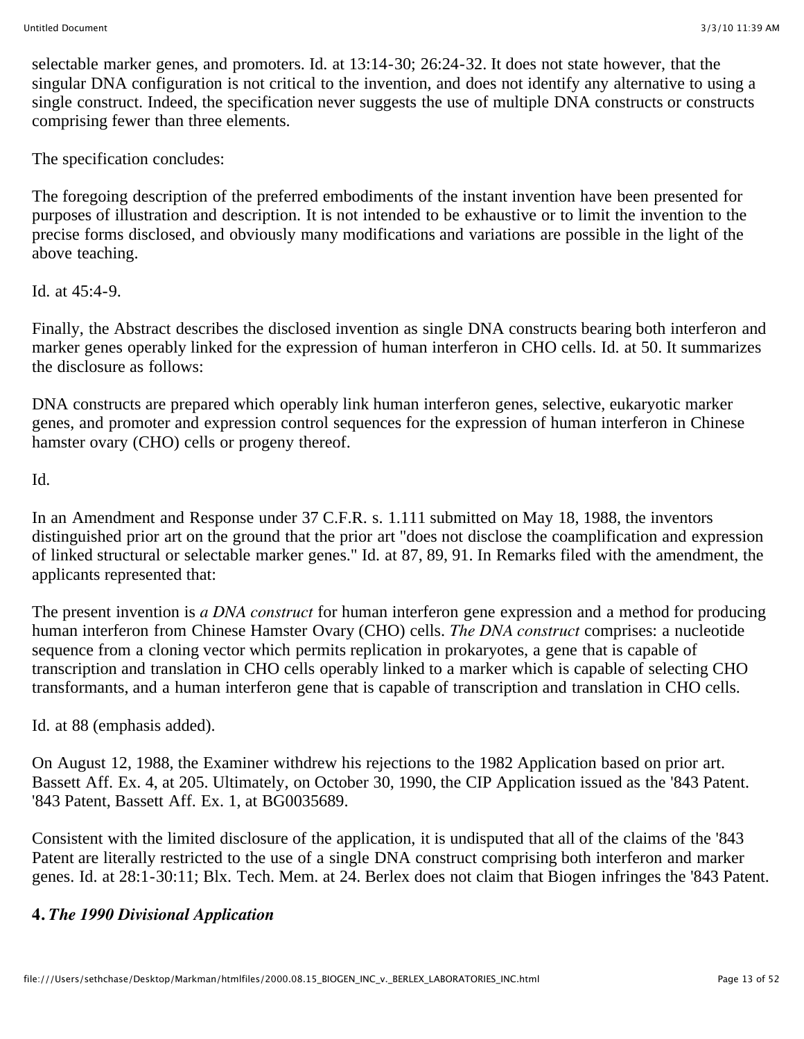selectable marker genes, and promoters. Id. at 13:14-30; 26:24-32. It does not state however, that the singular DNA configuration is not critical to the invention, and does not identify any alternative to using a single construct. Indeed, the specification never suggests the use of multiple DNA constructs or constructs comprising fewer than three elements.

The specification concludes:

The foregoing description of the preferred embodiments of the instant invention have been presented for purposes of illustration and description. It is not intended to be exhaustive or to limit the invention to the precise forms disclosed, and obviously many modifications and variations are possible in the light of the above teaching.

Id. at 45:4-9.

Finally, the Abstract describes the disclosed invention as single DNA constructs bearing both interferon and marker genes operably linked for the expression of human interferon in CHO cells. Id. at 50. It summarizes the disclosure as follows:

DNA constructs are prepared which operably link human interferon genes, selective, eukaryotic marker genes, and promoter and expression control sequences for the expression of human interferon in Chinese hamster ovary (CHO) cells or progeny thereof.

Id.

In an Amendment and Response under 37 C.F.R. s. 1.111 submitted on May 18, 1988, the inventors distinguished prior art on the ground that the prior art "does not disclose the coamplification and expression of linked structural or selectable marker genes." Id. at 87, 89, 91. In Remarks filed with the amendment, the applicants represented that:

The present invention is *a DNA construct* for human interferon gene expression and a method for producing human interferon from Chinese Hamster Ovary (CHO) cells. *The DNA construct* comprises: a nucleotide sequence from a cloning vector which permits replication in prokaryotes, a gene that is capable of transcription and translation in CHO cells operably linked to a marker which is capable of selecting CHO transformants, and a human interferon gene that is capable of transcription and translation in CHO cells.

Id. at 88 (emphasis added).

On August 12, 1988, the Examiner withdrew his rejections to the 1982 Application based on prior art. Bassett Aff. Ex. 4, at 205. Ultimately, on October 30, 1990, the CIP Application issued as the '843 Patent. '843 Patent, Bassett Aff. Ex. 1, at BG0035689.

Consistent with the limited disclosure of the application, it is undisputed that all of the claims of the '843 Patent are literally restricted to the use of a single DNA construct comprising both interferon and marker genes. Id. at 28:1-30:11; Blx. Tech. Mem. at 24. Berlex does not claim that Biogen infringes the '843 Patent.

#### 4. *The 1990 Divisional Application*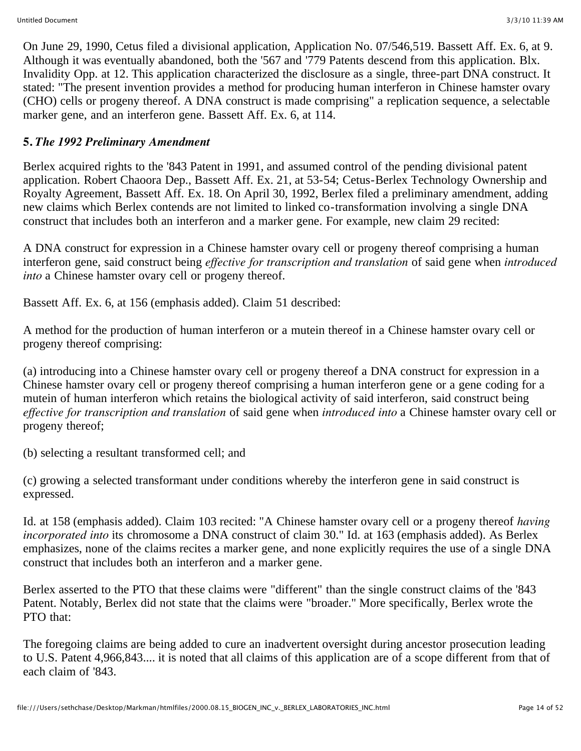On June 29, 1990, Cetus filed a divisional application, Application No. 07/546,519. Bassett Aff. Ex. 6, at 9. Although it was eventually abandoned, both the '567 and '779 Patents descend from this application. Blx. Invalidity Opp. at 12. This application characterized the disclosure as a single, three-part DNA construct. It stated: "The present invention provides a method for producing human interferon in Chinese hamster ovary (CHO) cells or progeny thereof. A DNA construct is made comprising" a replication sequence, a selectable marker gene, and an interferon gene. Bassett Aff. Ex. 6, at 114.

### 5. *The 1992 Preliminary Amendment*

Berlex acquired rights to the '843 Patent in 1991, and assumed control of the pending divisional patent application. Robert Chaoora Dep., Bassett Aff. Ex. 21, at 53-54; Cetus-Berlex Technology Ownership and Royalty Agreement, Bassett Aff. Ex. 18. On April 30, 1992, Berlex filed a preliminary amendment, adding new claims which Berlex contends are not limited to linked co-transformation involving a single DNA construct that includes both an interferon and a marker gene. For example, new claim 29 recited:

A DNA construct for expression in a Chinese hamster ovary cell or progeny thereof comprising a human interferon gene, said construct being *effective for transcription and translation* of said gene when *introduced into* a Chinese hamster ovary cell or progeny thereof.

Bassett Aff. Ex. 6, at 156 (emphasis added). Claim 51 described:

A method for the production of human interferon or a mutein thereof in a Chinese hamster ovary cell or progeny thereof comprising:

(a) introducing into a Chinese hamster ovary cell or progeny thereof a DNA construct for expression in a Chinese hamster ovary cell or progeny thereof comprising a human interferon gene or a gene coding for a mutein of human interferon which retains the biological activity of said interferon, said construct being *effective for transcription and translation* of said gene when *introduced into* a Chinese hamster ovary cell or progeny thereof;

(b) selecting a resultant transformed cell; and

(c) growing a selected transformant under conditions whereby the interferon gene in said construct is expressed.

Id. at 158 (emphasis added). Claim 103 recited: "A Chinese hamster ovary cell or a progeny thereof *having incorporated into* its chromosome a DNA construct of claim 30." Id. at 163 (emphasis added). As Berlex emphasizes, none of the claims recites a marker gene, and none explicitly requires the use of a single DNA construct that includes both an interferon and a marker gene.

Berlex asserted to the PTO that these claims were "different" than the single construct claims of the '843 Patent. Notably, Berlex did not state that the claims were "broader." More specifically, Berlex wrote the PTO that:

The foregoing claims are being added to cure an inadvertent oversight during ancestor prosecution leading to U.S. Patent 4,966,843.... it is noted that all claims of this application are of a scope different from that of each claim of '843.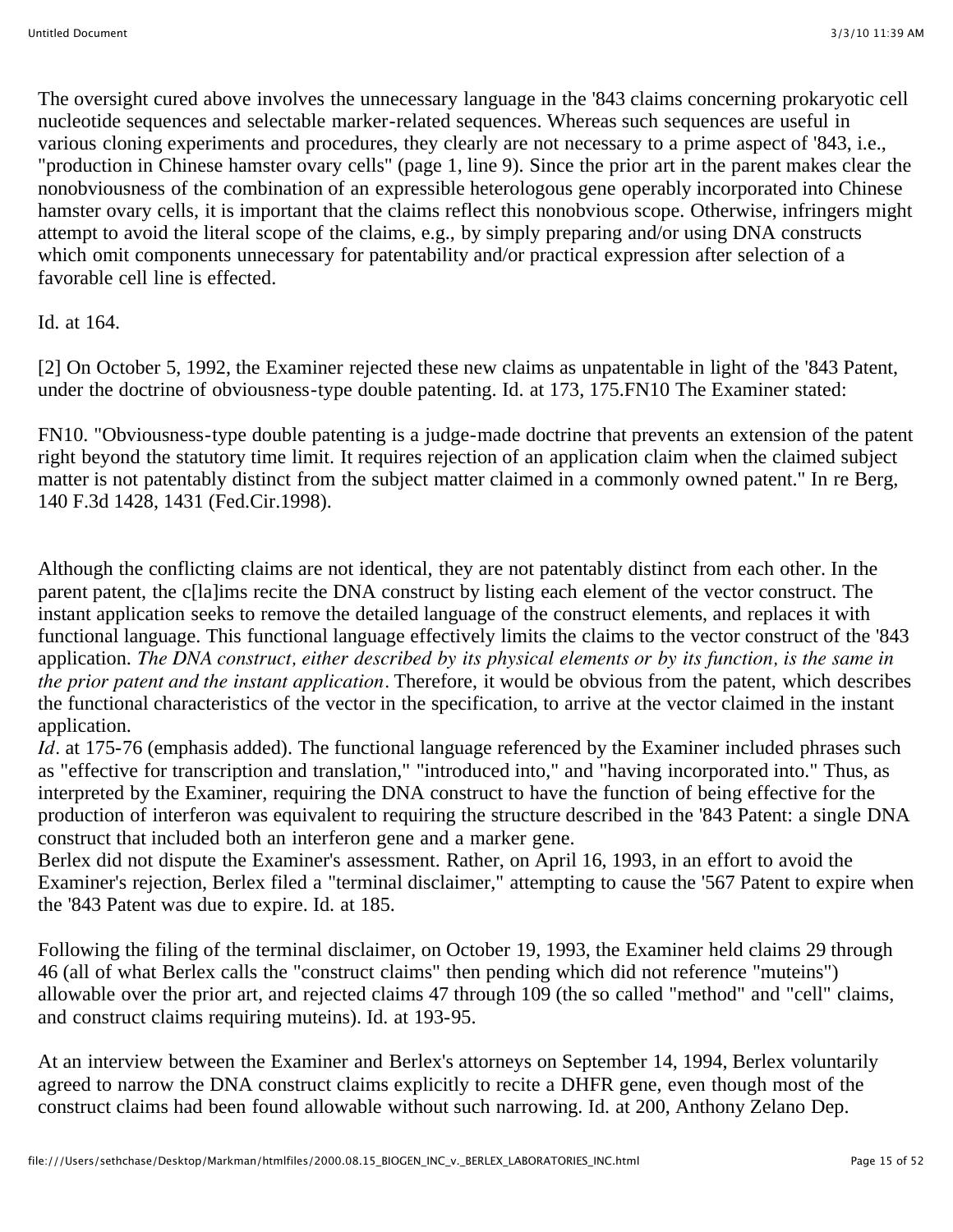The oversight cured above involves the unnecessary language in the '843 claims concerning prokaryotic cell nucleotide sequences and selectable marker-related sequences. Whereas such sequences are useful in various cloning experiments and procedures, they clearly are not necessary to a prime aspect of '843, i.e., "production in Chinese hamster ovary cells" (page 1, line 9). Since the prior art in the parent makes clear the nonobviousness of the combination of an expressible heterologous gene operably incorporated into Chinese hamster ovary cells, it is important that the claims reflect this nonobvious scope. Otherwise, infringers might attempt to avoid the literal scope of the claims, e.g., by simply preparing and/or using DNA constructs which omit components unnecessary for patentability and/or practical expression after selection of a favorable cell line is effected.

Id. at 164.

[2] On October 5, 1992, the Examiner rejected these new claims as unpatentable in light of the '843 Patent, under the doctrine of obviousness-type double patenting. Id. at 173, 175.FN10 The Examiner stated:

FN10. "Obviousness-type double patenting is a judge-made doctrine that prevents an extension of the patent right beyond the statutory time limit. It requires rejection of an application claim when the claimed subject matter is not patentably distinct from the subject matter claimed in a commonly owned patent." In re Berg, 140 F.3d 1428, 1431 (Fed.Cir.1998).

Although the conflicting claims are not identical, they are not patentably distinct from each other. In the parent patent, the c[la]ims recite the DNA construct by listing each element of the vector construct. The instant application seeks to remove the detailed language of the construct elements, and replaces it with functional language. This functional language effectively limits the claims to the vector construct of the '843 application. *The DNA construct, either described by its physical elements or by its function, is the same in the prior patent and the instant application*. Therefore, it would be obvious from the patent, which describes the functional characteristics of the vector in the specification, to arrive at the vector claimed in the instant application.

*Id*. at 175-76 (emphasis added). The functional language referenced by the Examiner included phrases such as "effective for transcription and translation," "introduced into," and "having incorporated into." Thus, as interpreted by the Examiner, requiring the DNA construct to have the function of being effective for the production of interferon was equivalent to requiring the structure described in the '843 Patent: a single DNA construct that included both an interferon gene and a marker gene.

Berlex did not dispute the Examiner's assessment. Rather, on April 16, 1993, in an effort to avoid the Examiner's rejection, Berlex filed a "terminal disclaimer," attempting to cause the '567 Patent to expire when the '843 Patent was due to expire. Id. at 185.

Following the filing of the terminal disclaimer, on October 19, 1993, the Examiner held claims 29 through 46 (all of what Berlex calls the "construct claims" then pending which did not reference "muteins") allowable over the prior art, and rejected claims 47 through 109 (the so called "method" and "cell" claims, and construct claims requiring muteins). Id. at 193-95.

At an interview between the Examiner and Berlex's attorneys on September 14, 1994, Berlex voluntarily agreed to narrow the DNA construct claims explicitly to recite a DHFR gene, even though most of the construct claims had been found allowable without such narrowing. Id. at 200, Anthony Zelano Dep.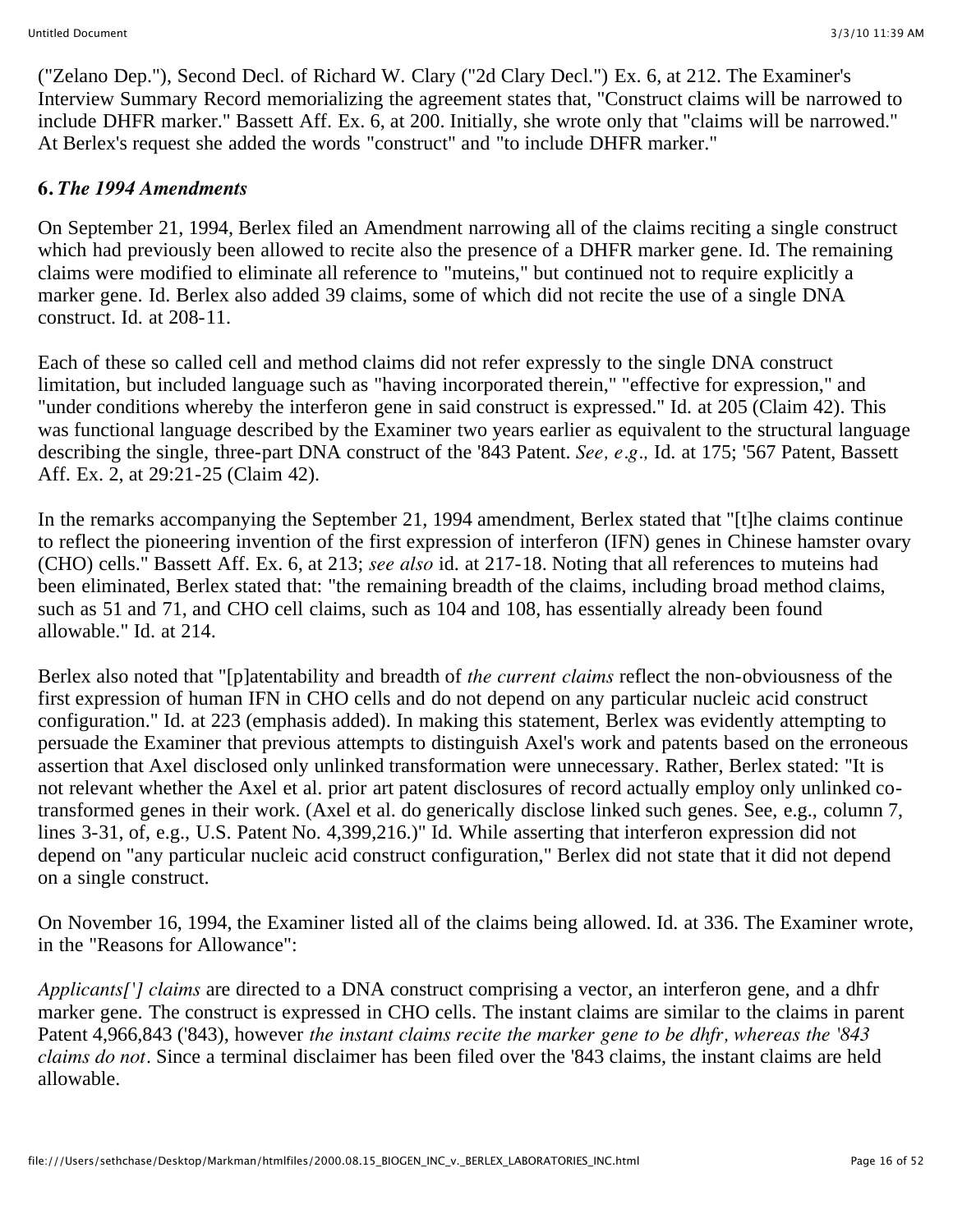("Zelano Dep."), Second Decl. of Richard W. Clary ("2d Clary Decl.") Ex. 6, at 212. The Examiner's Interview Summary Record memorializing the agreement states that, "Construct claims will be narrowed to include DHFR marker." Bassett Aff. Ex. 6, at 200. Initially, she wrote only that "claims will be narrowed." At Berlex's request she added the words "construct" and "to include DHFR marker."

### 6. *The 1994 Amendments*

On September 21, 1994, Berlex filed an Amendment narrowing all of the claims reciting a single construct which had previously been allowed to recite also the presence of a DHFR marker gene. Id. The remaining claims were modified to eliminate all reference to "muteins," but continued not to require explicitly a marker gene. Id. Berlex also added 39 claims, some of which did not recite the use of a single DNA construct. Id. at 208-11.

Each of these so called cell and method claims did not refer expressly to the single DNA construct limitation, but included language such as "having incorporated therein," "effective for expression," and "under conditions whereby the interferon gene in said construct is expressed." Id. at 205 (Claim 42). This was functional language described by the Examiner two years earlier as equivalent to the structural language describing the single, three-part DNA construct of the '843 Patent. *See, e.g.,* Id. at 175; '567 Patent, Bassett Aff. Ex. 2, at 29:21-25 (Claim 42).

In the remarks accompanying the September 21, 1994 amendment, Berlex stated that "[t]he claims continue to reflect the pioneering invention of the first expression of interferon (IFN) genes in Chinese hamster ovary (CHO) cells." Bassett Aff. Ex. 6, at 213; *see also* id. at 217-18. Noting that all references to muteins had been eliminated, Berlex stated that: "the remaining breadth of the claims, including broad method claims, such as 51 and 71, and CHO cell claims, such as 104 and 108, has essentially already been found allowable." Id. at 214.

Berlex also noted that "[p]atentability and breadth of *the current claims* reflect the non-obviousness of the first expression of human IFN in CHO cells and do not depend on any particular nucleic acid construct configuration." Id. at 223 (emphasis added). In making this statement, Berlex was evidently attempting to persuade the Examiner that previous attempts to distinguish Axel's work and patents based on the erroneous assertion that Axel disclosed only unlinked transformation were unnecessary. Rather, Berlex stated: "It is not relevant whether the Axel et al. prior art patent disclosures of record actually employ only unlinked co-transformed genes in their work. (Axel et al. do generically disclose linked such genes. See, e.g., column 7, lines 3-31, of, e.g., U.S. Patent No. 4,399,216.)" Id. While asserting that interferon expression did not depend on "any particular nucleic acid construct configuration," Berlex did not state that it did not depend on a single construct.

On November 16, 1994, the Examiner listed all of the claims being allowed. Id. at 336. The Examiner wrote, in the "Reasons for Allowance":

*Applicants['] claims* are directed to a DNA construct comprising a vector, an interferon gene, and a dhfr marker gene. The construct is expressed in CHO cells. The instant claims are similar to the claims in parent Patent 4,966,843 ('843), however *the instant claims recite the marker gene to be dhfr, whereas the '843 claims do not*. Since a terminal disclaimer has been filed over the '843 claims, the instant claims are held allowable.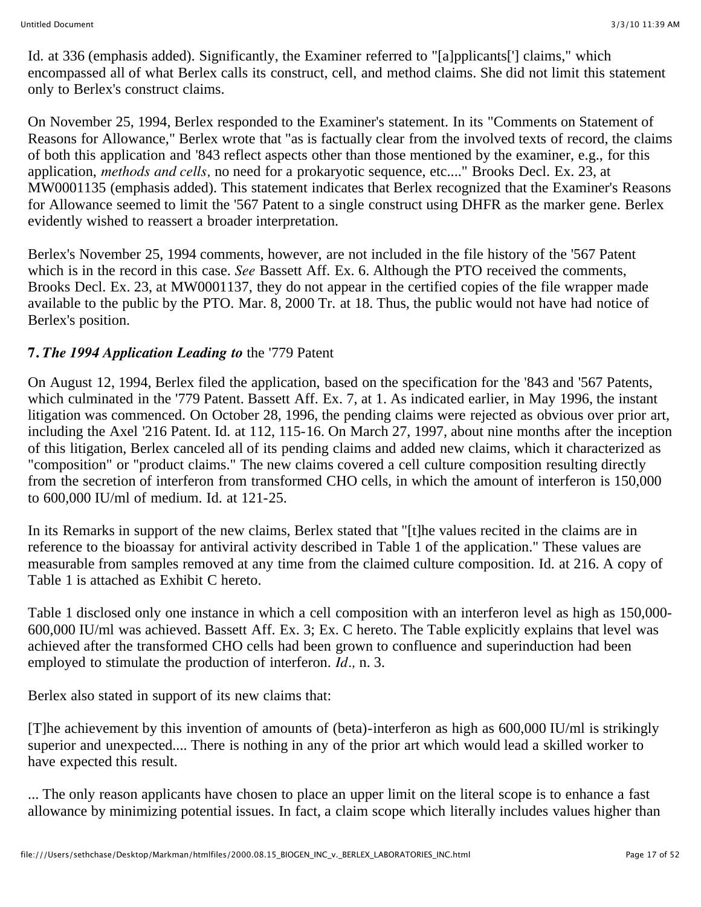Id. at 336 (emphasis added). Significantly, the Examiner referred to "[a]pplicants['] claims," which encompassed all of what Berlex calls its construct, cell, and method claims. She did not limit this statement only to Berlex's construct claims.

On November 25, 1994, Berlex responded to the Examiner's statement. In its "Comments on Statement of Reasons for Allowance," Berlex wrote that "as is factually clear from the involved texts of record, the claims of both this application and '843 reflect aspects other than those mentioned by the examiner, e.g., for this application, *methods and cells,* no need for a prokaryotic sequence, etc...." Brooks Decl. Ex. 23, at MW0001135 (emphasis added). This statement indicates that Berlex recognized that the Examiner's Reasons for Allowance seemed to limit the '567 Patent to a single construct using DHFR as the marker gene. Berlex evidently wished to reassert a broader interpretation.

Berlex's November 25, 1994 comments, however, are not included in the file history of the '567 Patent which is in the record in this case. *See* Bassett Aff. Ex. 6. Although the PTO received the comments, Brooks Decl. Ex. 23, at MW0001137, they do not appear in the certified copies of the file wrapper made available to the public by the PTO. Mar. 8, 2000 Tr. at 18. Thus, the public would not have had notice of Berlex's position.

### 7. *The 1994 Application Leading to* the '779 Patent

On August 12, 1994, Berlex filed the application, based on the specification for the '843 and '567 Patents, which culminated in the '779 Patent. Bassett Aff. Ex. 7, at 1. As indicated earlier, in May 1996, the instant litigation was commenced. On October 28, 1996, the pending claims were rejected as obvious over prior art, including the Axel '216 Patent. Id. at 112, 115-16. On March 27, 1997, about nine months after the inception of this litigation, Berlex canceled all of its pending claims and added new claims, which it characterized as "composition" or "product claims." The new claims covered a cell culture composition resulting directly from the secretion of interferon from transformed CHO cells, in which the amount of interferon is 150,000 to 600,000 IU/ml of medium. Id. at 121-25.

In its Remarks in support of the new claims, Berlex stated that "[t]he values recited in the claims are in reference to the bioassay for antiviral activity described in Table 1 of the application." These values are measurable from samples removed at any time from the claimed culture composition. Id. at 216. A copy of Table 1 is attached as Exhibit C hereto.

Table 1 disclosed only one instance in which a cell composition with an interferon level as high as 150,000-600,000 IU/ml was achieved. Bassett Aff. Ex. 3; Ex. C hereto. The Table explicitly explains that level was achieved after the transformed CHO cells had been grown to confluence and superinduction had been employed to stimulate the production of interferon. *Id.,* n. 3.

Berlex also stated in support of its new claims that:

[T]he achievement by this invention of amounts of (beta)-interferon as high as 600,000 IU/ml is strikingly superior and unexpected.... There is nothing in any of the prior art which would lead a skilled worker to have expected this result.

... The only reason applicants have chosen to place an upper limit on the literal scope is to enhance a fast allowance by minimizing potential issues. In fact, a claim scope which literally includes values higher than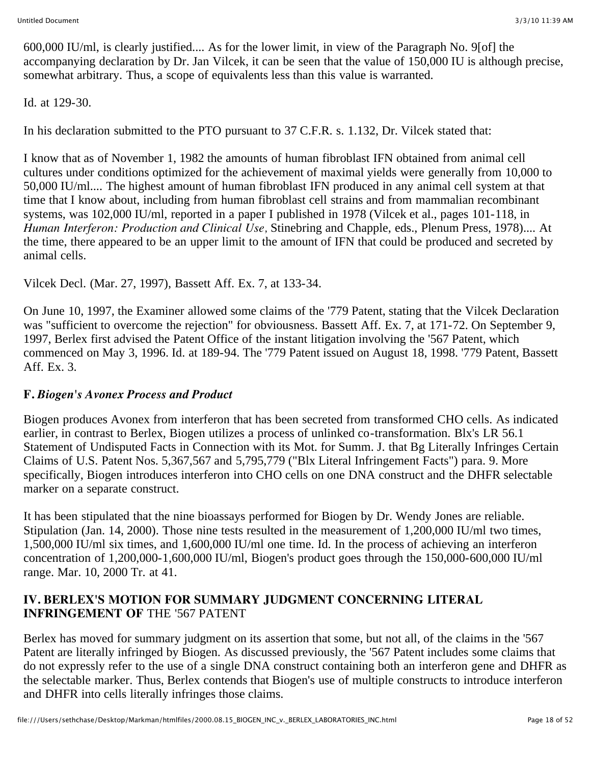600,000 IU/ml, is clearly justified.... As for the lower limit, in view of the Paragraph No. 9[of] the accompanying declaration by Dr. Jan Vilcek, it can be seen that the value of 150,000 IU is although precise, somewhat arbitrary. Thus, a scope of equivalents less than this value is warranted.

Id. at 129-30.

In his declaration submitted to the PTO pursuant to 37 C.F.R. s. 1.132, Dr. Vilcek stated that:

I know that as of November 1, 1982 the amounts of human fibroblast IFN obtained from animal cell cultures under conditions optimized for the achievement of maximal yields were generally from 10,000 to 50,000 IU/ml.... The highest amount of human fibroblast IFN produced in any animal cell system at that time that I know about, including from human fibroblast cell strains and from mammalian recombinant systems, was 102,000 IU/ml, reported in a paper I published in 1978 (Vilcek et al., pages 101-118, in *Human Interferon: Production and Clinical Use,* Stinebring and Chapple, eds., Plenum Press, 1978).... At the time, there appeared to be an upper limit to the amount of IFN that could be produced and secreted by animal cells.

Vilcek Decl. (Mar. 27, 1997), Bassett Aff. Ex. 7, at 133-34.

On June 10, 1997, the Examiner allowed some claims of the '779 Patent, stating that the Vilcek Declaration was "sufficient to overcome the rejection" for obviousness. Bassett Aff. Ex. 7, at 171-72. On September 9, 1997, Berlex first advised the Patent Office of the instant litigation involving the '567 Patent, which commenced on May 3, 1996. Id. at 189-94. The '779 Patent issued on August 18, 1998. '779 Patent, Bassett Aff. Ex. 3.

### F. *Biogen's Avonex Process and Product*

Biogen produces Avonex from interferon that has been secreted from transformed CHO cells. As indicated earlier, in contrast to Berlex, Biogen utilizes a process of unlinked co-transformation. Blx's LR 56.1 Statement of Undisputed Facts in Connection with its Mot. for Summ. J. that Bg Literally Infringes Certain Claims of U.S. Patent Nos. 5,367,567 and 5,795,779 ("Blx Literal Infringement Facts") para. 9. More specifically, Biogen introduces interferon into CHO cells on one DNA construct and the DHFR selectable marker on a separate construct.

It has been stipulated that the nine bioassays performed for Biogen by Dr. Wendy Jones are reliable. Stipulation (Jan. 14, 2000). Those nine tests resulted in the measurement of 1,200,000 IU/ml two times, 1,500,000 IU/ml six times, and 1,600,000 IU/ml one time. Id. In the process of achieving an interferon concentration of 1,200,000-1,600,000 IU/ml, Biogen's product goes through the 150,000-600,000 IU/ml range. Mar. 10, 2000 Tr. at 41.

## IV. BERLEX'S MOTION FOR SUMMARY JUDGMENT CONCERNING LITERAL INFRINGEMENT OF THE '567 PATENT

Berlex has moved for summary judgment on its assertion that some, but not all, of the claims in the '567 Patent are literally infringed by Biogen. As discussed previously, the '567 Patent includes some claims that do not expressly refer to the use of a single DNA construct containing both an interferon gene and DHFR as the selectable marker. Thus, Berlex contends that Biogen's use of multiple constructs to introduce interferon and DHFR into cells literally infringes those claims.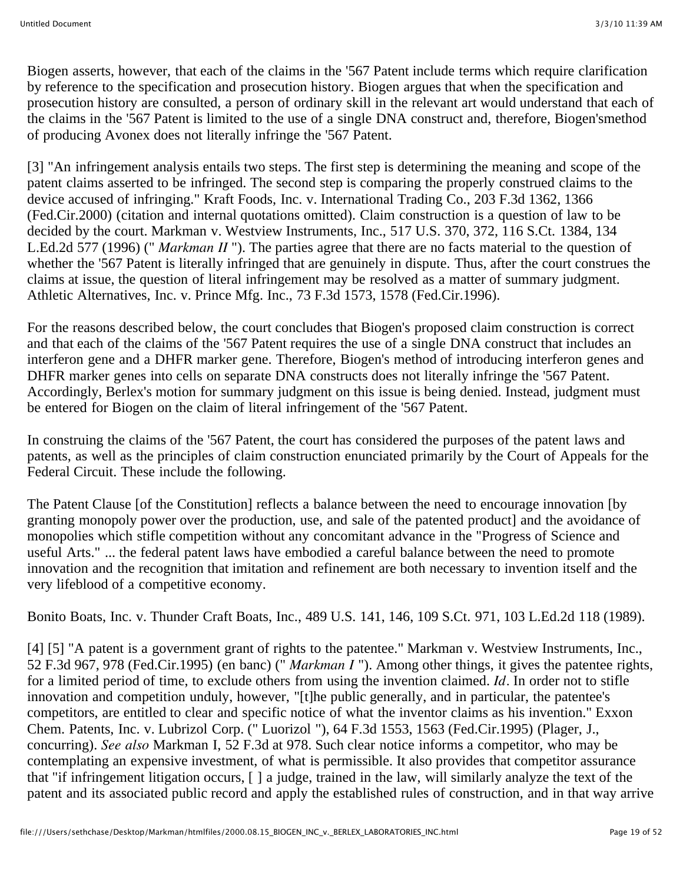Biogen asserts, however, that each of the claims in the '567 Patent include terms which require clarification by reference to the specification and prosecution history. Biogen argues that when the specification and prosecution history are consulted, a person of ordinary skill in the relevant art would understand that each of the claims in the '567 Patent is limited to the use of a single DNA construct and, therefore, Biogen'smethod of producing Avonex does not literally infringe the '567 Patent.

[3] "An infringement analysis entails two steps. The first step is determining the meaning and scope of the patent claims asserted to be infringed. The second step is comparing the properly construed claims to the device accused of infringing." Kraft Foods, Inc. v. International Trading Co., 203 F.3d 1362, 1366 (Fed.Cir.2000) (citation and internal quotations omitted). Claim construction is a question of law to be decided by the court. Markman v. Westview Instruments, Inc., 517 U.S. 370, 372, 116 S.Ct. 1384, 134 L.Ed.2d 577 (1996) (" *Markman II* "). The parties agree that there are no facts material to the question of whether the '567 Patent is literally infringed that are genuinely in dispute. Thus, after the court construes the claims at issue, the question of literal infringement may be resolved as a matter of summary judgment. Athletic Alternatives, Inc. v. Prince Mfg. Inc., 73 F.3d 1573, 1578 (Fed.Cir.1996).

For the reasons described below, the court concludes that Biogen's proposed claim construction is correct and that each of the claims of the '567 Patent requires the use of a single DNA construct that includes an interferon gene and a DHFR marker gene. Therefore, Biogen's method of introducing interferon genes and DHFR marker genes into cells on separate DNA constructs does not literally infringe the '567 Patent. Accordingly, Berlex's motion for summary judgment on this issue is being denied. Instead, judgment must be entered for Biogen on the claim of literal infringement of the '567 Patent.

In construing the claims of the '567 Patent, the court has considered the purposes of the patent laws and patents, as well as the principles of claim construction enunciated primarily by the Court of Appeals for the Federal Circuit. These include the following.

The Patent Clause [of the Constitution] reflects a balance between the need to encourage innovation [by granting monopoly power over the production, use, and sale of the patented product] and the avoidance of monopolies which stifle competition without any concomitant advance in the "Progress of Science and useful Arts." ... the federal patent laws have embodied a careful balance between the need to promote innovation and the recognition that imitation and refinement are both necessary to invention itself and the very lifeblood of a competitive economy.

Bonito Boats, Inc. v. Thunder Craft Boats, Inc., 489 U.S. 141, 146, 109 S.Ct. 971, 103 L.Ed.2d 118 (1989).

[4] [5] "A patent is a government grant of rights to the patentee." Markman v. Westview Instruments, Inc., 52 F.3d 967, 978 (Fed.Cir.1995) (en banc) (" *Markman I* "). Among other things, it gives the patentee rights, for a limited period of time, to exclude others from using the invention claimed. *Id*. In order not to stifle innovation and competition unduly, however, "[t]he public generally, and in particular, the patentee's competitors, are entitled to clear and specific notice of what the inventor claims as his invention." Exxon Chem. Patents, Inc. v. Lubrizol Corp. (" Luorizol "), 64 F.3d 1553, 1563 (Fed.Cir.1995) (Plager, J., concurring). *See also* Markman I, 52 F.3d at 978. Such clear notice informs a competitor, who may be contemplating an expensive investment, of what is permissible. It also provides that competitor assurance that "if infringement litigation occurs, [ ] a judge, trained in the law, will similarly analyze the text of the patent and its associated public record and apply the established rules of construction, and in that way arrive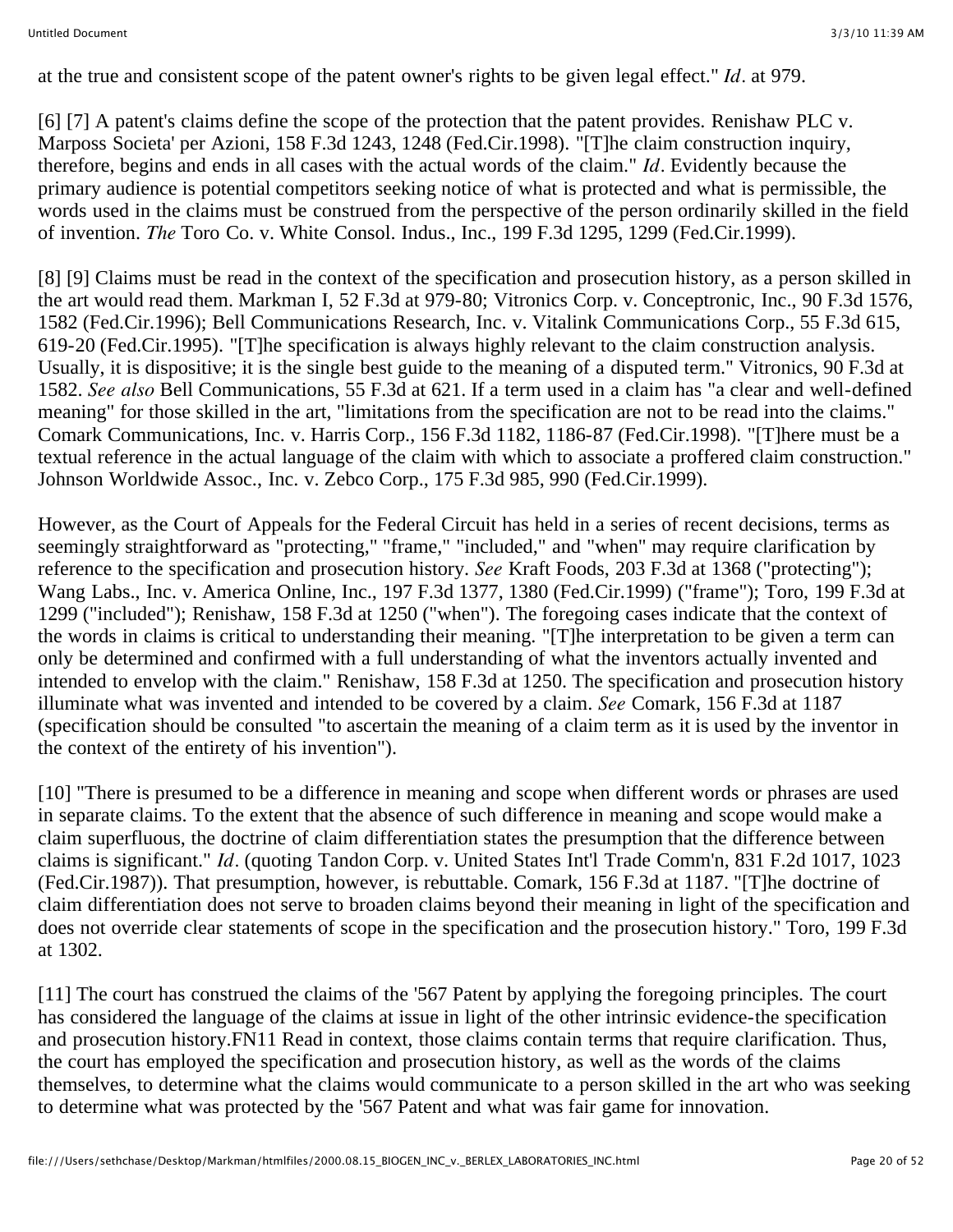at the true and consistent scope of the patent owner's rights to be given legal effect." *Id*. at 979.

[6] [7] A patent's claims define the scope of the protection that the patent provides. Renishaw PLC v. Marposs Societa' per Azioni, 158 F.3d 1243, 1248 (Fed.Cir.1998). "[T]he claim construction inquiry, therefore, begins and ends in all cases with the actual words of the claim." *Id*. Evidently because the primary audience is potential competitors seeking notice of what is protected and what is permissible, the words used in the claims must be construed from the perspective of the person ordinarily skilled in the field of invention. *The* Toro Co. v. White Consol. Indus., Inc., 199 F.3d 1295, 1299 (Fed.Cir.1999).

[8] [9] Claims must be read in the context of the specification and prosecution history, as a person skilled in the art would read them. Markman I, 52 F.3d at 979-80; Vitronics Corp. v. Conceptronic, Inc., 90 F.3d 1576, 1582 (Fed.Cir.1996); Bell Communications Research, Inc. v. Vitalink Communications Corp., 55 F.3d 615, 619-20 (Fed.Cir.1995). "[T]he specification is always highly relevant to the claim construction analysis. Usually, it is dispositive; it is the single best guide to the meaning of a disputed term." Vitronics, 90 F.3d at 1582. *See also* Bell Communications, 55 F.3d at 621. If a term used in a claim has "a clear and well-defined meaning" for those skilled in the art, "limitations from the specification are not to be read into the claims." Comark Communications, Inc. v. Harris Corp., 156 F.3d 1182, 1186-87 (Fed.Cir.1998). "[T]here must be a textual reference in the actual language of the claim with which to associate a proffered claim construction." Johnson Worldwide Assoc., Inc. v. Zebco Corp., 175 F.3d 985, 990 (Fed.Cir.1999).

However, as the Court of Appeals for the Federal Circuit has held in a series of recent decisions, terms as seemingly straightforward as "protecting," "frame," "included," and "when" may require clarification by reference to the specification and prosecution history. *See* Kraft Foods, 203 F.3d at 1368 ("protecting"); Wang Labs., Inc. v. America Online, Inc., 197 F.3d 1377, 1380 (Fed.Cir.1999) ("frame"); Toro, 199 F.3d at 1299 ("included"); Renishaw, 158 F.3d at 1250 ("when"). The foregoing cases indicate that the context of the words in claims is critical to understanding their meaning. "[T]he interpretation to be given a term can only be determined and confirmed with a full understanding of what the inventors actually invented and intended to envelop with the claim." Renishaw, 158 F.3d at 1250. The specification and prosecution history illuminate what was invented and intended to be covered by a claim. *See* Comark, 156 F.3d at 1187 (specification should be consulted "to ascertain the meaning of a claim term as it is used by the inventor in the context of the entirety of his invention").

[10] "There is presumed to be a difference in meaning and scope when different words or phrases are used in separate claims. To the extent that the absence of such difference in meaning and scope would make a claim superfluous, the doctrine of claim differentiation states the presumption that the difference between claims is significant." *Id*. (quoting Tandon Corp. v. United States Int'l Trade Comm'n, 831 F.2d 1017, 1023 (Fed.Cir.1987)). That presumption, however, is rebuttable. Comark, 156 F.3d at 1187. "[T]he doctrine of claim differentiation does not serve to broaden claims beyond their meaning in light of the specification and does not override clear statements of scope in the specification and the prosecution history." Toro, 199 F.3d at 1302.

[11] The court has construed the claims of the '567 Patent by applying the foregoing principles. The court has considered the language of the claims at issue in light of the other intrinsic evidence-the specification and prosecution history.FN11 Read in context, those claims contain terms that require clarification. Thus, the court has employed the specification and prosecution history, as well as the words of the claims themselves, to determine what the claims would communicate to a person skilled in the art who was seeking to determine what was protected by the '567 Patent and what was fair game for innovation.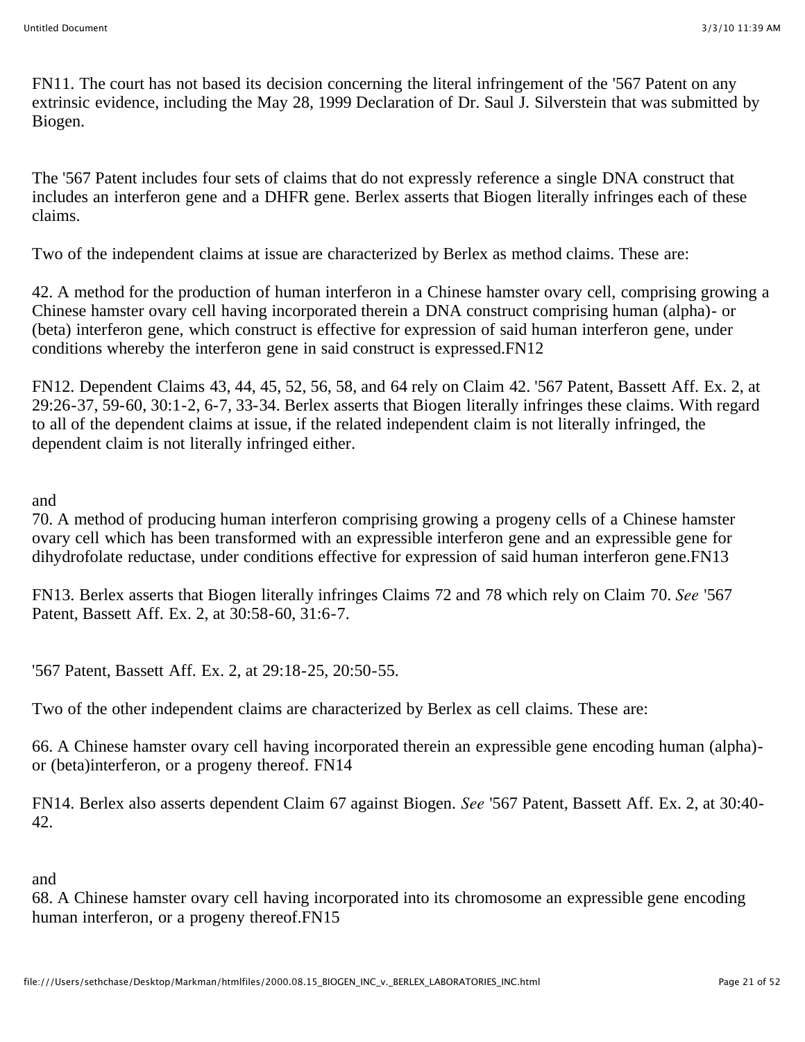FN11. The court has not based its decision concerning the literal infringement of the '567 Patent on any extrinsic evidence, including the May 28, 1999 Declaration of Dr. Saul J. Silverstein that was submitted by Biogen.

The '567 Patent includes four sets of claims that do not expressly reference a single DNA construct that includes an interferon gene and a DHFR gene. Berlex asserts that Biogen literally infringes each of these claims.

Two of the independent claims at issue are characterized by Berlex as method claims. These are:

42. A method for the production of human interferon in a Chinese hamster ovary cell, comprising growing a Chinese hamster ovary cell having incorporated therein a DNA construct comprising human (alpha)- or (beta) interferon gene, which construct is effective for expression of said human interferon gene, under conditions whereby the interferon gene in said construct is expressed.FN12

FN12. Dependent Claims 43, 44, 45, 52, 56, 58, and 64 rely on Claim 42. '567 Patent, Bassett Aff. Ex. 2, at 29:26-37, 59-60, 30:1-2, 6-7, 33-34. Berlex asserts that Biogen literally infringes these claims. With regard to all of the dependent claims at issue, if the related independent claim is not literally infringed, the dependent claim is not literally infringed either.

and

70. A method of producing human interferon comprising growing a progeny cells of a Chinese hamster ovary cell which has been transformed with an expressible interferon gene and an expressible gene for dihydrofolate reductase, under conditions effective for expression of said human interferon gene.FN13

FN13. Berlex asserts that Biogen literally infringes Claims 72 and 78 which rely on Claim 70. *See* '567 Patent, Bassett Aff. Ex. 2, at 30:58-60, 31:6-7.

'567 Patent, Bassett Aff. Ex. 2, at 29:18-25, 20:50-55.

Two of the other independent claims are characterized by Berlex as cell claims. These are:

66. A Chinese hamster ovary cell having incorporated therein an expressible gene encoding human (alpha)- or (beta)interferon, or a progeny thereof. FN14

FN14. Berlex also asserts dependent Claim 67 against Biogen. *See* '567 Patent, Bassett Aff. Ex. 2, at 30:40-42.

and

68. A Chinese hamster ovary cell having incorporated into its chromosome an expressible gene encoding human interferon, or a progeny thereof.FN15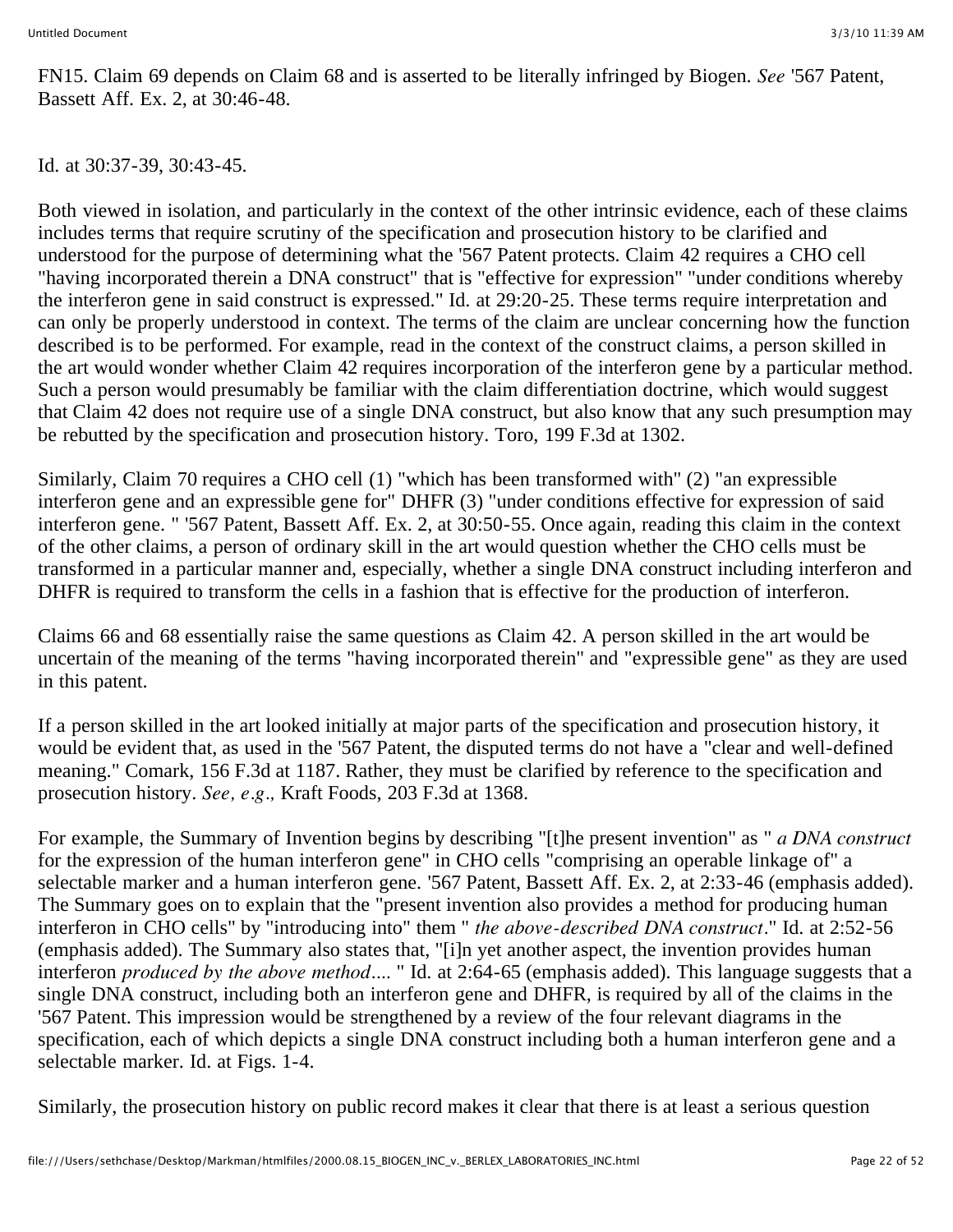FN15. Claim 69 depends on Claim 68 and is asserted to be literally infringed by Biogen. *See* '567 Patent, Bassett Aff. Ex. 2, at 30:46-48.

Id. at 30:37-39, 30:43-45.

Both viewed in isolation, and particularly in the context of the other intrinsic evidence, each of these claims includes terms that require scrutiny of the specification and prosecution history to be clarified and understood for the purpose of determining what the '567 Patent protects. Claim 42 requires a CHO cell "having incorporated therein a DNA construct" that is "effective for expression" "under conditions whereby the interferon gene in said construct is expressed." Id. at 29:20-25. These terms require interpretation and can only be properly understood in context. The terms of the claim are unclear concerning how the function described is to be performed. For example, read in the context of the construct claims, a person skilled in the art would wonder whether Claim 42 requires incorporation of the interferon gene by a particular method. Such a person would presumably be familiar with the claim differentiation doctrine, which would suggest that Claim 42 does not require use of a single DNA construct, but also know that any such presumption may be rebutted by the specification and prosecution history. Toro, 199 F.3d at 1302.

Similarly, Claim 70 requires a CHO cell (1) "which has been transformed with" (2) "an expressible interferon gene and an expressible gene for" DHFR (3) "under conditions effective for expression of said interferon gene. " '567 Patent, Bassett Aff. Ex. 2, at 30:50-55. Once again, reading this claim in the context of the other claims, a person of ordinary skill in the art would question whether the CHO cells must be transformed in a particular manner and, especially, whether a single DNA construct including interferon and DHFR is required to transform the cells in a fashion that is effective for the production of interferon.

Claims 66 and 68 essentially raise the same questions as Claim 42. A person skilled in the art would be uncertain of the meaning of the terms "having incorporated therein" and "expressible gene" as they are used in this patent.

If a person skilled in the art looked initially at major parts of the specification and prosecution history, it would be evident that, as used in the '567 Patent, the disputed terms do not have a "clear and well-defined meaning." Comark, 156 F.3d at 1187. Rather, they must be clarified by reference to the specification and prosecution history. *See, e.g.,* Kraft Foods, 203 F.3d at 1368.

For example, the Summary of Invention begins by describing "[t]he present invention" as " *a DNA construct* for the expression of the human interferon gene" in CHO cells "comprising an operable linkage of" a selectable marker and a human interferon gene. '567 Patent, Bassett Aff. Ex. 2, at 2:33-46 (emphasis added). The Summary goes on to explain that the "present invention also provides a method for producing human interferon in CHO cells" by "introducing into" them " *the above-described DNA construct*." Id. at 2:52-56 (emphasis added). The Summary also states that, "[i]n yet another aspect, the invention provides human interferon *produced by the above method*.... " Id. at 2:64-65 (emphasis added). This language suggests that a single DNA construct, including both an interferon gene and DHFR, is required by all of the claims in the '567 Patent. This impression would be strengthened by a review of the four relevant diagrams in the specification, each of which depicts a single DNA construct including both a human interferon gene and a selectable marker. Id. at Figs. 1-4.

Similarly, the prosecution history on public record makes it clear that there is at least a serious question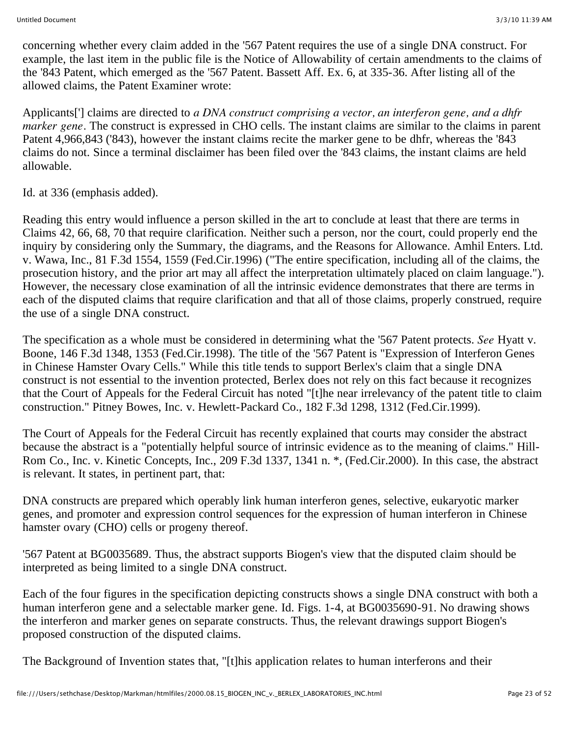concerning whether every claim added in the '567 Patent requires the use of a single DNA construct. For example, the last item in the public file is the Notice of Allowability of certain amendments to the claims of the '843 Patent, which emerged as the '567 Patent. Bassett Aff. Ex. 6, at 335-36. After listing all of the allowed claims, the Patent Examiner wrote:

Applicants['] claims are directed to *a DNA construct comprising a vector, an interferon gene, and a dhfr marker gene*. The construct is expressed in CHO cells. The instant claims are similar to the claims in parent Patent 4,966,843 ('843), however the instant claims recite the marker gene to be dhfr, whereas the '843 claims do not. Since a terminal disclaimer has been filed over the '843 claims, the instant claims are held allowable.

Id. at 336 (emphasis added).

Reading this entry would influence a person skilled in the art to conclude at least that there are terms in Claims 42, 66, 68, 70 that require clarification. Neither such a person, nor the court, could properly end the inquiry by considering only the Summary, the diagrams, and the Reasons for Allowance. Amhil Enters. Ltd. v. Wawa, Inc., 81 F.3d 1554, 1559 (Fed.Cir.1996) ("The entire specification, including all of the claims, the prosecution history, and the prior art may all affect the interpretation ultimately placed on claim language."). However, the necessary close examination of all the intrinsic evidence demonstrates that there are terms in each of the disputed claims that require clarification and that all of those claims, properly construed, require the use of a single DNA construct.

The specification as a whole must be considered in determining what the '567 Patent protects. *See* Hyatt v. Boone, 146 F.3d 1348, 1353 (Fed.Cir.1998). The title of the '567 Patent is "Expression of Interferon Genes in Chinese Hamster Ovary Cells." While this title tends to support Berlex's claim that a single DNA construct is not essential to the invention protected, Berlex does not rely on this fact because it recognizes that the Court of Appeals for the Federal Circuit has noted "[t]he near irrelevancy of the patent title to claim construction." Pitney Bowes, Inc. v. Hewlett-Packard Co., 182 F.3d 1298, 1312 (Fed.Cir.1999).

The Court of Appeals for the Federal Circuit has recently explained that courts may consider the abstract because the abstract is a "potentially helpful source of intrinsic evidence as to the meaning of claims." Hill-Rom Co., Inc. v. Kinetic Concepts, Inc., 209 F.3d 1337, 1341 n. *, (Fed.Cir.2000). In this case, the abstract is relevant. It states, in pertinent part, that:

DNA constructs are prepared which operably link human interferon genes, selective, eukaryotic marker genes, and promoter and expression control sequences for the expression of human interferon in Chinese hamster ovary (CHO) cells or progeny thereof.

'567 Patent at BG0035689. Thus, the abstract supports Biogen's view that the disputed claim should be interpreted as being limited to a single DNA construct.

Each of the four figures in the specification depicting constructs shows a single DNA construct with both a human interferon gene and a selectable marker gene. Id. Figs. 1-4, at BG0035690-91. No drawing shows the interferon and marker genes on separate constructs. Thus, the relevant drawings support Biogen's proposed construction of the disputed claims.

The Background of Invention states that, "[t]his application relates to human interferons and their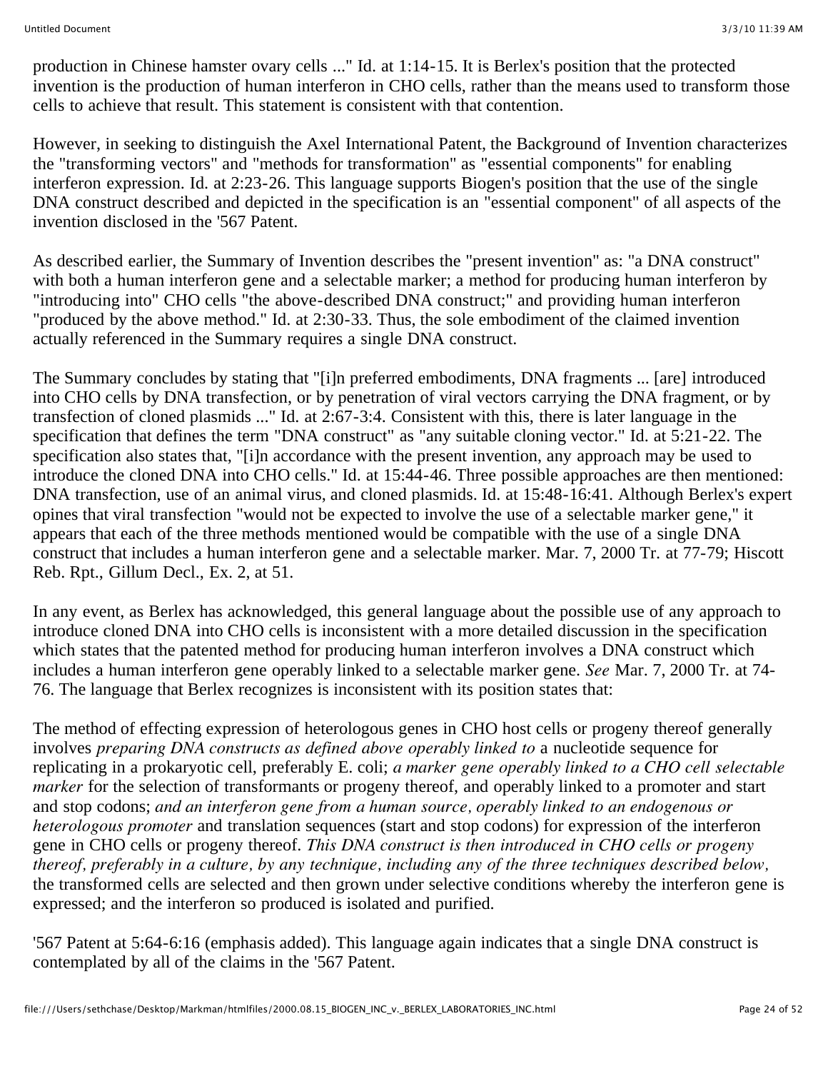production in Chinese hamster ovary cells ..." Id. at 1:14-15. It is Berlex's position that the protected invention is the production of human interferon in CHO cells, rather than the means used to transform those cells to achieve that result. This statement is consistent with that contention.

However, in seeking to distinguish the Axel International Patent, the Background of Invention characterizes the "transforming vectors" and "methods for transformation" as "essential components" for enabling interferon expression. Id. at 2:23-26. This language supports Biogen's position that the use of the single DNA construct described and depicted in the specification is an "essential component" of all aspects of the invention disclosed in the '567 Patent.

As described earlier, the Summary of Invention describes the "present invention" as: "a DNA construct" with both a human interferon gene and a selectable marker; a method for producing human interferon by "introducing into" CHO cells "the above-described DNA construct;" and providing human interferon "produced by the above method." Id. at 2:30-33. Thus, the sole embodiment of the claimed invention actually referenced in the Summary requires a single DNA construct.

The Summary concludes by stating that "[i]n preferred embodiments, DNA fragments ... [are] introduced into CHO cells by DNA transfection, or by penetration of viral vectors carrying the DNA fragment, or by transfection of cloned plasmids ..." Id. at 2:67-3:4. Consistent with this, there is later language in the specification that defines the term "DNA construct" as "any suitable cloning vector." Id. at 5:21-22. The specification also states that, "[i]n accordance with the present invention, any approach may be used to introduce the cloned DNA into CHO cells." Id. at 15:44-46. Three possible approaches are then mentioned: DNA transfection, use of an animal virus, and cloned plasmids. Id. at 15:48-16:41. Although Berlex's expert opines that viral transfection "would not be expected to involve the use of a selectable marker gene," it appears that each of the three methods mentioned would be compatible with the use of a single DNA construct that includes a human interferon gene and a selectable marker. Mar. 7, 2000 Tr. at 77-79; Hiscott Reb. Rpt., Gillum Decl., Ex. 2, at 51.

In any event, as Berlex has acknowledged, this general language about the possible use of any approach to introduce cloned DNA into CHO cells is inconsistent with a more detailed discussion in the specification which states that the patented method for producing human interferon involves a DNA construct which includes a human interferon gene operably linked to a selectable marker gene. *See* Mar. 7, 2000 Tr. at 74-76. The language that Berlex recognizes is inconsistent with its position states that:

The method of effecting expression of heterologous genes in CHO host cells or progeny thereof generally involves *preparing DNA constructs as defined above operably linked to* a nucleotide sequence for replicating in a prokaryotic cell, preferably E. coli; *a marker gene operably linked to a CHO cell selectable marker* for the selection of transformants or progeny thereof, and operably linked to a promoter and start and stop codons; *and an interferon gene from a human source, operably linked to an endogenous or heterologous promoter* and translation sequences (start and stop codons) for expression of the interferon gene in CHO cells or progeny thereof. *This DNA construct is then introduced in CHO cells or progeny thereof, preferably in a culture, by any technique, including any of the three techniques described below,* the transformed cells are selected and then grown under selective conditions whereby the interferon gene is expressed; and the interferon so produced is isolated and purified.

'567 Patent at 5:64-6:16 (emphasis added). This language again indicates that a single DNA construct is contemplated by all of the claims in the '567 Patent.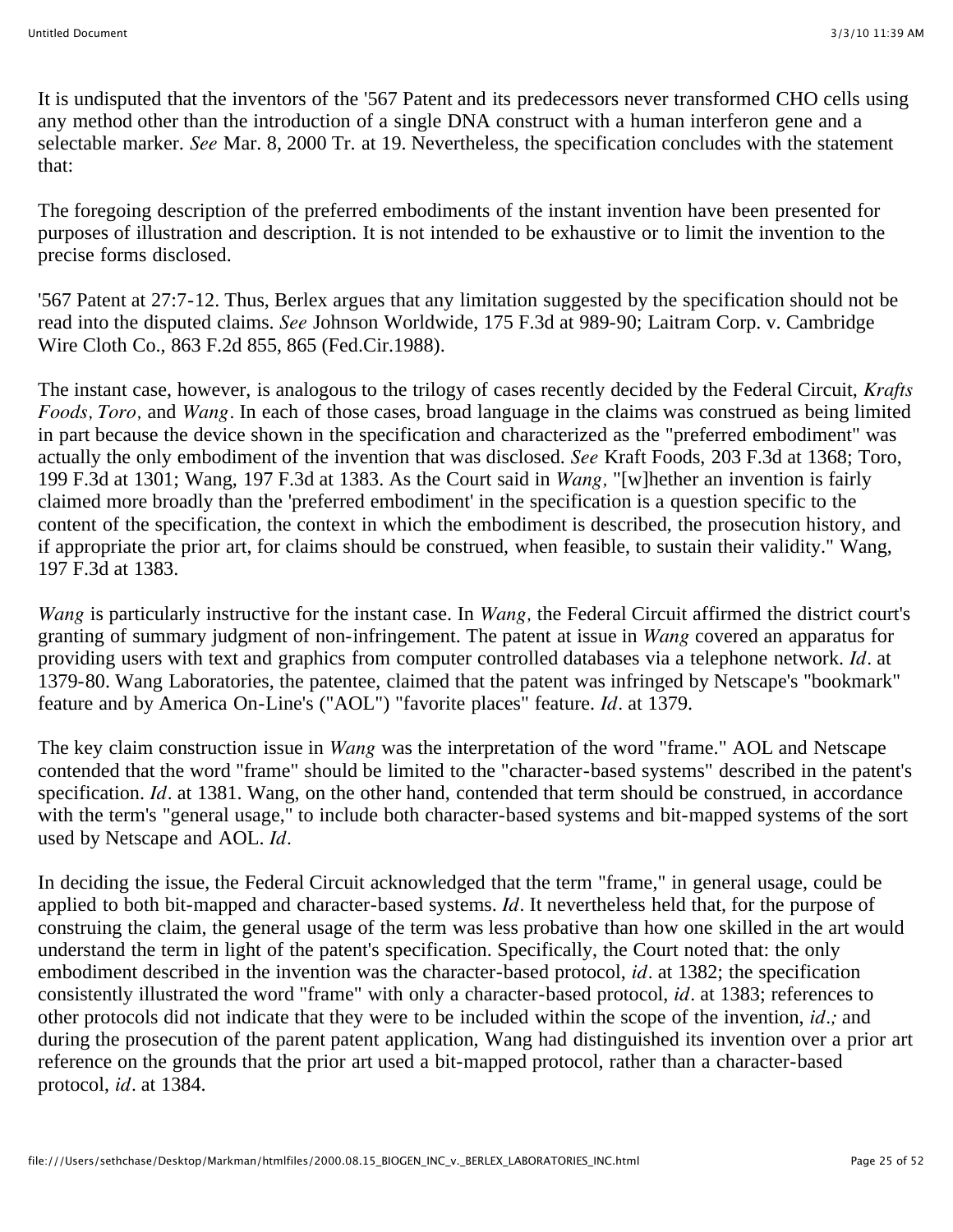It is undisputed that the inventors of the '567 Patent and its predecessors never transformed CHO cells using any method other than the introduction of a single DNA construct with a human interferon gene and a selectable marker. *See* Mar. 8, 2000 Tr. at 19. Nevertheless, the specification concludes with the statement that:

The foregoing description of the preferred embodiments of the instant invention have been presented for purposes of illustration and description. It is not intended to be exhaustive or to limit the invention to the precise forms disclosed.

'567 Patent at 27:7-12. Thus, Berlex argues that any limitation suggested by the specification should not be read into the disputed claims. *See* Johnson Worldwide, 175 F.3d at 989-90; Laitram Corp. v. Cambridge Wire Cloth Co., 863 F.2d 855, 865 (Fed.Cir.1988).

The instant case, however, is analogous to the trilogy of cases recently decided by the Federal Circuit, *Krafts Foods, Toro,* and *Wang*. In each of those cases, broad language in the claims was construed as being limited in part because the device shown in the specification and characterized as the "preferred embodiment" was actually the only embodiment of the invention that was disclosed. *See* Kraft Foods, 203 F.3d at 1368; Toro, 199 F.3d at 1301; Wang, 197 F.3d at 1383. As the Court said in *Wang,* "[w]hether an invention is fairly claimed more broadly than the 'preferred embodiment' in the specification is a question specific to the content of the specification, the context in which the embodiment is described, the prosecution history, and if appropriate the prior art, for claims should be construed, when feasible, to sustain their validity." Wang, 197 F.3d at 1383.

*Wang* is particularly instructive for the instant case. In *Wang,* the Federal Circuit affirmed the district court's granting of summary judgment of non-infringement. The patent at issue in *Wang* covered an apparatus for providing users with text and graphics from computer controlled databases via a telephone network. *Id*. at 1379-80. Wang Laboratories, the patentee, claimed that the patent was infringed by Netscape's "bookmark" feature and by America On-Line's ("AOL") "favorite places" feature. *Id*. at 1379.

The key claim construction issue in *Wang* was the interpretation of the word "frame." AOL and Netscape contended that the word "frame" should be limited to the "character-based systems" described in the patent's specification. *Id*. at 1381. Wang, on the other hand, contended that term should be construed, in accordance with the term's "general usage," to include both character-based systems and bit-mapped systems of the sort used by Netscape and AOL. *Id*.

In deciding the issue, the Federal Circuit acknowledged that the term "frame," in general usage, could be applied to both bit-mapped and character-based systems. *Id*. It nevertheless held that, for the purpose of construing the claim, the general usage of the term was less probative than how one skilled in the art would understand the term in light of the patent's specification. Specifically, the Court noted that: the only embodiment described in the invention was the character-based protocol, *id*. at 1382; the specification consistently illustrated the word "frame" with only a character-based protocol, *id*. at 1383; references to other protocols did not indicate that they were to be included within the scope of the invention, *id*.; and during the prosecution of the parent patent application, Wang had distinguished its invention over a prior art reference on the grounds that the prior art used a bit-mapped protocol, rather than a character-based protocol, *id*. at 1384.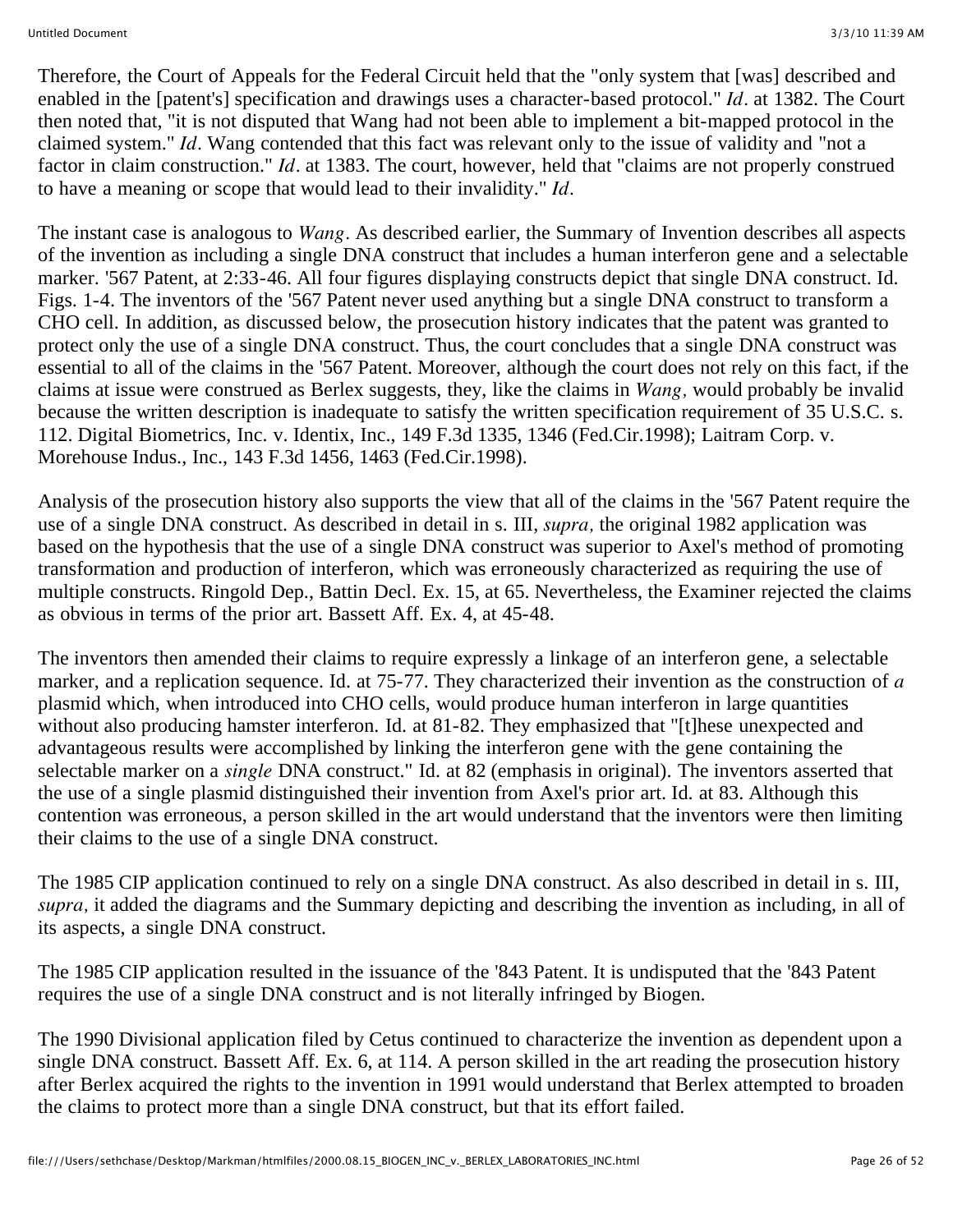Therefore, the Court of Appeals for the Federal Circuit held that the "only system that [was] described and enabled in the [patent's] specification and drawings uses a character-based protocol." *Id*. at 1382. The Court then noted that, "it is not disputed that Wang had not been able to implement a bit-mapped protocol in the claimed system." *Id*. Wang contended that this fact was relevant only to the issue of validity and "not a factor in claim construction." *Id*. at 1383. The court, however, held that "claims are not properly construed to have a meaning or scope that would lead to their invalidity." *Id*.

The instant case is analogous to *Wang*. As described earlier, the Summary of Invention describes all aspects of the invention as including a single DNA construct that includes a human interferon gene and a selectable marker. '567 Patent, at 2:33-46. All four figures displaying constructs depict that single DNA construct. Id. Figs. 1-4. The inventors of the '567 Patent never used anything but a single DNA construct to transform a CHO cell. In addition, as discussed below, the prosecution history indicates that the patent was granted to protect only the use of a single DNA construct. Thus, the court concludes that a single DNA construct was essential to all of the claims in the '567 Patent. Moreover, although the court does not rely on this fact, if the claims at issue were construed as Berlex suggests, they, like the claims in *Wang,* would probably be invalid because the written description is inadequate to satisfy the written specification requirement of 35 U.S.C. s. 112. Digital Biometrics, Inc. v. Identix, Inc., 149 F.3d 1335, 1346 (Fed.Cir.1998); Laitram Corp. v. Morehouse Indus., Inc., 143 F.3d 1456, 1463 (Fed.Cir.1998).

Analysis of the prosecution history also supports the view that all of the claims in the '567 Patent require the use of a single DNA construct. As described in detail in s. III, *supra,* the original 1982 application was based on the hypothesis that the use of a single DNA construct was superior to Axel's method of promoting transformation and production of interferon, which was erroneously characterized as requiring the use of multiple constructs. Ringold Dep., Battin Decl. Ex. 15, at 65. Nevertheless, the Examiner rejected the claims as obvious in terms of the prior art. Bassett Aff. Ex. 4, at 45-48.

The inventors then amended their claims to require expressly a linkage of an interferon gene, a selectable marker, and a replication sequence. Id. at 75-77. They characterized their invention as the construction of *a* plasmid which, when introduced into CHO cells, would produce human interferon in large quantities without also producing hamster interferon. Id. at 81-82. They emphasized that "[t]hese unexpected and advantageous results were accomplished by linking the interferon gene with the gene containing the selectable marker on a *single* DNA construct." Id. at 82 (emphasis in original). The inventors asserted that the use of a single plasmid distinguished their invention from Axel's prior art. Id. at 83. Although this contention was erroneous, a person skilled in the art would understand that the inventors were then limiting their claims to the use of a single DNA construct.

The 1985 CIP application continued to rely on a single DNA construct. As also described in detail in s. III, *supra,* it added the diagrams and the Summary depicting and describing the invention as including, in all of its aspects, a single DNA construct.

The 1985 CIP application resulted in the issuance of the '843 Patent. It is undisputed that the '843 Patent requires the use of a single DNA construct and is not literally infringed by Biogen.

The 1990 Divisional application filed by Cetus continued to characterize the invention as dependent upon a single DNA construct. Bassett Aff. Ex. 6, at 114. A person skilled in the art reading the prosecution history after Berlex acquired the rights to the invention in 1991 would understand that Berlex attempted to broaden the claims to protect more than a single DNA construct, but that its effort failed.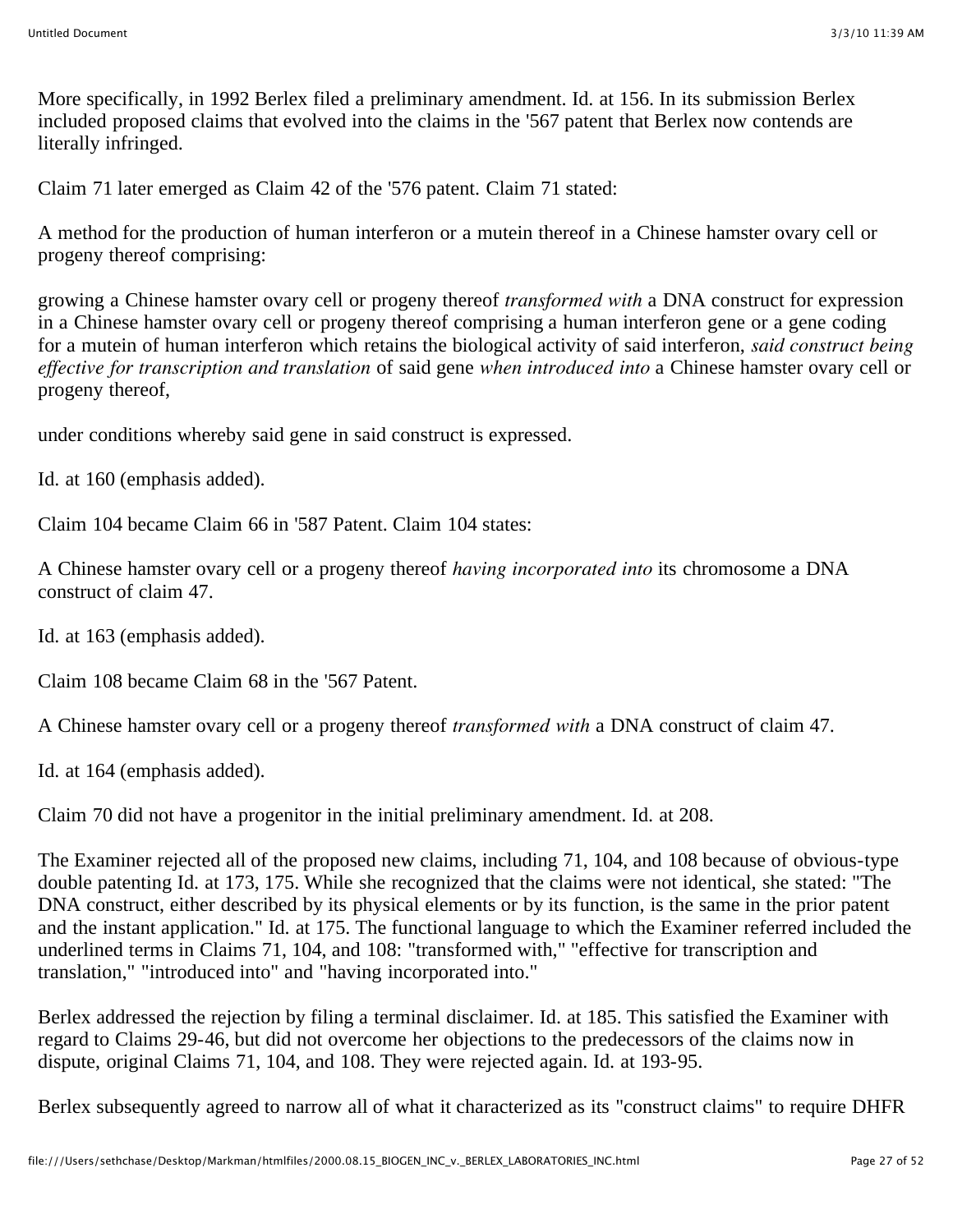More specifically, in 1992 Berlex filed a preliminary amendment. Id. at 156. In its submission Berlex included proposed claims that evolved into the claims in the '567 patent that Berlex now contends are literally infringed.

Claim 71 later emerged as Claim 42 of the '576 patent. Claim 71 stated:

A method for the production of human interferon or a mutein thereof in a Chinese hamster ovary cell or progeny thereof comprising:

growing a Chinese hamster ovary cell or progeny thereof *transformed with* a DNA construct for expression in a Chinese hamster ovary cell or progeny thereof comprising a human interferon gene or a gene coding for a mutein of human interferon which retains the biological activity of said interferon, *said construct being effective for transcription and translation* of said gene *when introduced into* a Chinese hamster ovary cell or progeny thereof,

under conditions whereby said gene in said construct is expressed.

Id. at 160 (emphasis added).

Claim 104 became Claim 66 in '587 Patent. Claim 104 states:

A Chinese hamster ovary cell or a progeny thereof *having incorporated into* its chromosome a DNA construct of claim 47.

Id. at 163 (emphasis added).

Claim 108 became Claim 68 in the '567 Patent.

A Chinese hamster ovary cell or a progeny thereof *transformed with* a DNA construct of claim 47.

Id. at 164 (emphasis added).

Claim 70 did not have a progenitor in the initial preliminary amendment. Id. at 208.

The Examiner rejected all of the proposed new claims, including 71, 104, and 108 because of obvious-type double patenting Id. at 173, 175. While she recognized that the claims were not identical, she stated: "The DNA construct, either described by its physical elements or by its function, is the same in the prior patent and the instant application." Id. at 175. The functional language to which the Examiner referred included the underlined terms in Claims 71, 104, and 108: "transformed with," "effective for transcription and translation," "introduced into" and "having incorporated into."

Berlex addressed the rejection by filing a terminal disclaimer. Id. at 185. This satisfied the Examiner with regard to Claims 29-46, but did not overcome her objections to the predecessors of the claims now in dispute, original Claims 71, 104, and 108. They were rejected again. Id. at 193-95.

Berlex subsequently agreed to narrow all of what it characterized as its "construct claims" to require DHFR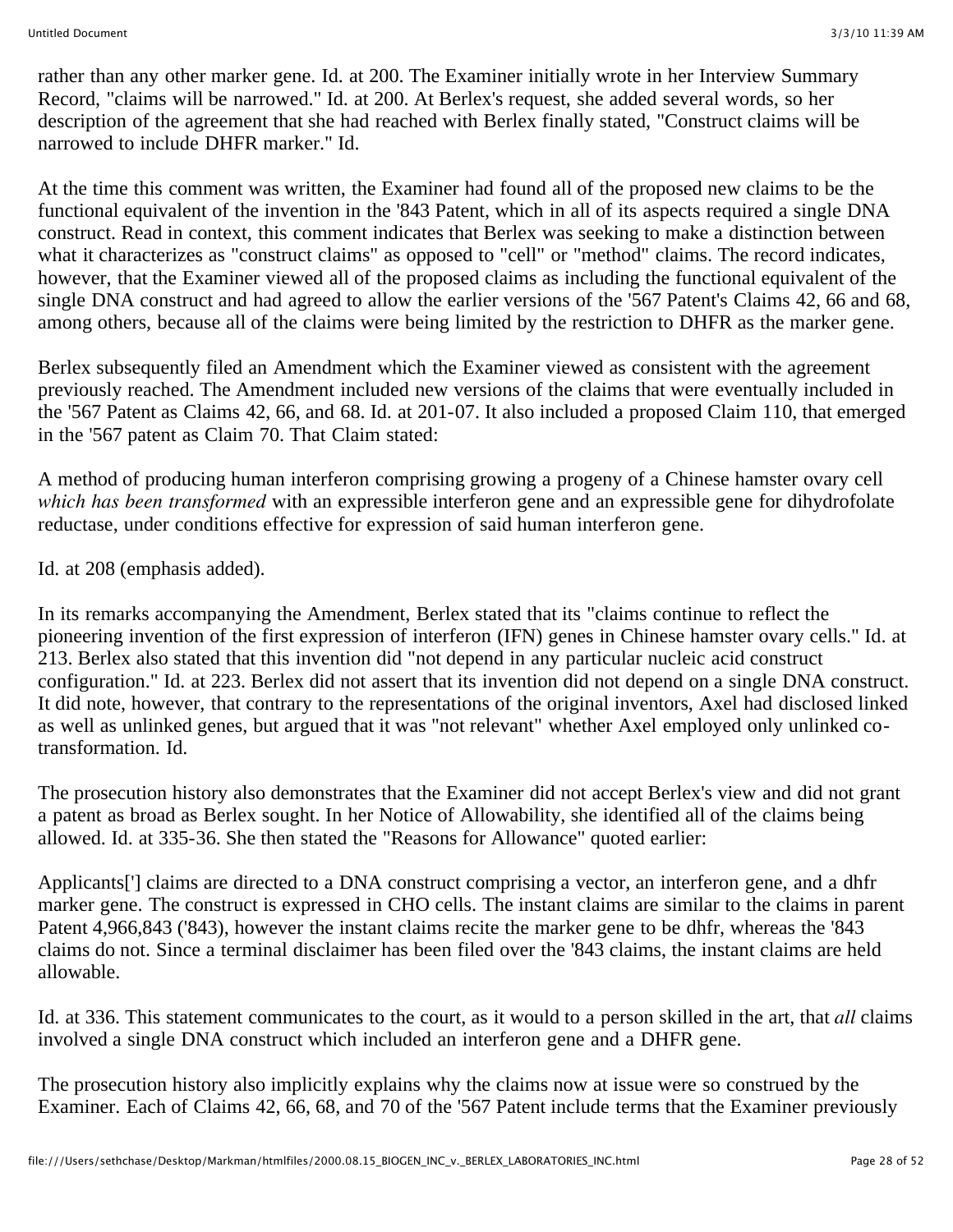rather than any other marker gene. Id. at 200. The Examiner initially wrote in her Interview Summary Record, "claims will be narrowed." Id. at 200. At Berlex's request, she added several words, so her description of the agreement that she had reached with Berlex finally stated, "Construct claims will be narrowed to include DHFR marker." Id.

At the time this comment was written, the Examiner had found all of the proposed new claims to be the functional equivalent of the invention in the '843 Patent, which in all of its aspects required a single DNA construct. Read in context, this comment indicates that Berlex was seeking to make a distinction between what it characterizes as "construct claims" as opposed to "cell" or "method" claims. The record indicates, however, that the Examiner viewed all of the proposed claims as including the functional equivalent of the single DNA construct and had agreed to allow the earlier versions of the '567 Patent's Claims 42, 66 and 68, among others, because all of the claims were being limited by the restriction to DHFR as the marker gene.

Berlex subsequently filed an Amendment which the Examiner viewed as consistent with the agreement previously reached. The Amendment included new versions of the claims that were eventually included in the '567 Patent as Claims 42, 66, and 68. Id. at 201-07. It also included a proposed Claim 110, that emerged in the '567 patent as Claim 70. That Claim stated:

A method of producing human interferon comprising growing a progeny of a Chinese hamster ovary cell *which has been transformed* with an expressible interferon gene and an expressible gene for dihydrofolate reductase, under conditions effective for expression of said human interferon gene.

Id. at 208 (emphasis added).

In its remarks accompanying the Amendment, Berlex stated that its "claims continue to reflect the pioneering invention of the first expression of interferon (IFN) genes in Chinese hamster ovary cells." Id. at 213. Berlex also stated that this invention did "not depend in any particular nucleic acid construct configuration." Id. at 223. Berlex did not assert that its invention did not depend on a single DNA construct. It did note, however, that contrary to the representations of the original inventors, Axel had disclosed linked as well as unlinked genes, but argued that it was "not relevant" whether Axel employed only unlinked co-transformation. Id.

The prosecution history also demonstrates that the Examiner did not accept Berlex's view and did not grant a patent as broad as Berlex sought. In her Notice of Allowability, she identified all of the claims being allowed. Id. at 335-36. She then stated the "Reasons for Allowance" quoted earlier:

Applicants['] claims are directed to a DNA construct comprising a vector, an interferon gene, and a dhfr marker gene. The construct is expressed in CHO cells. The instant claims are similar to the claims in parent Patent 4,966,843 ('843), however the instant claims recite the marker gene to be dhfr, whereas the '843 claims do not. Since a terminal disclaimer has been filed over the '843 claims, the instant claims are held allowable.

Id. at 336. This statement communicates to the court, as it would to a person skilled in the art, that *all* claims involved a single DNA construct which included an interferon gene and a DHFR gene.

The prosecution history also implicitly explains why the claims now at issue were so construed by the Examiner. Each of Claims 42, 66, 68, and 70 of the '567 Patent include terms that the Examiner previously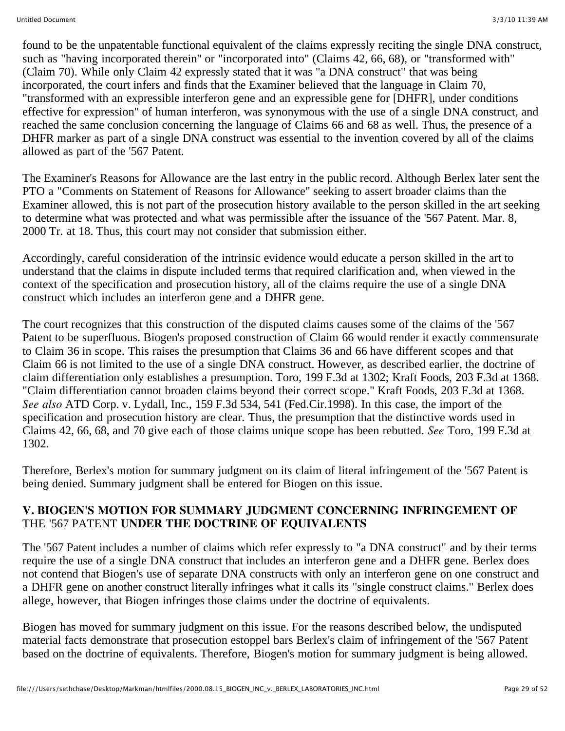found to be the unpatentable functional equivalent of the claims expressly reciting the single DNA construct, such as "having incorporated therein" or "incorporated into" (Claims 42, 66, 68), or "transformed with" (Claim 70). While only Claim 42 expressly stated that it was "a DNA construct" that was being incorporated, the court infers and finds that the Examiner believed that the language in Claim 70, "transformed with an expressible interferon gene and an expressible gene for [DHFR], under conditions effective for expression" of human interferon, was synonymous with the use of a single DNA construct, and reached the same conclusion concerning the language of Claims 66 and 68 as well. Thus, the presence of a DHFR marker as part of a single DNA construct was essential to the invention covered by all of the claims allowed as part of the '567 Patent.

The Examiner's Reasons for Allowance are the last entry in the public record. Although Berlex later sent the PTO a "Comments on Statement of Reasons for Allowance" seeking to assert broader claims than the Examiner allowed, this is not part of the prosecution history available to the person skilled in the art seeking to determine what was protected and what was permissible after the issuance of the '567 Patent. Mar. 8, 2000 Tr. at 18. Thus, this court may not consider that submission either.

Accordingly, careful consideration of the intrinsic evidence would educate a person skilled in the art to understand that the claims in dispute included terms that required clarification and, when viewed in the context of the specification and prosecution history, all of the claims require the use of a single DNA construct which includes an interferon gene and a DHFR gene.

The court recognizes that this construction of the disputed claims causes some of the claims of the '567 Patent to be superfluous. Biogen's proposed construction of Claim 66 would render it exactly commensurate to Claim 36 in scope. This raises the presumption that Claims 36 and 66 have different scopes and that Claim 66 is not limited to the use of a single DNA construct. However, as described earlier, the doctrine of claim differentiation only establishes a presumption. Toro, 199 F.3d at 1302; Kraft Foods, 203 F.3d at 1368. "Claim differentiation cannot broaden claims beyond their correct scope." Kraft Foods, 203 F.3d at 1368. *See also* ATD Corp. v. Lydall, Inc., 159 F.3d 534, 541 (Fed.Cir.1998). In this case, the import of the specification and prosecution history are clear. Thus, the presumption that the distinctive words used in Claims 42, 66, 68, and 70 give each of those claims unique scope has been rebutted. *See* Toro, 199 F.3d at 1302.

Therefore, Berlex's motion for summary judgment on its claim of literal infringement of the '567 Patent is being denied. Summary judgment shall be entered for Biogen on this issue.

## V. BIOGEN'S MOTION FOR SUMMARY JUDGMENT CONCERNING INFRINGEMENT OF THE '567 PATENT UNDER THE DOCTRINE OF EQUIVALENTS

The '567 Patent includes a number of claims which refer expressly to "a DNA construct" and by their terms require the use of a single DNA construct that includes an interferon gene and a DHFR gene. Berlex does not contend that Biogen's use of separate DNA constructs with only an interferon gene on one construct and a DHFR gene on another construct literally infringes what it calls its "single construct claims." Berlex does allege, however, that Biogen infringes those claims under the doctrine of equivalents.

Biogen has moved for summary judgment on this issue. For the reasons described below, the undisputed material facts demonstrate that prosecution estoppel bars Berlex's claim of infringement of the '567 Patent based on the doctrine of equivalents. Therefore, Biogen's motion for summary judgment is being allowed.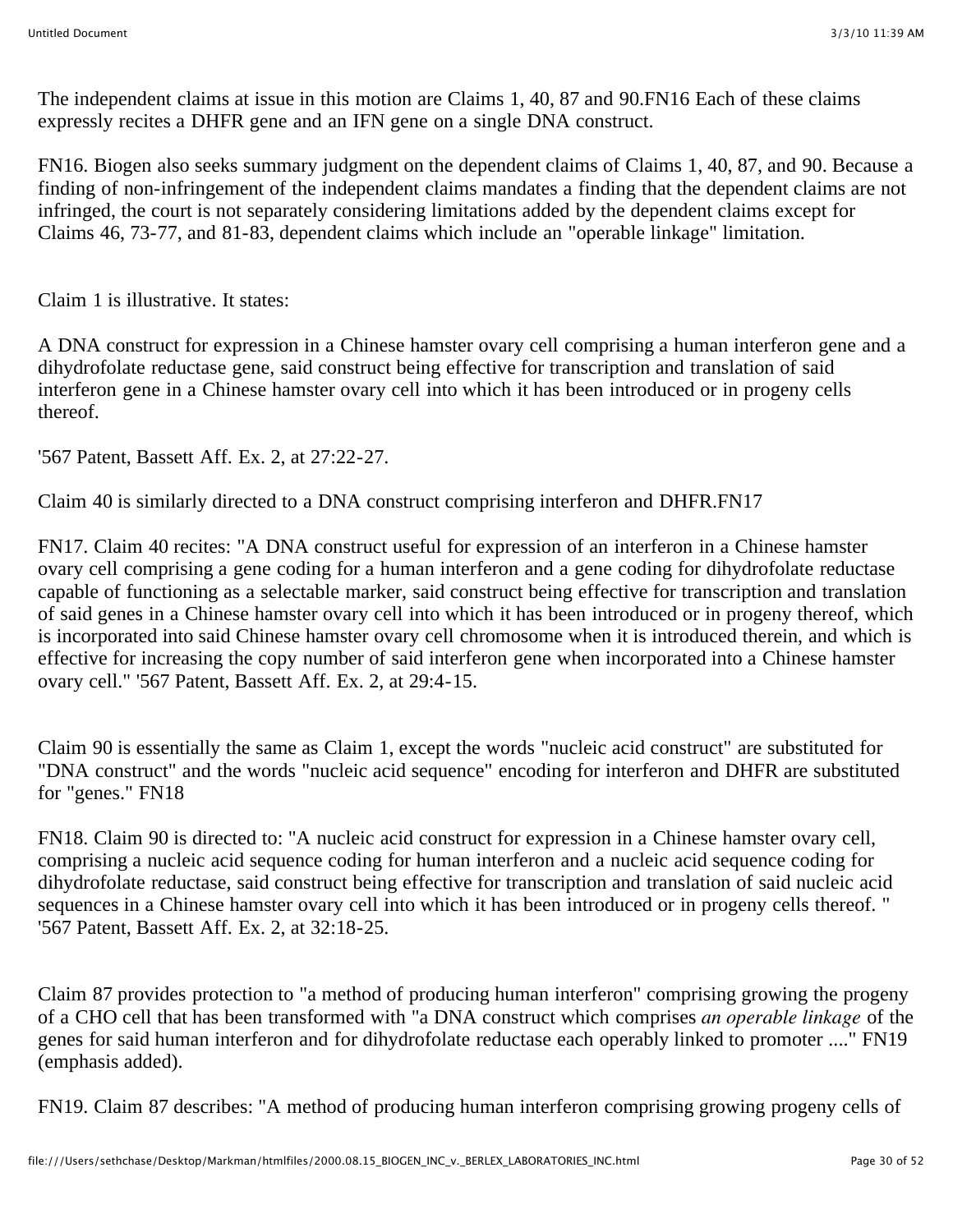The independent claims at issue in this motion are Claims 1, 40, 87 and 90.FN16 Each of these claims expressly recites a DHFR gene and an IFN gene on a single DNA construct.

FN16. Biogen also seeks summary judgment on the dependent claims of Claims 1, 40, 87, and 90. Because a finding of non-infringement of the independent claims mandates a finding that the dependent claims are not infringed, the court is not separately considering limitations added by the dependent claims except for Claims 46, 73-77, and 81-83, dependent claims which include an "operable linkage" limitation.

Claim 1 is illustrative. It states:

A DNA construct for expression in a Chinese hamster ovary cell comprising a human interferon gene and a dihydrofolate reductase gene, said construct being effective for transcription and translation of said interferon gene in a Chinese hamster ovary cell into which it has been introduced or in progeny cells thereof.

'567 Patent, Bassett Aff. Ex. 2, at 27:22-27.

Claim 40 is similarly directed to a DNA construct comprising interferon and DHFR.FN17

FN17. Claim 40 recites: "A DNA construct useful for expression of an interferon in a Chinese hamster ovary cell comprising a gene coding for a human interferon and a gene coding for dihydrofolate reductase capable of functioning as a selectable marker, said construct being effective for transcription and translation of said genes in a Chinese hamster ovary cell into which it has been introduced or in progeny thereof, which is incorporated into said Chinese hamster ovary cell chromosome when it is introduced therein, and which is effective for increasing the copy number of said interferon gene when incorporated into a Chinese hamster ovary cell." '567 Patent, Bassett Aff. Ex. 2, at 29:4-15.

Claim 90 is essentially the same as Claim 1, except the words "nucleic acid construct" are substituted for "DNA construct" and the words "nucleic acid sequence" encoding for interferon and DHFR are substituted for "genes." FN18

FN18. Claim 90 is directed to: "A nucleic acid construct for expression in a Chinese hamster ovary cell, comprising a nucleic acid sequence coding for human interferon and a nucleic acid sequence coding for dihydrofolate reductase, said construct being effective for transcription and translation of said nucleic acid sequences in a Chinese hamster ovary cell into which it has been introduced or in progeny cells thereof. " '567 Patent, Bassett Aff. Ex. 2, at 32:18-25.

Claim 87 provides protection to "a method of producing human interferon" comprising growing the progeny of a CHO cell that has been transformed with "a DNA construct which comprises *an operable linkage* of the genes for said human interferon and for dihydrofolate reductase each operably linked to promoter ...." FN19 (emphasis added).

FN19. Claim 87 describes: "A method of producing human interferon comprising growing progeny cells of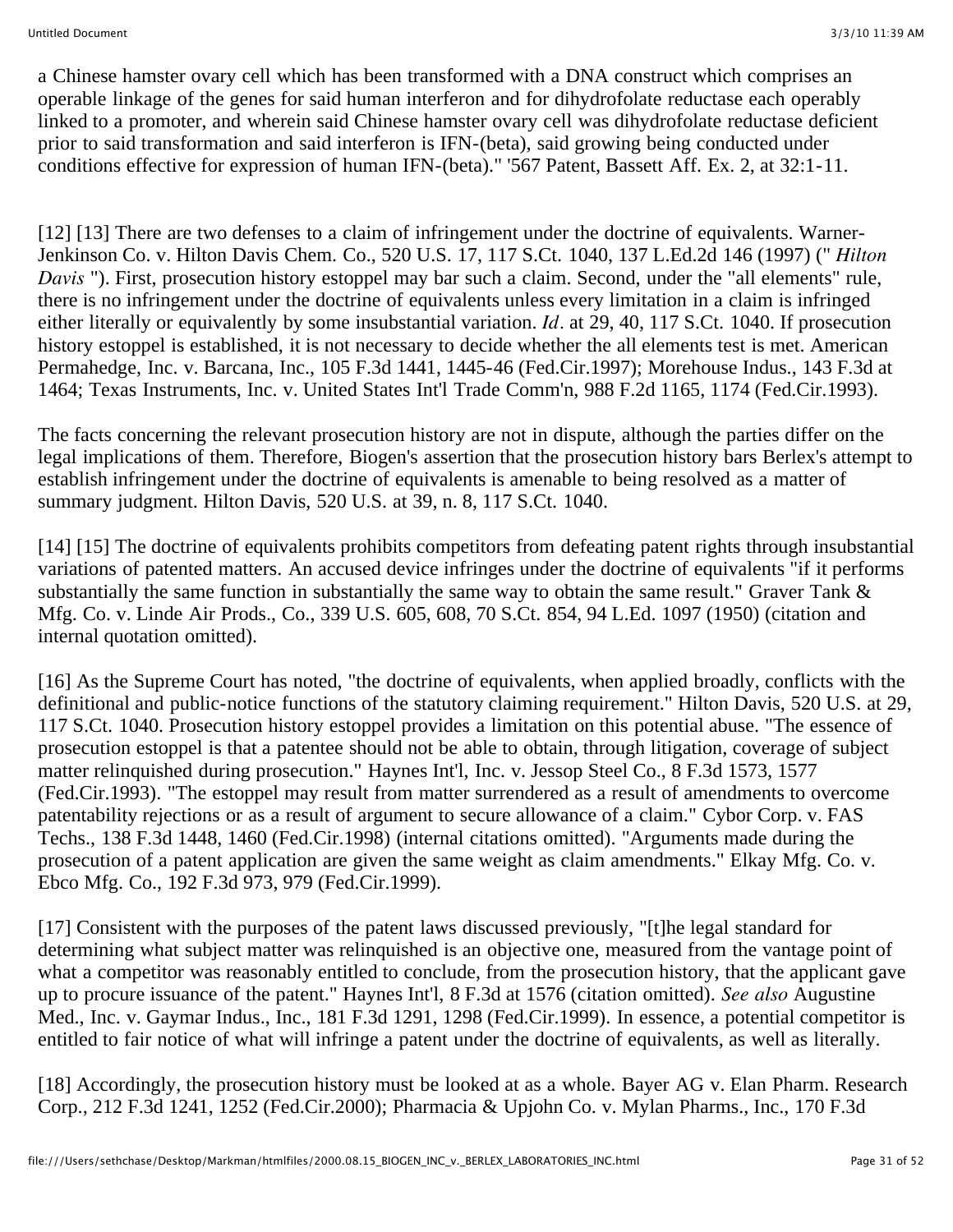a Chinese hamster ovary cell which has been transformed with a DNA construct which comprises an operable linkage of the genes for said human interferon and for dihydrofolate reductase each operably linked to a promoter, and wherein said Chinese hamster ovary cell was dihydrofolate reductase deficient prior to said transformation and said interferon is IFN-(beta), said growing being conducted under conditions effective for expression of human IFN-(beta)." '567 Patent, Bassett Aff. Ex. 2, at 32:1-11.

[12] [13] There are two defenses to a claim of infringement under the doctrine of equivalents. Warner-Jenkinson Co. v. Hilton Davis Chem. Co., 520 U.S. 17, 117 S.Ct. 1040, 137 L.Ed.2d 146 (1997) (" *Hilton Davis* "). First, prosecution history estoppel may bar such a claim. Second, under the "all elements" rule, there is no infringement under the doctrine of equivalents unless every limitation in a claim is infringed either literally or equivalently by some insubstantial variation. *Id*. at 29, 40, 117 S.Ct. 1040. If prosecution history estoppel is established, it is not necessary to decide whether the all elements test is met. American Permahedge, Inc. v. Barcana, Inc., 105 F.3d 1441, 1445-46 (Fed.Cir.1997); Morehouse Indus., 143 F.3d at 1464; Texas Instruments, Inc. v. United States Int'l Trade Comm'n, 988 F.2d 1165, 1174 (Fed.Cir.1993).

The facts concerning the relevant prosecution history are not in dispute, although the parties differ on the legal implications of them. Therefore, Biogen's assertion that the prosecution history bars Berlex's attempt to establish infringement under the doctrine of equivalents is amenable to being resolved as a matter of summary judgment. Hilton Davis, 520 U.S. at 39, n. 8, 117 S.Ct. 1040.

[14] [15] The doctrine of equivalents prohibits competitors from defeating patent rights through insubstantial variations of patented matters. An accused device infringes under the doctrine of equivalents "if it performs substantially the same function in substantially the same way to obtain the same result." Graver Tank & Mfg. Co. v. Linde Air Prods., Co., 339 U.S. 605, 608, 70 S.Ct. 854, 94 L.Ed. 1097 (1950) (citation and internal quotation omitted).

[16] As the Supreme Court has noted, "the doctrine of equivalents, when applied broadly, conflicts with the definitional and public-notice functions of the statutory claiming requirement." Hilton Davis, 520 U.S. at 29, 117 S.Ct. 1040. Prosecution history estoppel provides a limitation on this potential abuse. "The essence of prosecution estoppel is that a patentee should not be able to obtain, through litigation, coverage of subject matter relinquished during prosecution." Haynes Int'l, Inc. v. Jessop Steel Co., 8 F.3d 1573, 1577 (Fed.Cir.1993). "The estoppel may result from matter surrendered as a result of amendments to overcome patentability rejections or as a result of argument to secure allowance of a claim." Cybor Corp. v. FAS Techs., 138 F.3d 1448, 1460 (Fed.Cir.1998) (internal citations omitted). "Arguments made during the prosecution of a patent application are given the same weight as claim amendments." Elkay Mfg. Co. v. Ebco Mfg. Co., 192 F.3d 973, 979 (Fed.Cir.1999).

[17] Consistent with the purposes of the patent laws discussed previously, "[t]he legal standard for determining what subject matter was relinquished is an objective one, measured from the vantage point of what a competitor was reasonably entitled to conclude, from the prosecution history, that the applicant gave up to procure issuance of the patent." Haynes Int'l, 8 F.3d at 1576 (citation omitted). *See also* Augustine Med., Inc. v. Gaymar Indus., Inc., 181 F.3d 1291, 1298 (Fed.Cir.1999). In essence, a potential competitor is entitled to fair notice of what will infringe a patent under the doctrine of equivalents, as well as literally.

[18] Accordingly, the prosecution history must be looked at as a whole. Bayer AG v. Elan Pharm. Research Corp., 212 F.3d 1241, 1252 (Fed.Cir.2000); Pharmacia & Upjohn Co. v. Mylan Pharms., Inc., 170 F.3d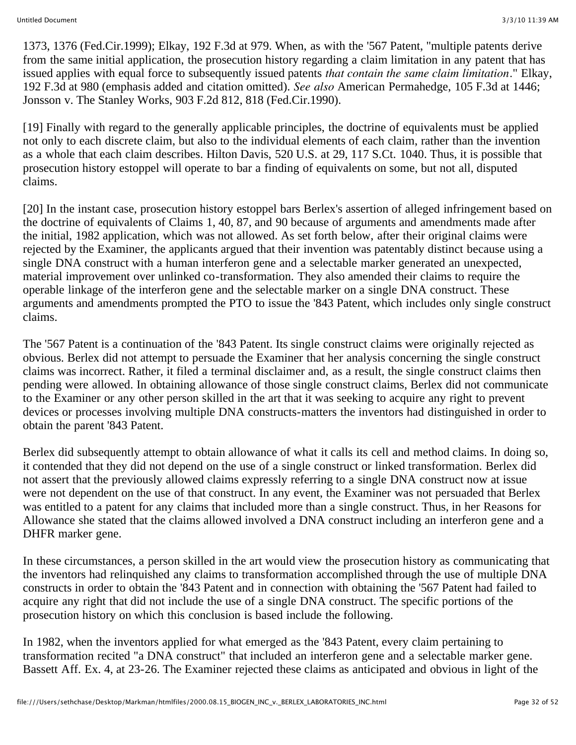1373, 1376 (Fed.Cir.1999); Elkay, 192 F.3d at 979. When, as with the '567 Patent, "multiple patents derive from the same initial application, the prosecution history regarding a claim limitation in any patent that has issued applies with equal force to subsequently issued patents *that contain the same claim limitation*." Elkay, 192 F.3d at 980 (emphasis added and citation omitted). *See also* American Permahedge, 105 F.3d at 1446; Jonsson v. The Stanley Works, 903 F.2d 812, 818 (Fed.Cir.1990).

[19] Finally with regard to the generally applicable principles, the doctrine of equivalents must be applied not only to each discrete claim, but also to the individual elements of each claim, rather than the invention as a whole that each claim describes. Hilton Davis, 520 U.S. at 29, 117 S.Ct. 1040. Thus, it is possible that prosecution history estoppel will operate to bar a finding of equivalents on some, but not all, disputed claims.

[20] In the instant case, prosecution history estoppel bars Berlex's assertion of alleged infringement based on the doctrine of equivalents of Claims 1, 40, 87, and 90 because of arguments and amendments made after the initial, 1982 application, which was not allowed. As set forth below, after their original claims were rejected by the Examiner, the applicants argued that their invention was patentably distinct because using a single DNA construct with a human interferon gene and a selectable marker generated an unexpected, material improvement over unlinked co-transformation. They also amended their claims to require the operable linkage of the interferon gene and the selectable marker on a single DNA construct. These arguments and amendments prompted the PTO to issue the '843 Patent, which includes only single construct claims.

The '567 Patent is a continuation of the '843 Patent. Its single construct claims were originally rejected as obvious. Berlex did not attempt to persuade the Examiner that her analysis concerning the single construct claims was incorrect. Rather, it filed a terminal disclaimer and, as a result, the single construct claims then pending were allowed. In obtaining allowance of those single construct claims, Berlex did not communicate to the Examiner or any other person skilled in the art that it was seeking to acquire any right to prevent devices or processes involving multiple DNA constructs-matters the inventors had distinguished in order to obtain the parent '843 Patent.

Berlex did subsequently attempt to obtain allowance of what it calls its cell and method claims. In doing so, it contended that they did not depend on the use of a single construct or linked transformation. Berlex did not assert that the previously allowed claims expressly referring to a single DNA construct now at issue were not dependent on the use of that construct. In any event, the Examiner was not persuaded that Berlex was entitled to a patent for any claims that included more than a single construct. Thus, in her Reasons for Allowance she stated that the claims allowed involved a DNA construct including an interferon gene and a DHFR marker gene.

In these circumstances, a person skilled in the art would view the prosecution history as communicating that the inventors had relinquished any claims to transformation accomplished through the use of multiple DNA constructs in order to obtain the '843 Patent and in connection with obtaining the '567 Patent had failed to acquire any right that did not include the use of a single DNA construct. The specific portions of the prosecution history on which this conclusion is based include the following.

In 1982, when the inventors applied for what emerged as the '843 Patent, every claim pertaining to transformation recited "a DNA construct" that included an interferon gene and a selectable marker gene. Bassett Aff. Ex. 4, at 23-26. The Examiner rejected these claims as anticipated and obvious in light of the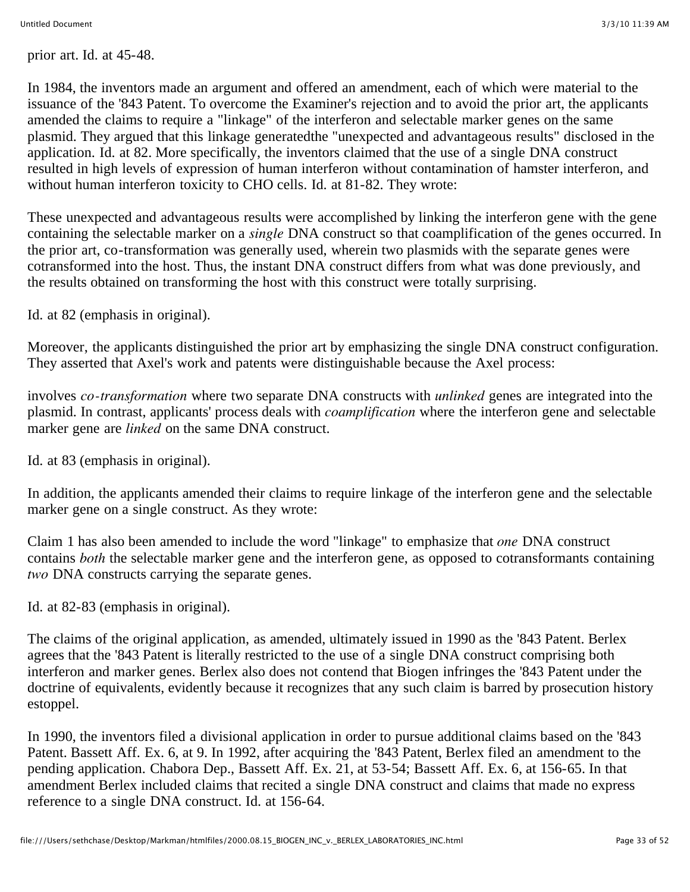prior art. Id. at 45-48.

In 1984, the inventors made an argument and offered an amendment, each of which were material to the issuance of the '843 Patent. To overcome the Examiner's rejection and to avoid the prior art, the applicants amended the claims to require a "linkage" of the interferon and selectable marker genes on the same plasmid. They argued that this linkage generatedthe "unexpected and advantageous results" disclosed in the application. Id. at 82. More specifically, the inventors claimed that the use of a single DNA construct resulted in high levels of expression of human interferon without contamination of hamster interferon, and without human interferon toxicity to CHO cells. Id. at 81-82. They wrote:

These unexpected and advantageous results were accomplished by linking the interferon gene with the gene containing the selectable marker on a *single* DNA construct so that coamplification of the genes occurred. In the prior art, co-transformation was generally used, wherein two plasmids with the separate genes were cotransformed into the host. Thus, the instant DNA construct differs from what was done previously, and the results obtained on transforming the host with this construct were totally surprising.

Id. at 82 (emphasis in original).

Moreover, the applicants distinguished the prior art by emphasizing the single DNA construct configuration. They asserted that Axel's work and patents were distinguishable because the Axel process:

involves *co-transformation* where two separate DNA constructs with *unlinked* genes are integrated into the plasmid. In contrast, applicants' process deals with *coamplification* where the interferon gene and selectable marker gene are *linked* on the same DNA construct.

Id. at 83 (emphasis in original).

In addition, the applicants amended their claims to require linkage of the interferon gene and the selectable marker gene on a single construct. As they wrote:

Claim 1 has also been amended to include the word "linkage" to emphasize that *one* DNA construct contains *both* the selectable marker gene and the interferon gene, as opposed to cotransformants containing *two* DNA constructs carrying the separate genes.

Id. at 82-83 (emphasis in original).

The claims of the original application, as amended, ultimately issued in 1990 as the '843 Patent. Berlex agrees that the '843 Patent is literally restricted to the use of a single DNA construct comprising both interferon and marker genes. Berlex also does not contend that Biogen infringes the '843 Patent under the doctrine of equivalents, evidently because it recognizes that any such claim is barred by prosecution history estoppel.

In 1990, the inventors filed a divisional application in order to pursue additional claims based on the '843 Patent. Bassett Aff. Ex. 6, at 9. In 1992, after acquiring the '843 Patent, Berlex filed an amendment to the pending application. Chabora Dep., Bassett Aff. Ex. 21, at 53-54; Bassett Aff. Ex. 6, at 156-65. In that amendment Berlex included claims that recited a single DNA construct and claims that made no express reference to a single DNA construct. Id. at 156-64.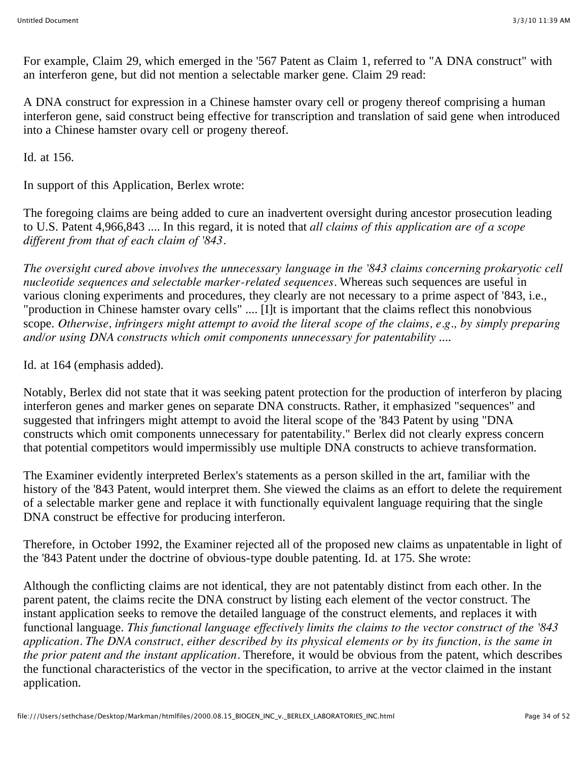For example, Claim 29, which emerged in the '567 Patent as Claim 1, referred to "A DNA construct" with an interferon gene, but did not mention a selectable marker gene. Claim 29 read:

A DNA construct for expression in a Chinese hamster ovary cell or progeny thereof comprising a human interferon gene, said construct being effective for transcription and translation of said gene when introduced into a Chinese hamster ovary cell or progeny thereof.

Id. at 156.

In support of this Application, Berlex wrote:

The foregoing claims are being added to cure an inadvertent oversight during ancestor prosecution leading to U.S. Patent 4,966,843 .... In this regard, it is noted that *all claims of this application are of a scope different from that of each claim of '843*.

*The oversight cured above involves the unnecessary language in the '843 claims concerning prokaryotic cell nucleotide sequences and selectable marker-related sequences*. Whereas such sequences are useful in various cloning experiments and procedures, they clearly are not necessary to a prime aspect of '843, i.e., "production in Chinese hamster ovary cells" .... [I]t is important that the claims reflect this nonobvious scope. *Otherwise, infringers might attempt to avoid the literal scope of the claims, e.g., by simply preparing and/or using DNA constructs which omit components unnecessary for patentability ....*

Id. at 164 (emphasis added).

Notably, Berlex did not state that it was seeking patent protection for the production of interferon by placing interferon genes and marker genes on separate DNA constructs. Rather, it emphasized "sequences" and suggested that infringers might attempt to avoid the literal scope of the '843 Patent by using "DNA constructs which omit components unnecessary for patentability." Berlex did not clearly express concern that potential competitors would impermissibly use multiple DNA constructs to achieve transformation.

The Examiner evidently interpreted Berlex's statements as a person skilled in the art, familiar with the history of the '843 Patent, would interpret them. She viewed the claims as an effort to delete the requirement of a selectable marker gene and replace it with functionally equivalent language requiring that the single DNA construct be effective for producing interferon.

Therefore, in October 1992, the Examiner rejected all of the proposed new claims as unpatentable in light of the '843 Patent under the doctrine of obvious-type double patenting. Id. at 175. She wrote:

Although the conflicting claims are not identical, they are not patentably distinct from each other. In the parent patent, the claims recite the DNA construct by listing each element of the vector construct. The instant application seeks to remove the detailed language of the construct elements, and replaces it with functional language. *This functional language effectively limits the claims to the vector construct of the '843 application*. *The DNA construct, either described by its physical elements or by its function, is the same in the prior patent and the instant application*. Therefore, it would be obvious from the patent, which describes the functional characteristics of the vector in the specification, to arrive at the vector claimed in the instant application.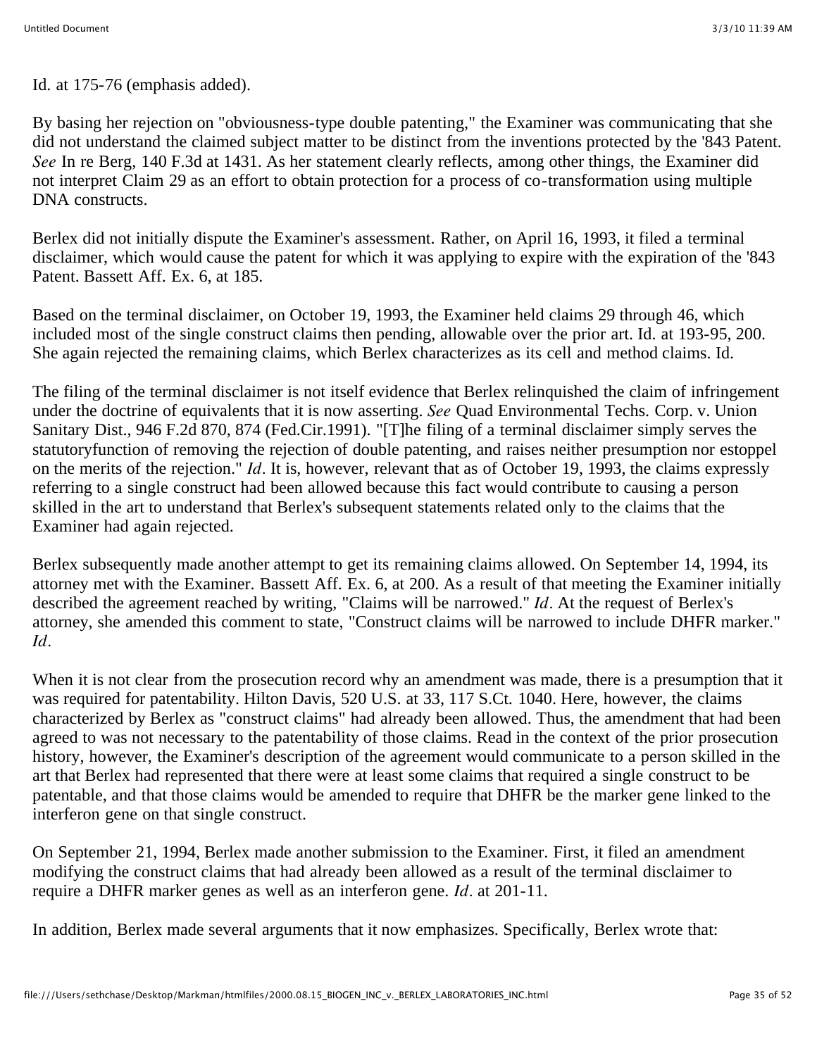Id. at 175-76 (emphasis added).

By basing her rejection on "obviousness-type double patenting," the Examiner was communicating that she did not understand the claimed subject matter to be distinct from the inventions protected by the '843 Patent. *See* In re Berg, 140 F.3d at 1431. As her statement clearly reflects, among other things, the Examiner did not interpret Claim 29 as an effort to obtain protection for a process of co-transformation using multiple DNA constructs.

Berlex did not initially dispute the Examiner's assessment. Rather, on April 16, 1993, it filed a terminal disclaimer, which would cause the patent for which it was applying to expire with the expiration of the '843 Patent. Bassett Aff. Ex. 6, at 185.

Based on the terminal disclaimer, on October 19, 1993, the Examiner held claims 29 through 46, which included most of the single construct claims then pending, allowable over the prior art. Id. at 193-95, 200. She again rejected the remaining claims, which Berlex characterizes as its cell and method claims. Id.

The filing of the terminal disclaimer is not itself evidence that Berlex relinquished the claim of infringement under the doctrine of equivalents that it is now asserting. *See* Quad Environmental Techs. Corp. v. Union Sanitary Dist., 946 F.2d 870, 874 (Fed.Cir.1991). "[T]he filing of a terminal disclaimer simply serves the statutoryfunction of removing the rejection of double patenting, and raises neither presumption nor estoppel on the merits of the rejection." *Id*. It is, however, relevant that as of October 19, 1993, the claims expressly referring to a single construct had been allowed because this fact would contribute to causing a person skilled in the art to understand that Berlex's subsequent statements related only to the claims that the Examiner had again rejected.

Berlex subsequently made another attempt to get its remaining claims allowed. On September 14, 1994, its attorney met with the Examiner. Bassett Aff. Ex. 6, at 200. As a result of that meeting the Examiner initially described the agreement reached by writing, "Claims will be narrowed." *Id*. At the request of Berlex's attorney, she amended this comment to state, "Construct claims will be narrowed to include DHFR marker." *Id*.

When it is not clear from the prosecution record why an amendment was made, there is a presumption that it was required for patentability. Hilton Davis, 520 U.S. at 33, 117 S.Ct. 1040. Here, however, the claims characterized by Berlex as "construct claims" had already been allowed. Thus, the amendment that had been agreed to was not necessary to the patentability of those claims. Read in the context of the prior prosecution history, however, the Examiner's description of the agreement would communicate to a person skilled in the art that Berlex had represented that there were at least some claims that required a single construct to be patentable, and that those claims would be amended to require that DHFR be the marker gene linked to the interferon gene on that single construct.

On September 21, 1994, Berlex made another submission to the Examiner. First, it filed an amendment modifying the construct claims that had already been allowed as a result of the terminal disclaimer to require a DHFR marker genes as well as an interferon gene. *Id*. at 201-11.

In addition, Berlex made several arguments that it now emphasizes. Specifically, Berlex wrote that: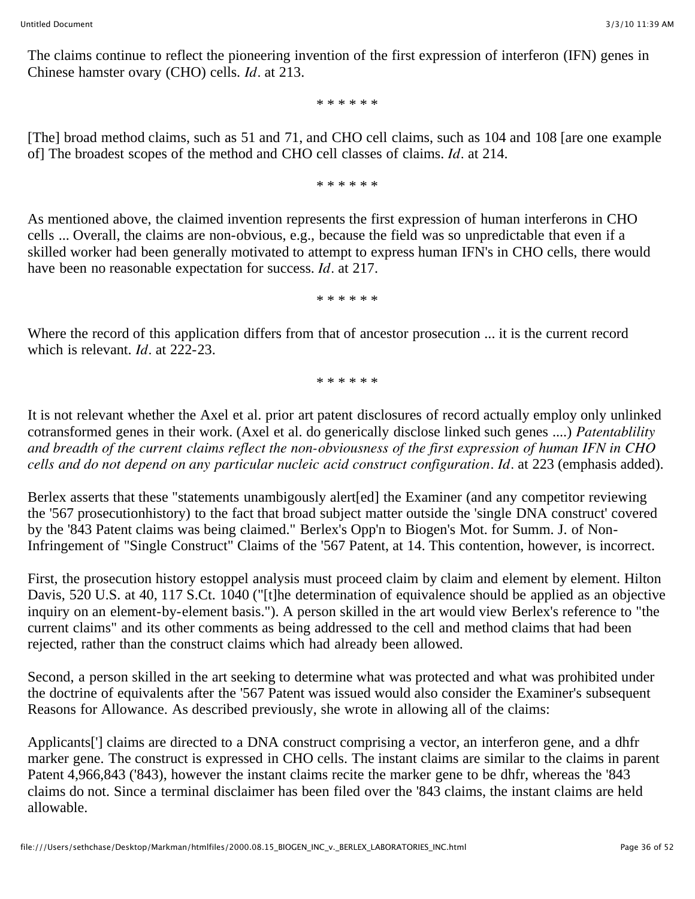The claims continue to reflect the pioneering invention of the first expression of interferon (IFN) genes in Chinese hamster ovary (CHO) cells. *Id*. at 213.

\* \* \* \* \* \*

[The] broad method claims, such as 51 and 71, and CHO cell claims, such as 104 and 108 [are one example of] The broadest scopes of the method and CHO cell classes of claims. *Id*. at 214.

\* \* \* \* \* \*

As mentioned above, the claimed invention represents the first expression of human interferons in CHO cells ... Overall, the claims are non-obvious, e.g., because the field was so unpredictable that even if a skilled worker had been generally motivated to attempt to express human IFN's in CHO cells, there would have been no reasonable expectation for success. *Id*. at 217.

\* \* \* \* \* \*

Where the record of this application differs from that of ancestor prosecution ... it is the current record which is relevant. *Id*. at 222-23.

\* \* \* \* \* \*

It is not relevant whether the Axel et al. prior art patent disclosures of record actually employ only unlinked cotransformed genes in their work. (Axel et al. do generically disclose linked such genes ....) *Patentablility and breadth of the current claims reflect the non-obviousness of the first expression of human IFN in CHO cells and do not depend on any particular nucleic acid construct configuration*. *Id*. at 223 (emphasis added).

Berlex asserts that these "statements unambigously alert[ed] the Examiner (and any competitor reviewing the '567 prosecutionhistory) to the fact that broad subject matter outside the 'single DNA construct' covered by the '843 Patent claims was being claimed." Berlex's Opp'n to Biogen's Mot. for Summ. J. of Non-Infringement of "Single Construct" Claims of the '567 Patent, at 14. This contention, however, is incorrect.

First, the prosecution history estoppel analysis must proceed claim by claim and element by element. Hilton Davis, 520 U.S. at 40, 117 S.Ct. 1040 ("[t]he determination of equivalence should be applied as an objective inquiry on an element-by-element basis."). A person skilled in the art would view Berlex's reference to "the current claims" and its other comments as being addressed to the cell and method claims that had been rejected, rather than the construct claims which had already been allowed.

Second, a person skilled in the art seeking to determine what was protected and what was prohibited under the doctrine of equivalents after the '567 Patent was issued would also consider the Examiner's subsequent Reasons for Allowance. As described previously, she wrote in allowing all of the claims:

Applicants['] claims are directed to a DNA construct comprising a vector, an interferon gene, and a dhfr marker gene. The construct is expressed in CHO cells. The instant claims are similar to the claims in parent Patent 4,966,843 ('843), however the instant claims recite the marker gene to be dhfr, whereas the '843 claims do not. Since a terminal disclaimer has been filed over the '843 claims, the instant claims are held allowable.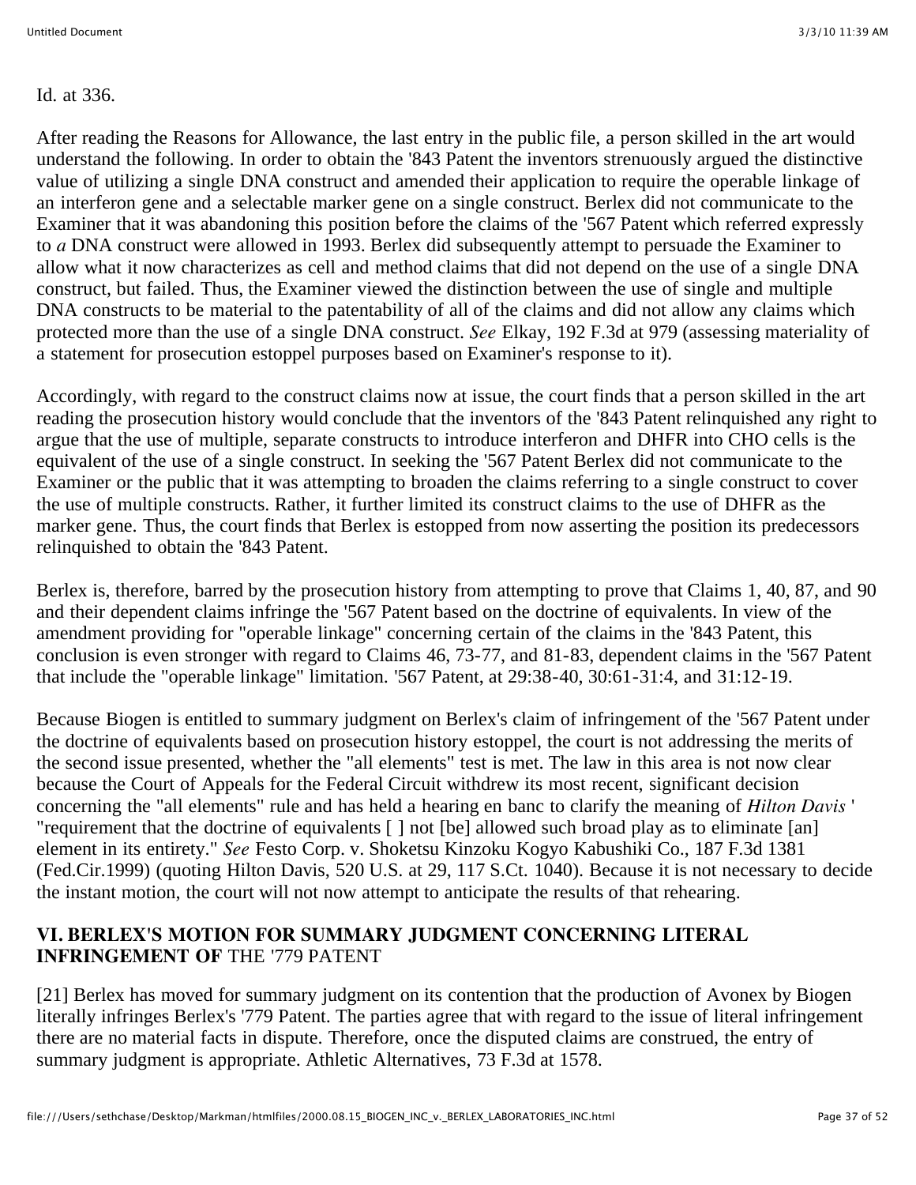Id. at 336.

After reading the Reasons for Allowance, the last entry in the public file, a person skilled in the art would understand the following. In order to obtain the '843 Patent the inventors strenuously argued the distinctive value of utilizing a single DNA construct and amended their application to require the operable linkage of an interferon gene and a selectable marker gene on a single construct. Berlex did not communicate to the Examiner that it was abandoning this position before the claims of the '567 Patent which referred expressly to *a* DNA construct were allowed in 1993. Berlex did subsequently attempt to persuade the Examiner to allow what it now characterizes as cell and method claims that did not depend on the use of a single DNA construct, but failed. Thus, the Examiner viewed the distinction between the use of single and multiple DNA constructs to be material to the patentability of all of the claims and did not allow any claims which protected more than the use of a single DNA construct. *See* Elkay, 192 F.3d at 979 (assessing materiality of a statement for prosecution estoppel purposes based on Examiner's response to it).

Accordingly, with regard to the construct claims now at issue, the court finds that a person skilled in the art reading the prosecution history would conclude that the inventors of the '843 Patent relinquished any right to argue that the use of multiple, separate constructs to introduce interferon and DHFR into CHO cells is the equivalent of the use of a single construct. In seeking the '567 Patent Berlex did not communicate to the Examiner or the public that it was attempting to broaden the claims referring to a single construct to cover the use of multiple constructs. Rather, it further limited its construct claims to the use of DHFR as the marker gene. Thus, the court finds that Berlex is estopped from now asserting the position its predecessors relinquished to obtain the '843 Patent.

Berlex is, therefore, barred by the prosecution history from attempting to prove that Claims 1, 40, 87, and 90 and their dependent claims infringe the '567 Patent based on the doctrine of equivalents. In view of the amendment providing for "operable linkage" concerning certain of the claims in the '843 Patent, this conclusion is even stronger with regard to Claims 46, 73-77, and 81-83, dependent claims in the '567 Patent that include the "operable linkage" limitation. '567 Patent, at 29:38-40, 30:61-31:4, and 31:12-19.

Because Biogen is entitled to summary judgment on Berlex's claim of infringement of the '567 Patent under the doctrine of equivalents based on prosecution history estoppel, the court is not addressing the merits of the second issue presented, whether the "all elements" test is met. The law in this area is not now clear because the Court of Appeals for the Federal Circuit withdrew its most recent, significant decision concerning the "all elements" rule and has held a hearing en banc to clarify the meaning of *Hilton Davis* ' "requirement that the doctrine of equivalents [ ] not [be] allowed such broad play as to eliminate [an] element in its entirety." *See* Festo Corp. v. Shoketsu Kinzoku Kogyo Kabushiki Co., 187 F.3d 1381 (Fed.Cir.1999) (quoting Hilton Davis, 520 U.S. at 29, 117 S.Ct. 1040). Because it is not necessary to decide the instant motion, the court will not now attempt to anticipate the results of that rehearing.

## VI. BERLEX'S MOTION FOR SUMMARY JUDGMENT CONCERNING LITERAL INFRINGEMENT OF THE '779 PATENT

[21] Berlex has moved for summary judgment on its contention that the production of Avonex by Biogen literally infringes Berlex's '779 Patent. The parties agree that with regard to the issue of literal infringement there are no material facts in dispute. Therefore, once the disputed claims are construed, the entry of summary judgment is appropriate. Athletic Alternatives, 73 F.3d at 1578.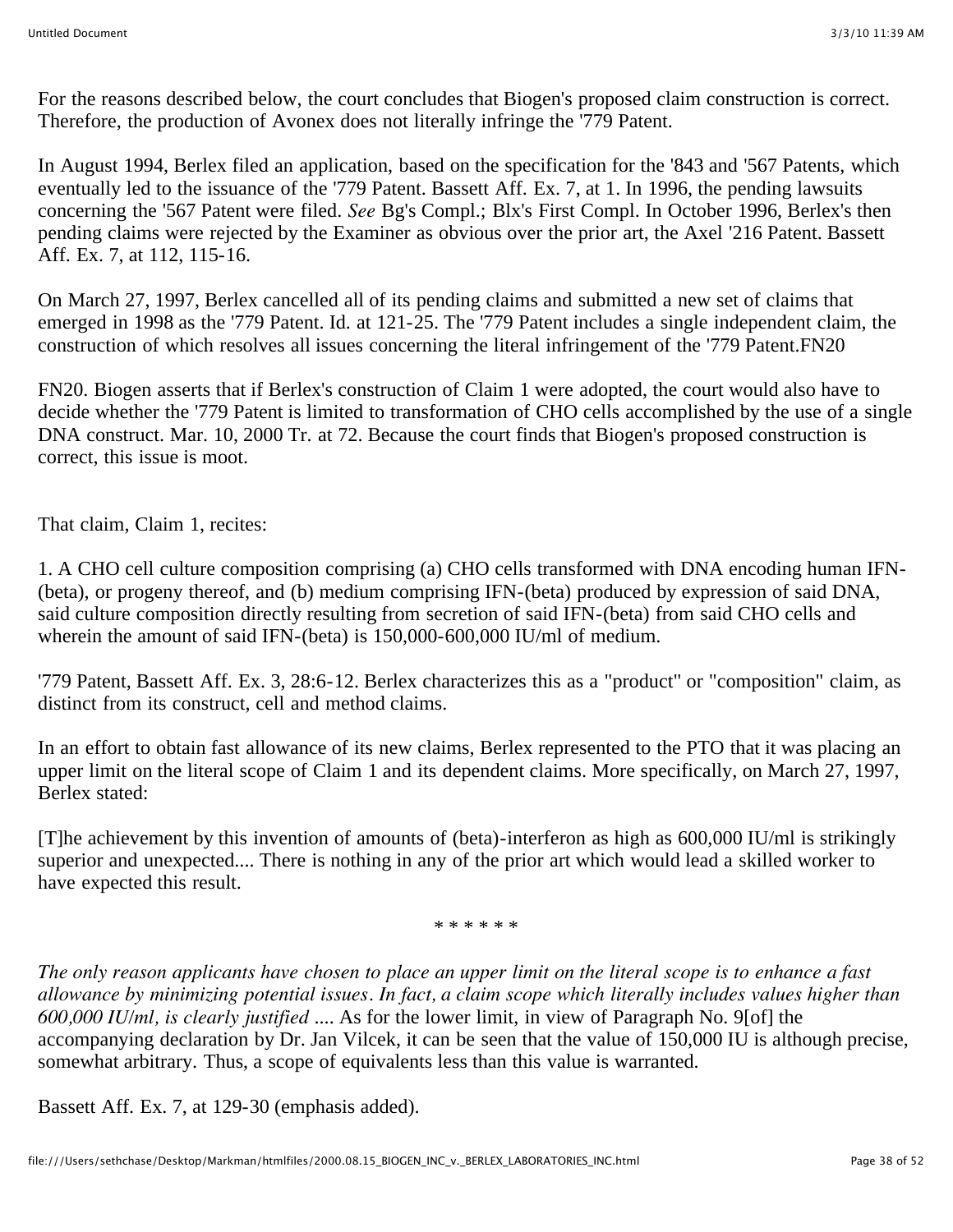For the reasons described below, the court concludes that Biogen's proposed claim construction is correct. Therefore, the production of Avonex does not literally infringe the '779 Patent.

In August 1994, Berlex filed an application, based on the specification for the '843 and '567 Patents, which eventually led to the issuance of the '779 Patent. Bassett Aff. Ex. 7, at 1. In 1996, the pending lawsuits concerning the '567 Patent were filed. *See* Bg's Compl.; Blx's First Compl. In October 1996, Berlex's then pending claims were rejected by the Examiner as obvious over the prior art, the Axel '216 Patent. Bassett Aff. Ex. 7, at 112, 115-16.

On March 27, 1997, Berlex cancelled all of its pending claims and submitted a new set of claims that emerged in 1998 as the '779 Patent. Id. at 121-25. The '779 Patent includes a single independent claim, the construction of which resolves all issues concerning the literal infringement of the '779 Patent.FN20

FN20. Biogen asserts that if Berlex's construction of Claim 1 were adopted, the court would also have to decide whether the '779 Patent is limited to transformation of CHO cells accomplished by the use of a single DNA construct. Mar. 10, 2000 Tr. at 72. Because the court finds that Biogen's proposed construction is correct, this issue is moot.

That claim, Claim 1, recites:

1. A CHO cell culture composition comprising (a) CHO cells transformed with DNA encoding human IFN-(beta), or progeny thereof, and (b) medium comprising IFN-(beta) produced by expression of said DNA, said culture composition directly resulting from secretion of said IFN-(beta) from said CHO cells and wherein the amount of said IFN-(beta) is 150,000-600,000 IU/ml of medium.

'779 Patent, Bassett Aff. Ex. 3, 28:6-12. Berlex characterizes this as a "product" or "composition" claim, as distinct from its construct, cell and method claims.

In an effort to obtain fast allowance of its new claims, Berlex represented to the PTO that it was placing an upper limit on the literal scope of Claim 1 and its dependent claims. More specifically, on March 27, 1997, Berlex stated:

[T]he achievement by this invention of amounts of (beta)-interferon as high as 600,000 IU/ml is strikingly superior and unexpected.... There is nothing in any of the prior art which would lead a skilled worker to have expected this result.

\* \* \* \* \* \*

*The only reason applicants have chosen to place an upper limit on the literal scope is to enhance a fast allowance by minimizing potential issues*. *In fact, a claim scope which literally includes values higher than 600,000 IU/ml, is clearly justified* .... As for the lower limit, in view of Paragraph No. 9[of] the accompanying declaration by Dr. Jan Vilcek, it can be seen that the value of 150,000 IU is although precise, somewhat arbitrary. Thus, a scope of equivalents less than this value is warranted.

Bassett Aff. Ex. 7, at 129-30 (emphasis added).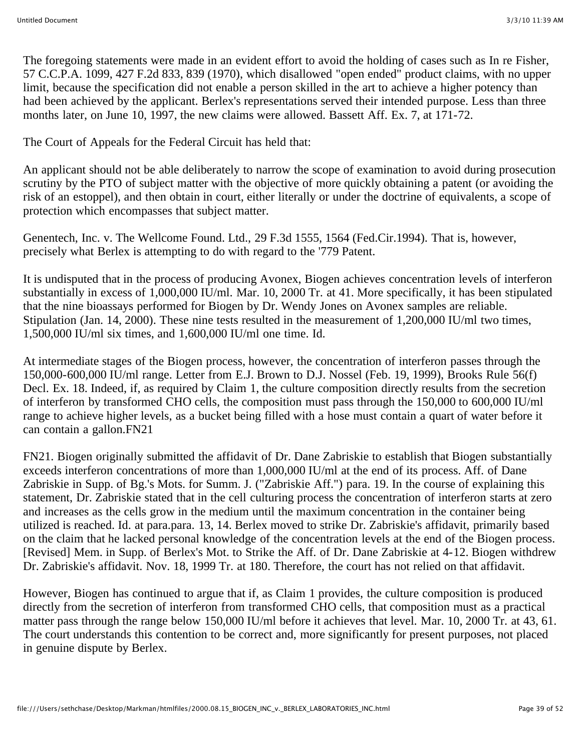The foregoing statements were made in an evident effort to avoid the holding of cases such as In re Fisher, 57 C.C.P.A. 1099, 427 F.2d 833, 839 (1970), which disallowed "open ended" product claims, with no upper limit, because the specification did not enable a person skilled in the art to achieve a higher potency than had been achieved by the applicant. Berlex's representations served their intended purpose. Less than three months later, on June 10, 1997, the new claims were allowed. Bassett Aff. Ex. 7, at 171-72.

The Court of Appeals for the Federal Circuit has held that:

An applicant should not be able deliberately to narrow the scope of examination to avoid during prosecution scrutiny by the PTO of subject matter with the objective of more quickly obtaining a patent (or avoiding the risk of an estoppel), and then obtain in court, either literally or under the doctrine of equivalents, a scope of protection which encompasses that subject matter.

Genentech, Inc. v. The Wellcome Found. Ltd., 29 F.3d 1555, 1564 (Fed.Cir.1994). That is, however, precisely what Berlex is attempting to do with regard to the '779 Patent.

It is undisputed that in the process of producing Avonex, Biogen achieves concentration levels of interferon substantially in excess of 1,000,000 IU/ml. Mar. 10, 2000 Tr. at 41. More specifically, it has been stipulated that the nine bioassays performed for Biogen by Dr. Wendy Jones on Avonex samples are reliable. Stipulation (Jan. 14, 2000). These nine tests resulted in the measurement of 1,200,000 IU/ml two times, 1,500,000 IU/ml six times, and 1,600,000 IU/ml one time. Id.

At intermediate stages of the Biogen process, however, the concentration of interferon passes through the 150,000-600,000 IU/ml range. Letter from E.J. Brown to D.J. Nossel (Feb. 19, 1999), Brooks Rule 56(f) Decl. Ex. 18. Indeed, if, as required by Claim 1, the culture composition directly results from the secretion of interferon by transformed CHO cells, the composition must pass through the 150,000 to 600,000 IU/ml range to achieve higher levels, as a bucket being filled with a hose must contain a quart of water before it can contain a gallon.FN21

FN21. Biogen originally submitted the affidavit of Dr. Dane Zabriskie to establish that Biogen substantially exceeds interferon concentrations of more than 1,000,000 IU/ml at the end of its process. Aff. of Dane Zabriskie in Supp. of Bg.'s Mots. for Summ. J. ("Zabriskie Aff.") para. 19. In the course of explaining this statement, Dr. Zabriskie stated that in the cell culturing process the concentration of interferon starts at zero and increases as the cells grow in the medium until the maximum concentration in the container being utilized is reached. Id. at para.para. 13, 14. Berlex moved to strike Dr. Zabriskie's affidavit, primarily based on the claim that he lacked personal knowledge of the concentration levels at the end of the Biogen process. [Revised] Mem. in Supp. of Berlex's Mot. to Strike the Aff. of Dr. Dane Zabriskie at 4-12. Biogen withdrew Dr. Zabriskie's affidavit. Nov. 18, 1999 Tr. at 180. Therefore, the court has not relied on that affidavit.

However, Biogen has continued to argue that if, as Claim 1 provides, the culture composition is produced directly from the secretion of interferon from transformed CHO cells, that composition must as a practical matter pass through the range below 150,000 IU/ml before it achieves that level. Mar. 10, 2000 Tr. at 43, 61. The court understands this contention to be correct and, more significantly for present purposes, not placed in genuine dispute by Berlex.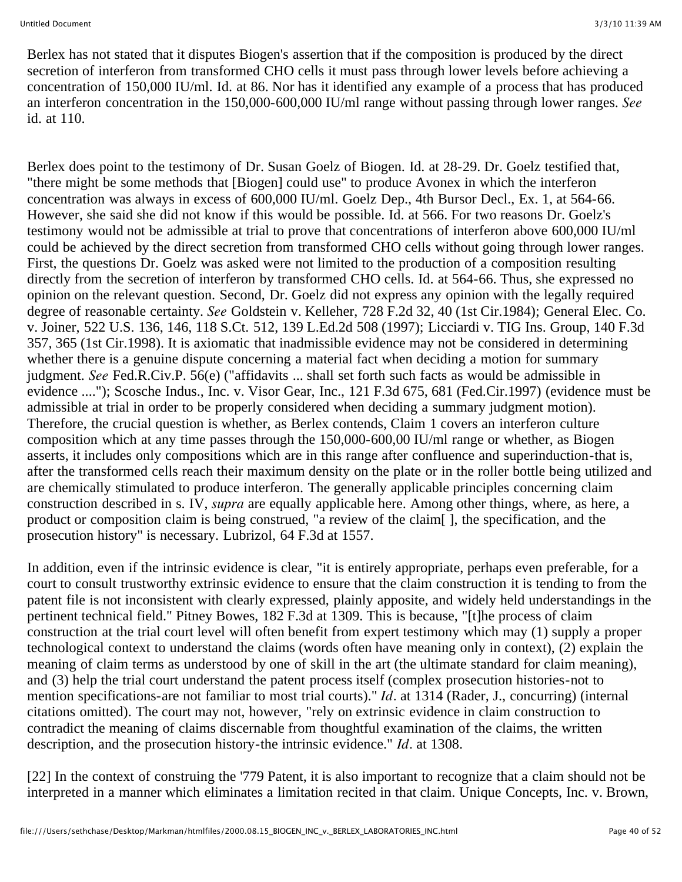Berlex has not stated that it disputes Biogen's assertion that if the composition is produced by the direct secretion of interferon from transformed CHO cells it must pass through lower levels before achieving a concentration of 150,000 IU/ml. Id. at 86. Nor has it identified any example of a process that has produced an interferon concentration in the 150,000-600,000 IU/ml range without passing through lower ranges. *See* id. at 110.

Berlex does point to the testimony of Dr. Susan Goelz of Biogen. Id. at 28-29. Dr. Goelz testified that, "there might be some methods that [Biogen] could use" to produce Avonex in which the interferon concentration was always in excess of 600,000 IU/ml. Goelz Dep., 4th Bursor Decl., Ex. 1, at 564-66. However, she said she did not know if this would be possible. Id. at 566. For two reasons Dr. Goelz's testimony would not be admissible at trial to prove that concentrations of interferon above 600,000 IU/ml could be achieved by the direct secretion from transformed CHO cells without going through lower ranges. First, the questions Dr. Goelz was asked were not limited to the production of a composition resulting directly from the secretion of interferon by transformed CHO cells. Id. at 564-66. Thus, she expressed no opinion on the relevant question. Second, Dr. Goelz did not express any opinion with the legally required degree of reasonable certainty. *See* Goldstein v. Kelleher, 728 F.2d 32, 40 (1st Cir.1984); General Elec. Co. v. Joiner, 522 U.S. 136, 146, 118 S.Ct. 512, 139 L.Ed.2d 508 (1997); Licciardi v. TIG Ins. Group, 140 F.3d 357, 365 (1st Cir.1998). It is axiomatic that inadmissible evidence may not be considered in determining whether there is a genuine dispute concerning a material fact when deciding a motion for summary judgment. *See* Fed.R.Civ.P. 56(e) ("affidavits ... shall set forth such facts as would be admissible in evidence ...."); Scosche Indus., Inc. v. Visor Gear, Inc., 121 F.3d 675, 681 (Fed.Cir.1997) (evidence must be admissible at trial in order to be properly considered when deciding a summary judgment motion). Therefore, the crucial question is whether, as Berlex contends, Claim 1 covers an interferon culture composition which at any time passes through the 150,000-600,00 IU/ml range or whether, as Biogen asserts, it includes only compositions which are in this range after confluence and superinduction-that is, after the transformed cells reach their maximum density on the plate or in the roller bottle being utilized and are chemically stimulated to produce interferon. The generally applicable principles concerning claim construction described in s. IV, *supra* are equally applicable here. Among other things, where, as here, a product or composition claim is being construed, "a review of the claim[ ], the specification, and the prosecution history" is necessary. Lubrizol, 64 F.3d at 1557.

In addition, even if the intrinsic evidence is clear, "it is entirely appropriate, perhaps even preferable, for a court to consult trustworthy extrinsic evidence to ensure that the claim construction it is tending to from the patent file is not inconsistent with clearly expressed, plainly apposite, and widely held understandings in the pertinent technical field." Pitney Bowes, 182 F.3d at 1309. This is because, "[t]he process of claim construction at the trial court level will often benefit from expert testimony which may (1) supply a proper technological context to understand the claims (words often have meaning only in context), (2) explain the meaning of claim terms as understood by one of skill in the art (the ultimate standard for claim meaning), and (3) help the trial court understand the patent process itself (complex prosecution histories-not to mention specifications-are not familiar to most trial courts)." *Id*. at 1314 (Rader, J., concurring) (internal citations omitted). The court may not, however, "rely on extrinsic evidence in claim construction to contradict the meaning of claims discernable from thoughtful examination of the claims, the written description, and the prosecution history-the intrinsic evidence." *Id*. at 1308.

[22] In the context of construing the '779 Patent, it is also important to recognize that a claim should not be interpreted in a manner which eliminates a limitation recited in that claim. Unique Concepts, Inc. v. Brown,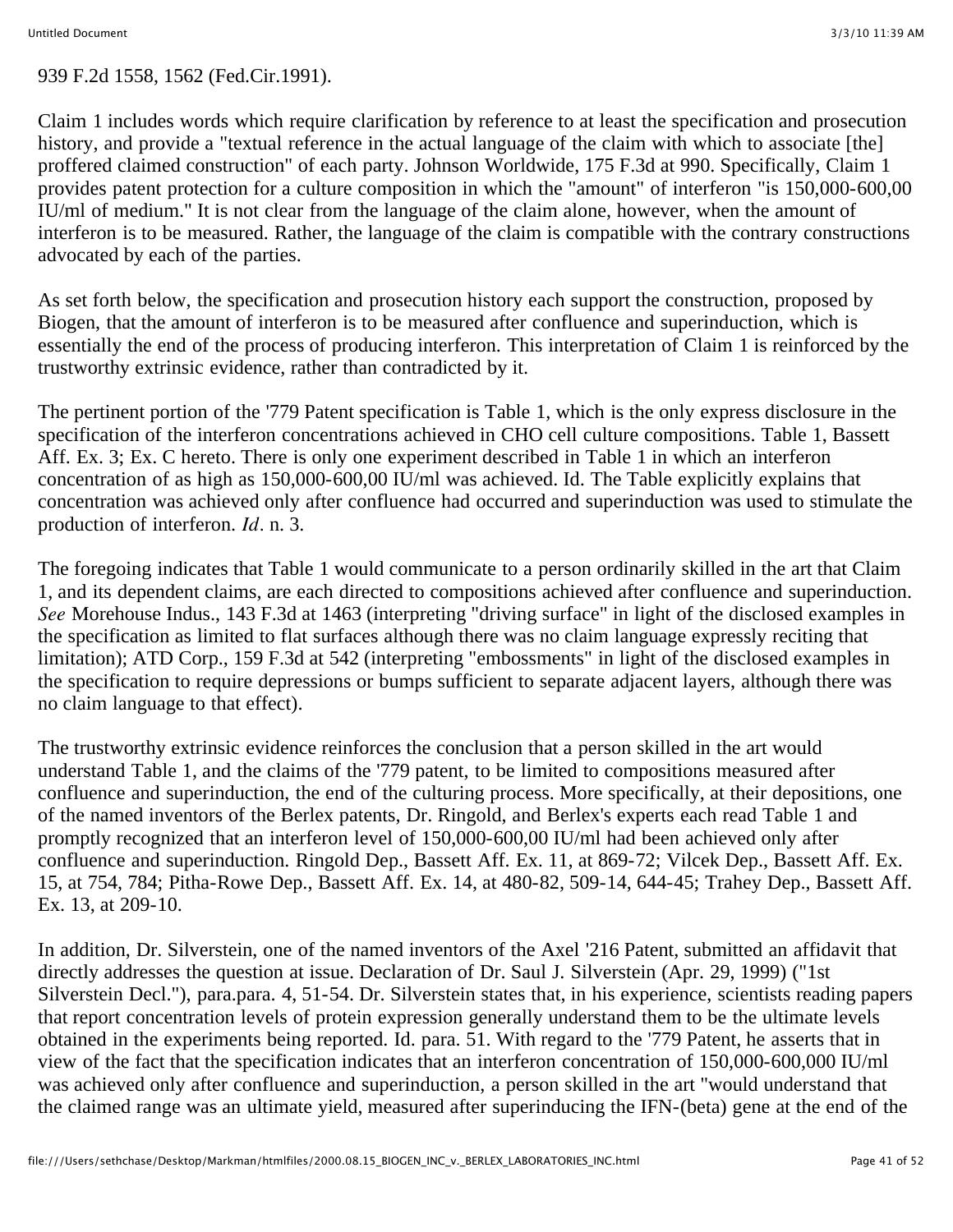939 F.2d 1558, 1562 (Fed.Cir.1991).

Claim 1 includes words which require clarification by reference to at least the specification and prosecution history, and provide a "textual reference in the actual language of the claim with which to associate [the] proffered claimed construction" of each party. Johnson Worldwide, 175 F.3d at 990. Specifically, Claim 1 provides patent protection for a culture composition in which the "amount" of interferon "is 150,000-600,00 IU/ml of medium." It is not clear from the language of the claim alone, however, when the amount of interferon is to be measured. Rather, the language of the claim is compatible with the contrary constructions advocated by each of the parties.

As set forth below, the specification and prosecution history each support the construction, proposed by Biogen, that the amount of interferon is to be measured after confluence and superinduction, which is essentially the end of the process of producing interferon. This interpretation of Claim 1 is reinforced by the trustworthy extrinsic evidence, rather than contradicted by it.

The pertinent portion of the '779 Patent specification is Table 1, which is the only express disclosure in the specification of the interferon concentrations achieved in CHO cell culture compositions. Table 1, Bassett Aff. Ex. 3; Ex. C hereto. There is only one experiment described in Table 1 in which an interferon concentration of as high as 150,000-600,00 IU/ml was achieved. Id. The Table explicitly explains that concentration was achieved only after confluence had occurred and superinduction was used to stimulate the production of interferon. *Id*. n. 3.

The foregoing indicates that Table 1 would communicate to a person ordinarily skilled in the art that Claim 1, and its dependent claims, are each directed to compositions achieved after confluence and superinduction. *See* Morehouse Indus., 143 F.3d at 1463 (interpreting "driving surface" in light of the disclosed examples in the specification as limited to flat surfaces although there was no claim language expressly reciting that limitation); ATD Corp., 159 F.3d at 542 (interpreting "embossments" in light of the disclosed examples in the specification to require depressions or bumps sufficient to separate adjacent layers, although there was no claim language to that effect).

The trustworthy extrinsic evidence reinforces the conclusion that a person skilled in the art would understand Table 1, and the claims of the '779 patent, to be limited to compositions measured after confluence and superinduction, the end of the culturing process. More specifically, at their depositions, one of the named inventors of the Berlex patents, Dr. Ringold, and Berlex's experts each read Table 1 and promptly recognized that an interferon level of 150,000-600,00 IU/ml had been achieved only after confluence and superinduction. Ringold Dep., Bassett Aff. Ex. 11, at 869-72; Vilcek Dep., Bassett Aff. Ex. 15, at 754, 784; Pitha-Rowe Dep., Bassett Aff. Ex. 14, at 480-82, 509-14, 644-45; Trahey Dep., Bassett Aff. Ex. 13, at 209-10.

In addition, Dr. Silverstein, one of the named inventors of the Axel '216 Patent, submitted an affidavit that directly addresses the question at issue. Declaration of Dr. Saul J. Silverstein (Apr. 29, 1999) ("1st Silverstein Decl."), para.para. 4, 51-54. Dr. Silverstein states that, in his experience, scientists reading papers that report concentration levels of protein expression generally understand them to be the ultimate levels obtained in the experiments being reported. Id. para. 51. With regard to the '779 Patent, he asserts that in view of the fact that the specification indicates that an interferon concentration of 150,000-600,000 IU/ml was achieved only after confluence and superinduction, a person skilled in the art "would understand that the claimed range was an ultimate yield, measured after superinducing the IFN-(beta) gene at the end of the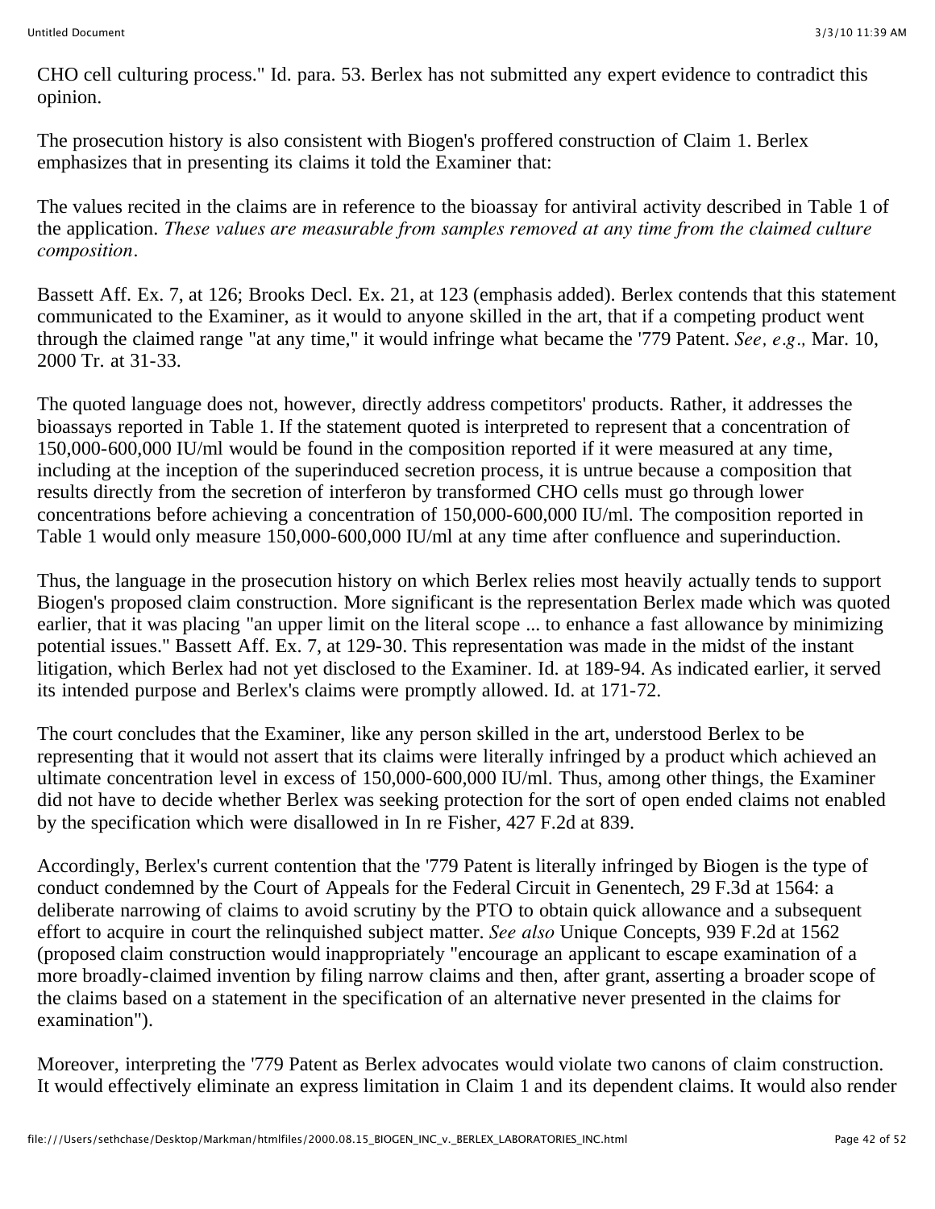CHO cell culturing process." Id. para. 53. Berlex has not submitted any expert evidence to contradict this opinion.

The prosecution history is also consistent with Biogen's proffered construction of Claim 1. Berlex emphasizes that in presenting its claims it told the Examiner that:

The values recited in the claims are in reference to the bioassay for antiviral activity described in Table 1 of the application. *These values are measurable from samples removed at any time from the claimed culture composition*.

Bassett Aff. Ex. 7, at 126; Brooks Decl. Ex. 21, at 123 (emphasis added). Berlex contends that this statement communicated to the Examiner, as it would to anyone skilled in the art, that if a competing product went through the claimed range "at any time," it would infringe what became the '779 Patent. *See, e.g.,* Mar. 10, 2000 Tr. at 31-33.

The quoted language does not, however, directly address competitors' products. Rather, it addresses the bioassays reported in Table 1. If the statement quoted is interpreted to represent that a concentration of 150,000-600,000 IU/ml would be found in the composition reported if it were measured at any time, including at the inception of the superinduced secretion process, it is untrue because a composition that results directly from the secretion of interferon by transformed CHO cells must go through lower concentrations before achieving a concentration of 150,000-600,000 IU/ml. The composition reported in Table 1 would only measure 150,000-600,000 IU/ml at any time after confluence and superinduction.

Thus, the language in the prosecution history on which Berlex relies most heavily actually tends to support Biogen's proposed claim construction. More significant is the representation Berlex made which was quoted earlier, that it was placing "an upper limit on the literal scope ... to enhance a fast allowance by minimizing potential issues." Bassett Aff. Ex. 7, at 129-30. This representation was made in the midst of the instant litigation, which Berlex had not yet disclosed to the Examiner. Id. at 189-94. As indicated earlier, it served its intended purpose and Berlex's claims were promptly allowed. Id. at 171-72.

The court concludes that the Examiner, like any person skilled in the art, understood Berlex to be representing that it would not assert that its claims were literally infringed by a product which achieved an ultimate concentration level in excess of 150,000-600,000 IU/ml. Thus, among other things, the Examiner did not have to decide whether Berlex was seeking protection for the sort of open ended claims not enabled by the specification which were disallowed in In re Fisher, 427 F.2d at 839.

Accordingly, Berlex's current contention that the '779 Patent is literally infringed by Biogen is the type of conduct condemned by the Court of Appeals for the Federal Circuit in Genentech, 29 F.3d at 1564: a deliberate narrowing of claims to avoid scrutiny by the PTO to obtain quick allowance and a subsequent effort to acquire in court the relinquished subject matter. *See also* Unique Concepts, 939 F.2d at 1562 (proposed claim construction would inappropriately "encourage an applicant to escape examination of a more broadly-claimed invention by filing narrow claims and then, after grant, asserting a broader scope of the claims based on a statement in the specification of an alternative never presented in the claims for examination").

Moreover, interpreting the '779 Patent as Berlex advocates would violate two canons of claim construction. It would effectively eliminate an express limitation in Claim 1 and its dependent claims. It would also render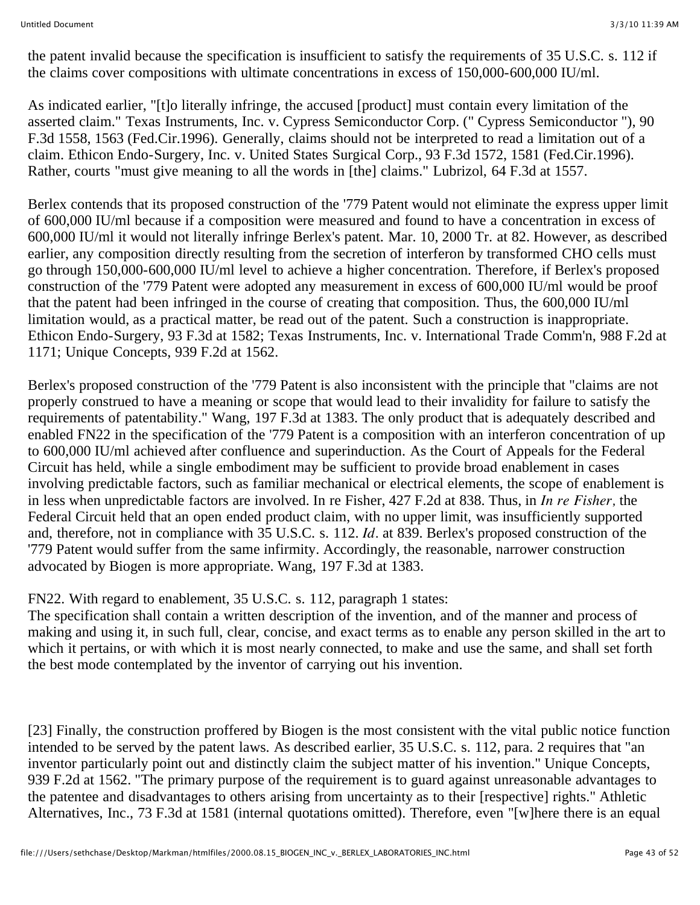the patent invalid because the specification is insufficient to satisfy the requirements of 35 U.S.C. s. 112 if the claims cover compositions with ultimate concentrations in excess of 150,000-600,000 IU/ml.

As indicated earlier, "[t]o literally infringe, the accused [product] must contain every limitation of the asserted claim." Texas Instruments, Inc. v. Cypress Semiconductor Corp. (" Cypress Semiconductor "), 90 F.3d 1558, 1563 (Fed.Cir.1996). Generally, claims should not be interpreted to read a limitation out of a claim. Ethicon Endo-Surgery, Inc. v. United States Surgical Corp., 93 F.3d 1572, 1581 (Fed.Cir.1996). Rather, courts "must give meaning to all the words in [the] claims." Lubrizol, 64 F.3d at 1557.

Berlex contends that its proposed construction of the '779 Patent would not eliminate the express upper limit of 600,000 IU/ml because if a composition were measured and found to have a concentration in excess of 600,000 IU/ml it would not literally infringe Berlex's patent. Mar. 10, 2000 Tr. at 82. However, as described earlier, any composition directly resulting from the secretion of interferon by transformed CHO cells must go through 150,000-600,000 IU/ml level to achieve a higher concentration. Therefore, if Berlex's proposed construction of the '779 Patent were adopted any measurement in excess of 600,000 IU/ml would be proof that the patent had been infringed in the course of creating that composition. Thus, the 600,000 IU/ml limitation would, as a practical matter, be read out of the patent. Such a construction is inappropriate. Ethicon Endo-Surgery, 93 F.3d at 1582; Texas Instruments, Inc. v. International Trade Comm'n, 988 F.2d at 1171; Unique Concepts, 939 F.2d at 1562.

Berlex's proposed construction of the '779 Patent is also inconsistent with the principle that "claims are not properly construed to have a meaning or scope that would lead to their invalidity for failure to satisfy the requirements of patentability." Wang, 197 F.3d at 1383. The only product that is adequately described and enabled FN22 in the specification of the '779 Patent is a composition with an interferon concentration of up to 600,000 IU/ml achieved after confluence and superinduction. As the Court of Appeals for the Federal Circuit has held, while a single embodiment may be sufficient to provide broad enablement in cases involving predictable factors, such as familiar mechanical or electrical elements, the scope of enablement is in less when unpredictable factors are involved. In re Fisher, 427 F.2d at 838. Thus, in *In re Fisher*, the Federal Circuit held that an open ended product claim, with no upper limit, was insufficiently supported and, therefore, not in compliance with 35 U.S.C. s. 112. *Id*. at 839. Berlex's proposed construction of the '779 Patent would suffer from the same infirmity. Accordingly, the reasonable, narrower construction advocated by Biogen is more appropriate. Wang, 197 F.3d at 1383.

FN22. With regard to enablement, 35 U.S.C. s. 112, paragraph 1 states:
The specification shall contain a written description of the invention, and of the manner and process of making and using it, in such full, clear, concise, and exact terms as to enable any person skilled in the art to which it pertains, or with which it is most nearly connected, to make and use the same, and shall set forth the best mode contemplated by the inventor of carrying out his invention.

[23] Finally, the construction proffered by Biogen is the most consistent with the vital public notice function intended to be served by the patent laws. As described earlier, 35 U.S.C. s. 112, para. 2 requires that "an inventor particularly point out and distinctly claim the subject matter of his invention." Unique Concepts, 939 F.2d at 1562. "The primary purpose of the requirement is to guard against unreasonable advantages to the patentee and disadvantages to others arising from uncertainty as to their [respective] rights." Athletic Alternatives, Inc., 73 F.3d at 1581 (internal quotations omitted). Therefore, even "[w]here there is an equal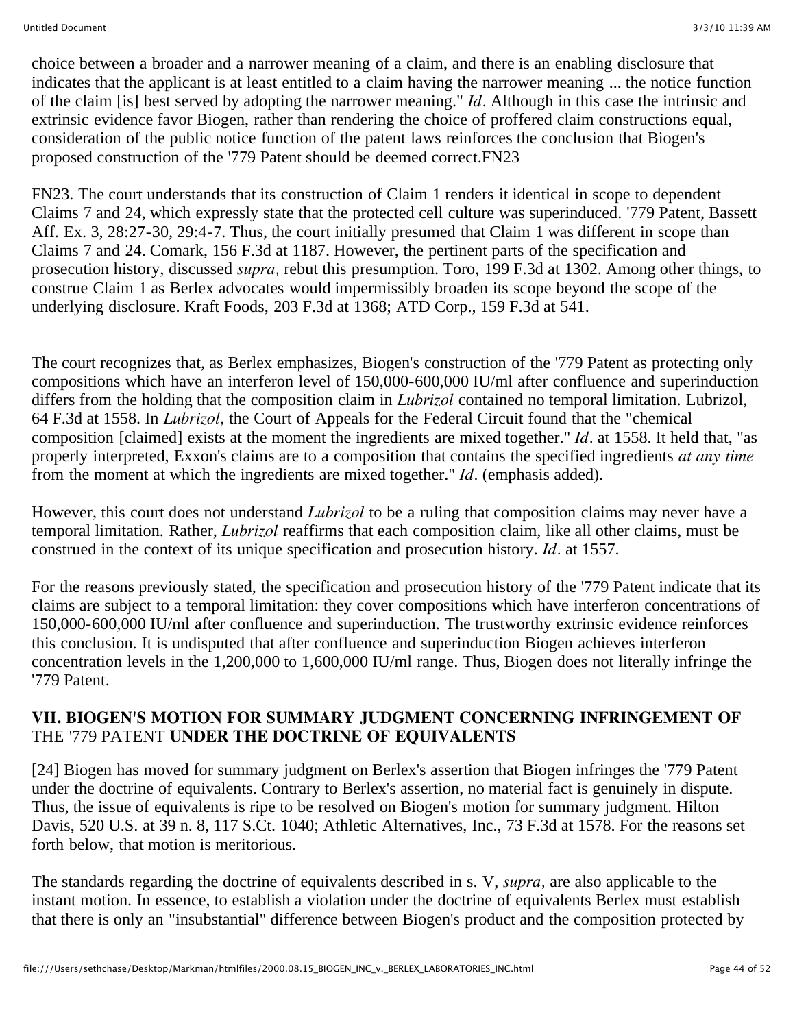choice between a broader and a narrower meaning of a claim, and there is an enabling disclosure that indicates that the applicant is at least entitled to a claim having the narrower meaning ... the notice function of the claim [is] best served by adopting the narrower meaning." *Id*. Although in this case the intrinsic and extrinsic evidence favor Biogen, rather than rendering the choice of proffered claim constructions equal, consideration of the public notice function of the patent laws reinforces the conclusion that Biogen's proposed construction of the '779 Patent should be deemed correct.FN23

FN23. The court understands that its construction of Claim 1 renders it identical in scope to dependent Claims 7 and 24, which expressly state that the protected cell culture was superinduced. '779 Patent, Bassett Aff. Ex. 3, 28:27-30, 29:4-7. Thus, the court initially presumed that Claim 1 was different in scope than Claims 7 and 24. Comark, 156 F.3d at 1187. However, the pertinent parts of the specification and prosecution history, discussed *supra,* rebut this presumption. Toro, 199 F.3d at 1302. Among other things, to construe Claim 1 as Berlex advocates would impermissibly broaden its scope beyond the scope of the underlying disclosure. Kraft Foods, 203 F.3d at 1368; ATD Corp., 159 F.3d at 541.

The court recognizes that, as Berlex emphasizes, Biogen's construction of the '779 Patent as protecting only compositions which have an interferon level of 150,000-600,000 IU/ml after confluence and superinduction differs from the holding that the composition claim in *Lubrizol* contained no temporal limitation. Lubrizol, 64 F.3d at 1558. In *Lubrizol,* the Court of Appeals for the Federal Circuit found that the "chemical composition [claimed] exists at the moment the ingredients are mixed together." *Id*. at 1558. It held that, "as properly interpreted, Exxon's claims are to a composition that contains the specified ingredients *at any time* from the moment at which the ingredients are mixed together." *Id*. (emphasis added).

However, this court does not understand *Lubrizol* to be a ruling that composition claims may never have a temporal limitation. Rather, *Lubrizol* reaffirms that each composition claim, like all other claims, must be construed in the context of its unique specification and prosecution history. *Id*. at 1557.

For the reasons previously stated, the specification and prosecution history of the '779 Patent indicate that its claims are subject to a temporal limitation: they cover compositions which have interferon concentrations of 150,000-600,000 IU/ml after confluence and superinduction. The trustworthy extrinsic evidence reinforces this conclusion. It is undisputed that after confluence and superinduction Biogen achieves interferon concentration levels in the 1,200,000 to 1,600,000 IU/ml range. Thus, Biogen does not literally infringe the '779 Patent.

## VII. BIOGEN'S MOTION FOR SUMMARY JUDGMENT CONCERNING INFRINGEMENT OF THE '779 PATENT UNDER THE DOCTRINE OF EQUIVALENTS

[24] Biogen has moved for summary judgment on Berlex's assertion that Biogen infringes the '779 Patent under the doctrine of equivalents. Contrary to Berlex's assertion, no material fact is genuinely in dispute. Thus, the issue of equivalents is ripe to be resolved on Biogen's motion for summary judgment. Hilton Davis, 520 U.S. at 39 n. 8, 117 S.Ct. 1040; Athletic Alternatives, Inc., 73 F.3d at 1578. For the reasons set forth below, that motion is meritorious.

The standards regarding the doctrine of equivalents described in s. V, *supra,* are also applicable to the instant motion. In essence, to establish a violation under the doctrine of equivalents Berlex must establish that there is only an "insubstantial" difference between Biogen's product and the composition protected by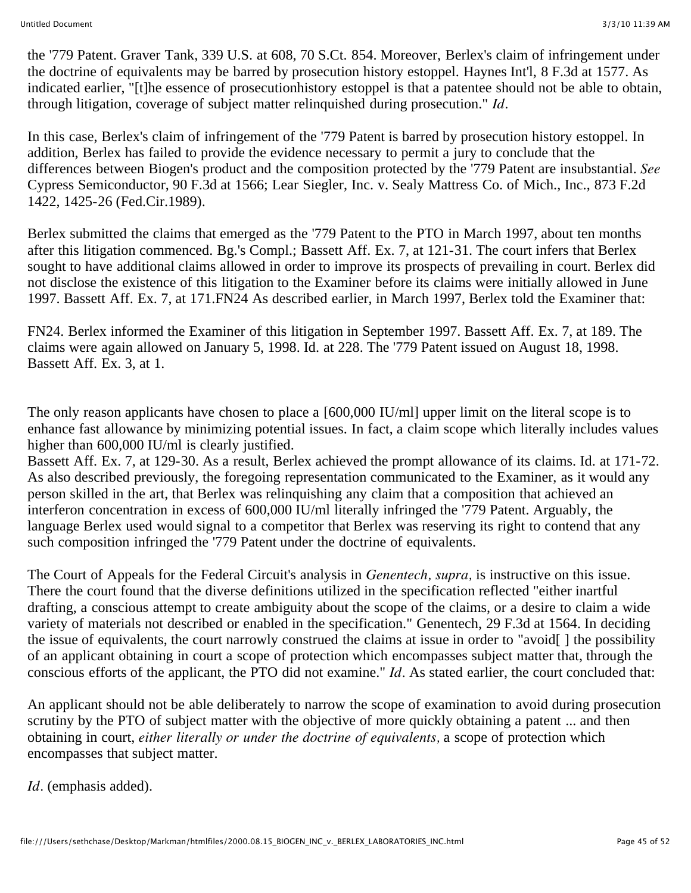the '779 Patent. Graver Tank, 339 U.S. at 608, 70 S.Ct. 854. Moreover, Berlex's claim of infringement under the doctrine of equivalents may be barred by prosecution history estoppel. Haynes Int'l, 8 F.3d at 1577. As indicated earlier, "[t]he essence of prosecutionhistory estoppel is that a patentee should not be able to obtain, through litigation, coverage of subject matter relinquished during prosecution." *Id*.

In this case, Berlex's claim of infringement of the '779 Patent is barred by prosecution history estoppel. In addition, Berlex has failed to provide the evidence necessary to permit a jury to conclude that the differences between Biogen's product and the composition protected by the '779 Patent are insubstantial. *See* Cypress Semiconductor, 90 F.3d at 1566; Lear Siegler, Inc. v. Sealy Mattress Co. of Mich., Inc., 873 F.2d 1422, 1425-26 (Fed.Cir.1989).

Berlex submitted the claims that emerged as the '779 Patent to the PTO in March 1997, about ten months after this litigation commenced. Bg.'s Compl.; Bassett Aff. Ex. 7, at 121-31. The court infers that Berlex sought to have additional claims allowed in order to improve its prospects of prevailing in court. Berlex did not disclose the existence of this litigation to the Examiner before its claims were initially allowed in June 1997. Bassett Aff. Ex. 7, at 171.FN24 As described earlier, in March 1997, Berlex told the Examiner that:

FN24. Berlex informed the Examiner of this litigation in September 1997. Bassett Aff. Ex. 7, at 189. The claims were again allowed on January 5, 1998. Id. at 228. The '779 Patent issued on August 18, 1998. Bassett Aff. Ex. 3, at 1.

The only reason applicants have chosen to place a [600,000 IU/ml] upper limit on the literal scope is to enhance fast allowance by minimizing potential issues. In fact, a claim scope which literally includes values higher than 600,000 IU/ml is clearly justified.

Bassett Aff. Ex. 7, at 129-30. As a result, Berlex achieved the prompt allowance of its claims. Id. at 171-72. As also described previously, the foregoing representation communicated to the Examiner, as it would any person skilled in the art, that Berlex was relinquishing any claim that a composition that achieved an interferon concentration in excess of 600,000 IU/ml literally infringed the '779 Patent. Arguably, the language Berlex used would signal to a competitor that Berlex was reserving its right to contend that any such composition infringed the '779 Patent under the doctrine of equivalents.

The Court of Appeals for the Federal Circuit's analysis in *Genentech, supra,* is instructive on this issue. There the court found that the diverse definitions utilized in the specification reflected "either inartful drafting, a conscious attempt to create ambiguity about the scope of the claims, or a desire to claim a wide variety of materials not described or enabled in the specification." Genentech, 29 F.3d at 1564. In deciding the issue of equivalents, the court narrowly construed the claims at issue in order to "avoid[ ] the possibility of an applicant obtaining in court a scope of protection which encompasses subject matter that, through the conscious efforts of the applicant, the PTO did not examine." *Id*. As stated earlier, the court concluded that:

An applicant should not be able deliberately to narrow the scope of examination to avoid during prosecution scrutiny by the PTO of subject matter with the objective of more quickly obtaining a patent ... and then obtaining in court, *either literally or under the doctrine of equivalents,* a scope of protection which encompasses that subject matter.

*Id*. (emphasis added).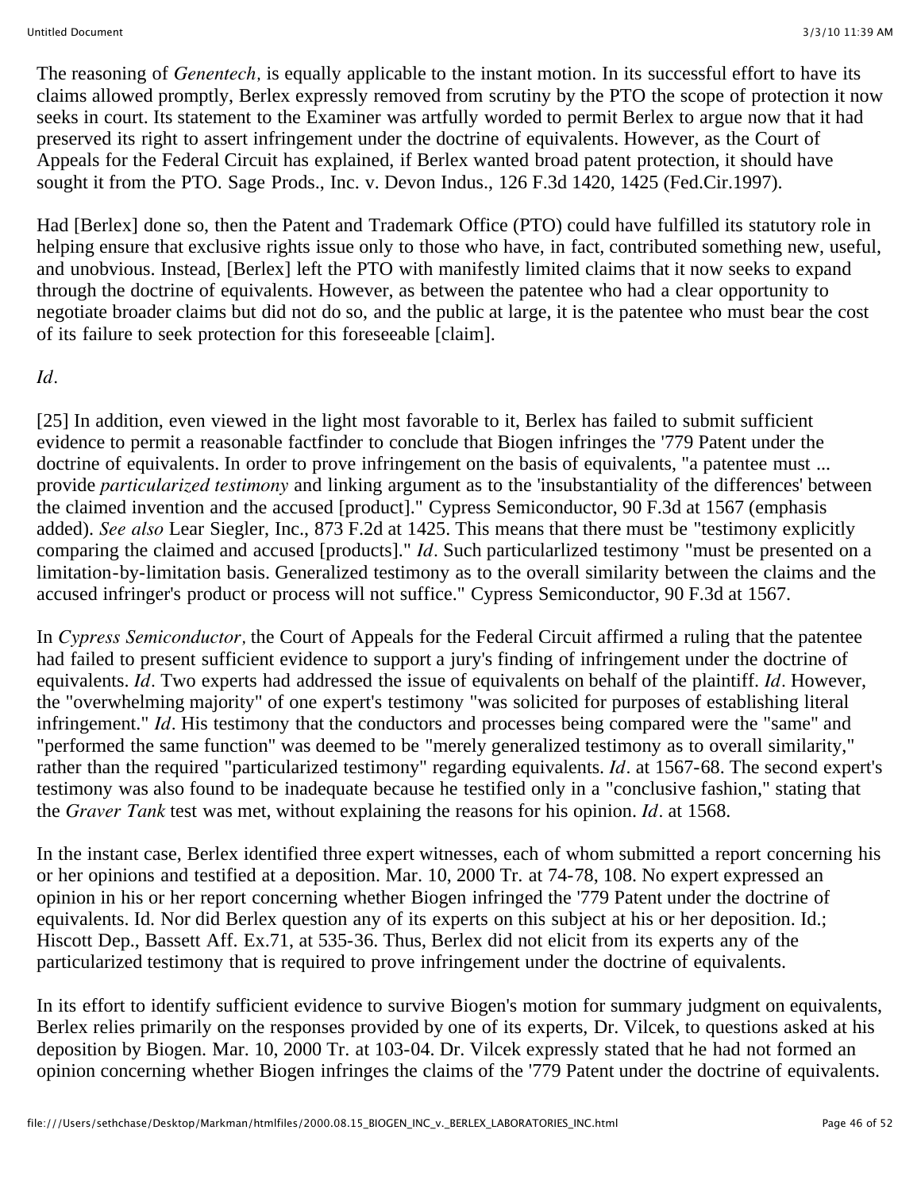The reasoning of *Genentech,* is equally applicable to the instant motion. In its successful effort to have its claims allowed promptly, Berlex expressly removed from scrutiny by the PTO the scope of protection it now seeks in court. Its statement to the Examiner was artfully worded to permit Berlex to argue now that it had preserved its right to assert infringement under the doctrine of equivalents. However, as the Court of Appeals for the Federal Circuit has explained, if Berlex wanted broad patent protection, it should have sought it from the PTO. Sage Prods., Inc. v. Devon Indus., 126 F.3d 1420, 1425 (Fed.Cir.1997).

Had [Berlex] done so, then the Patent and Trademark Office (PTO) could have fulfilled its statutory role in helping ensure that exclusive rights issue only to those who have, in fact, contributed something new, useful, and unobvious. Instead, [Berlex] left the PTO with manifestly limited claims that it now seeks to expand through the doctrine of equivalents. However, as between the patentee who had a clear opportunity to negotiate broader claims but did not do so, and the public at large, it is the patentee who must bear the cost of its failure to seek protection for this foreseeable [claim].

*Id*.

[25] In addition, even viewed in the light most favorable to it, Berlex has failed to submit sufficient evidence to permit a reasonable factfinder to conclude that Biogen infringes the '779 Patent under the doctrine of equivalents. In order to prove infringement on the basis of equivalents, "a patentee must ... provide *particularized testimony* and linking argument as to the 'insubstantiality of the differences' between the claimed invention and the accused [product]." Cypress Semiconductor, 90 F.3d at 1567 (emphasis added). *See also* Lear Siegler, Inc., 873 F.2d at 1425. This means that there must be "testimony explicitly comparing the claimed and accused [products]." *Id*. Such particularlized testimony "must be presented on a limitation-by-limitation basis. Generalized testimony as to the overall similarity between the claims and the accused infringer's product or process will not suffice." Cypress Semiconductor, 90 F.3d at 1567.

In *Cypress Semiconductor,* the Court of Appeals for the Federal Circuit affirmed a ruling that the patentee had failed to present sufficient evidence to support a jury's finding of infringement under the doctrine of equivalents. *Id*. Two experts had addressed the issue of equivalents on behalf of the plaintiff. *Id*. However, the "overwhelming majority" of one expert's testimony "was solicited for purposes of establishing literal infringement." *Id*. His testimony that the conductors and processes being compared were the "same" and "performed the same function" was deemed to be "merely generalized testimony as to overall similarity," rather than the required "particularized testimony" regarding equivalents. *Id*. at 1567-68. The second expert's testimony was also found to be inadequate because he testified only in a "conclusive fashion," stating that the *Graver Tank* test was met, without explaining the reasons for his opinion. *Id*. at 1568.

In the instant case, Berlex identified three expert witnesses, each of whom submitted a report concerning his or her opinions and testified at a deposition. Mar. 10, 2000 Tr. at 74-78, 108. No expert expressed an opinion in his or her report concerning whether Biogen infringed the '779 Patent under the doctrine of equivalents. Id. Nor did Berlex question any of its experts on this subject at his or her deposition. Id.; Hiscott Dep., Bassett Aff. Ex.71, at 535-36. Thus, Berlex did not elicit from its experts any of the particularized testimony that is required to prove infringement under the doctrine of equivalents.

In its effort to identify sufficient evidence to survive Biogen's motion for summary judgment on equivalents, Berlex relies primarily on the responses provided by one of its experts, Dr. Vilcek, to questions asked at his deposition by Biogen. Mar. 10, 2000 Tr. at 103-04. Dr. Vilcek expressly stated that he had not formed an opinion concerning whether Biogen infringes the claims of the '779 Patent under the doctrine of equivalents.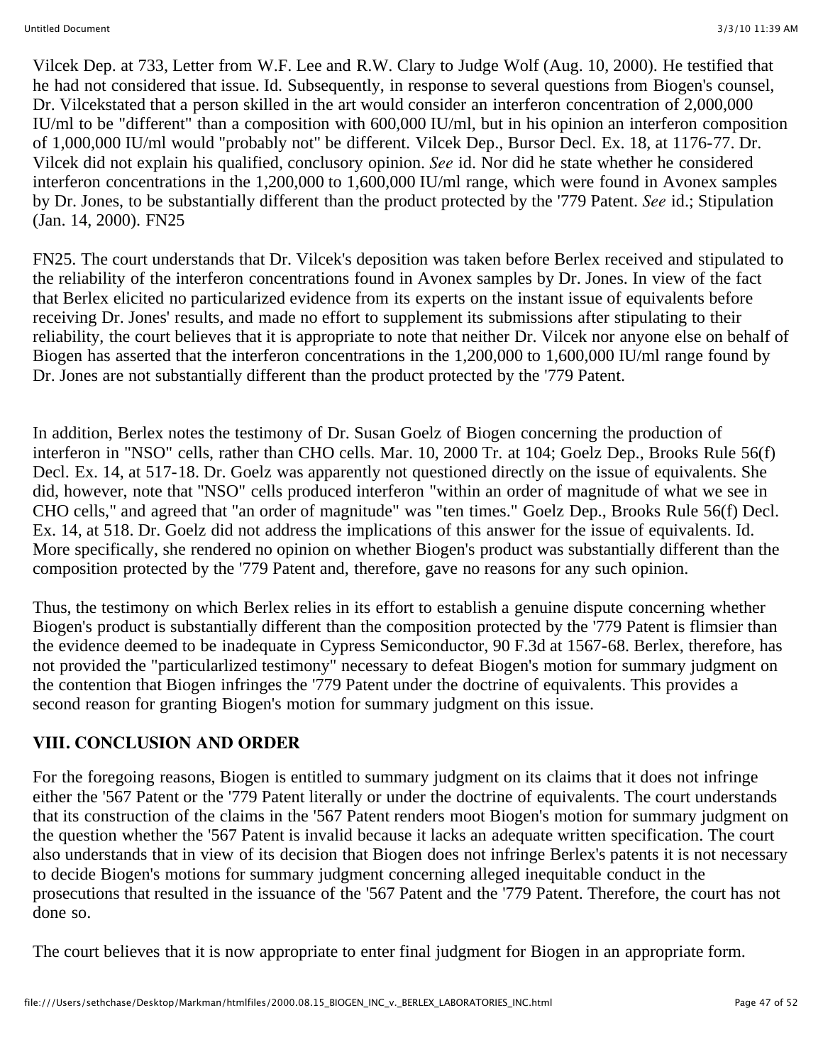Vilcek Dep. at 733, Letter from W.F. Lee and R.W. Clary to Judge Wolf (Aug. 10, 2000). He testified that he had not considered that issue. Id. Subsequently, in response to several questions from Biogen's counsel, Dr. Vilcekstated that a person skilled in the art would consider an interferon concentration of 2,000,000 IU/ml to be "different" than a composition with 600,000 IU/ml, but in his opinion an interferon composition of 1,000,000 IU/ml would "probably not" be different. Vilcek Dep., Bursor Decl. Ex. 18, at 1176-77. Dr. Vilcek did not explain his qualified, conclusory opinion. *See* id. Nor did he state whether he considered interferon concentrations in the 1,200,000 to 1,600,000 IU/ml range, which were found in Avonex samples by Dr. Jones, to be substantially different than the product protected by the '779 Patent. *See* id.; Stipulation (Jan. 14, 2000). FN25

FN25. The court understands that Dr. Vilcek's deposition was taken before Berlex received and stipulated to the reliability of the interferon concentrations found in Avonex samples by Dr. Jones. In view of the fact that Berlex elicited no particularized evidence from its experts on the instant issue of equivalents before receiving Dr. Jones' results, and made no effort to supplement its submissions after stipulating to their reliability, the court believes that it is appropriate to note that neither Dr. Vilcek nor anyone else on behalf of Biogen has asserted that the interferon concentrations in the 1,200,000 to 1,600,000 IU/ml range found by Dr. Jones are not substantially different than the product protected by the '779 Patent.

In addition, Berlex notes the testimony of Dr. Susan Goelz of Biogen concerning the production of interferon in "NSO" cells, rather than CHO cells. Mar. 10, 2000 Tr. at 104; Goelz Dep., Brooks Rule 56(f) Decl. Ex. 14, at 517-18. Dr. Goelz was apparently not questioned directly on the issue of equivalents. She did, however, note that "NSO" cells produced interferon "within an order of magnitude of what we see in CHO cells," and agreed that "an order of magnitude" was "ten times." Goelz Dep., Brooks Rule 56(f) Decl. Ex. 14, at 518. Dr. Goelz did not address the implications of this answer for the issue of equivalents. Id. More specifically, she rendered no opinion on whether Biogen's product was substantially different than the composition protected by the '779 Patent and, therefore, gave no reasons for any such opinion.

Thus, the testimony on which Berlex relies in its effort to establish a genuine dispute concerning whether Biogen's product is substantially different than the composition protected by the '779 Patent is flimsier than the evidence deemed to be inadequate in Cypress Semiconductor, 90 F.3d at 1567-68. Berlex, therefore, has not provided the "particularlized testimony" necessary to defeat Biogen's motion for summary judgment on the contention that Biogen infringes the '779 Patent under the doctrine of equivalents. This provides a second reason for granting Biogen's motion for summary judgment on this issue.

## VIII. CONCLUSION AND ORDER

For the foregoing reasons, Biogen is entitled to summary judgment on its claims that it does not infringe either the '567 Patent or the '779 Patent literally or under the doctrine of equivalents. The court understands that its construction of the claims in the '567 Patent renders moot Biogen's motion for summary judgment on the question whether the '567 Patent is invalid because it lacks an adequate written specification. The court also understands that in view of its decision that Biogen does not infringe Berlex's patents it is not necessary to decide Biogen's motions for summary judgment concerning alleged inequitable conduct in the prosecutions that resulted in the issuance of the '567 Patent and the '779 Patent. Therefore, the court has not done so.

The court believes that it is now appropriate to enter final judgment for Biogen in an appropriate form.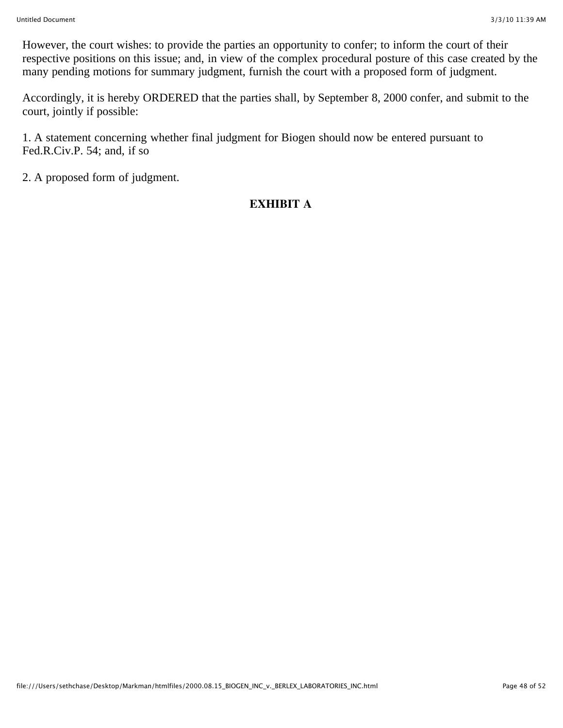However, the court wishes: to provide the parties an opportunity to confer; to inform the court of their respective positions on this issue; and, in view of the complex procedural posture of this case created by the many pending motions for summary judgment, furnish the court with a proposed form of judgment.

Accordingly, it is hereby ORDERED that the parties shall, by September 8, 2000 confer, and submit to the court, jointly if possible:

1. A statement concerning whether final judgment for Biogen should now be entered pursuant to Fed.R.Civ.P. 54; and, if so

2. A proposed form of judgment.

## EXHIBIT A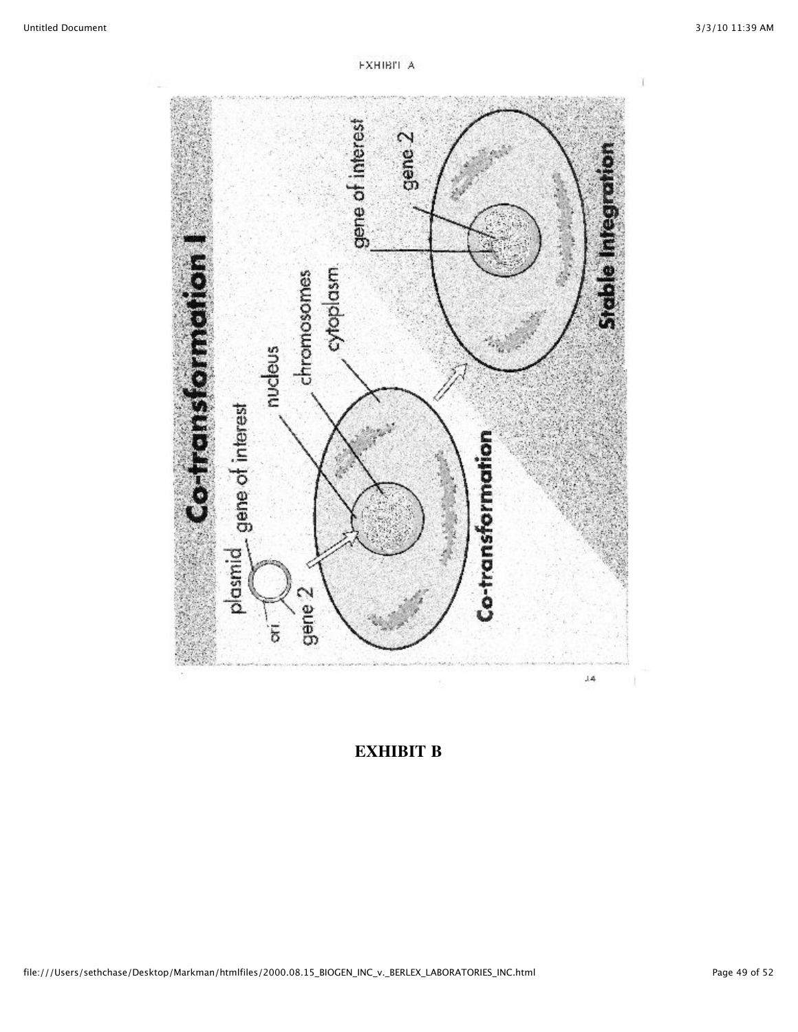EXHIBIT A

Co-transformation I

plasmid

gene of interest

ori

gene 2

nucleus

chromosomes

cytoplasm

Co-transformation

gene of interest

gene 2

Stable Integration

14

**EXHIBIT B**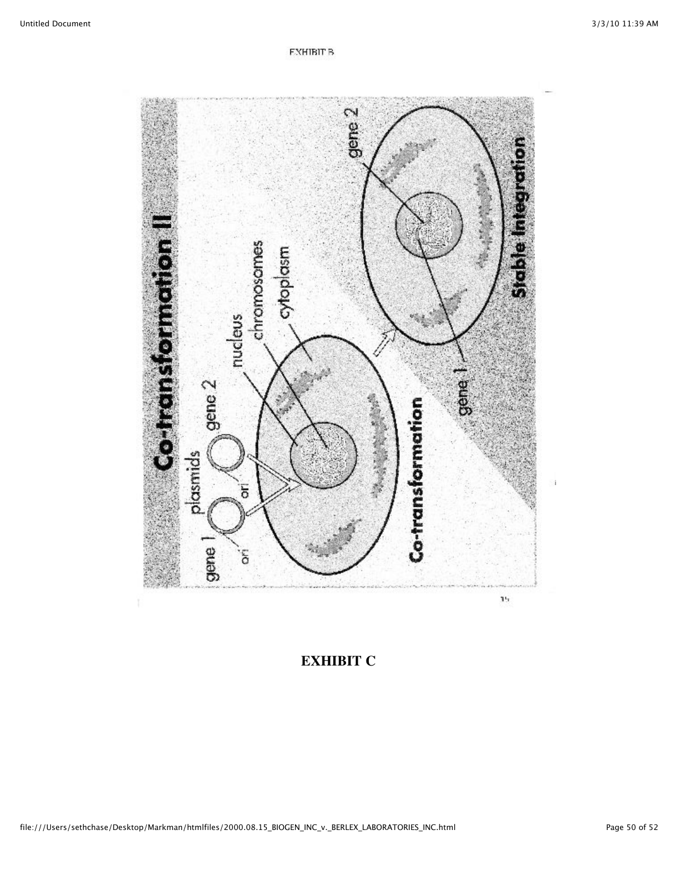EXHIBIT B

# Co-transformation II

gene 1

ori

plasmids

ori

gene 2

nucleus

chromosomes

cytoplasm

Co-transformation

gene 1

gene 2

Stable Integration

15

**EXHIBIT C**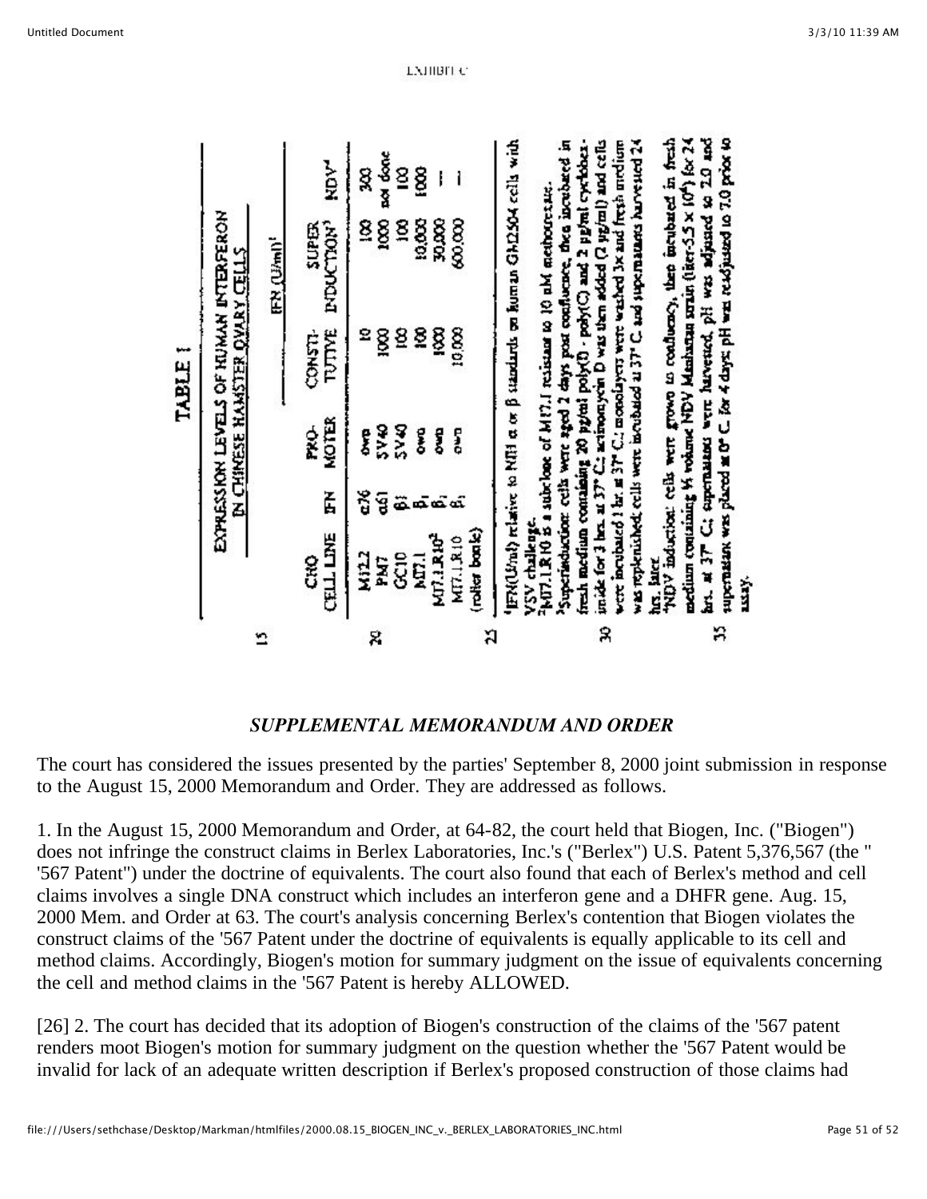EXHIBIT C

TABLE 1

EXPRESSION LEVELS OF HUMAN INTERFERON IN CHINESE HAMSTER OVARY CELLS

| CHO CELL LINE | IFN | PRO-MOTER | IFN (U/ml)[1] CONSTI-TUTIVE | SUPER INDUCTION[3] | NDV[4] |
|---|---|---|---|---|---|
| M12.2 | α76 | own | 10 | 100 | 300 |
| PM7 | α61 | SV40 | 1000 | 1000 | not done |
| GC10 | β1 | SV40 | 100 | 100 | 100 |
| M7.1 | β1 | own | 100 | 10,000 | 1000 |
| M7.1.R10[2] | β1 | own | 1000 | 30,000 | — |
| M7.1.R10 (roller bottle) | β1 | own | 10,000 | 600,000 | — |

[1]IFN(U/ml) relative to NIH α or β standards on human GM2504 cells with VSV challenge.
[2]M7.1.R10 is a subclone of M7.1 resistant to 10 nM methotrexate.
[3]Superinduction: cells were aged 2 days post confluence, then incubated in fresh medium containing 20 μg/ml poly(I) - poly(C) and 2 μg/ml cycloheximide for 3 hrs. at 37° C; actinomycin D was then added (2 μg/ml) and cells were incubated 1 hr. at 37° C; monolayers were washed 3x and fresh medium was replenished; cells were incubated at 37° C and supernatants harvested 24 hrs. later.
[4]NDV induction: cells were grown to confluency, then incubated in fresh medium containing ¼ volume NDV Manhattan strain (titer-5.5 x $10^9$) for 24 hrs. at 37° C; supernatants were harvested, pH was adjusted to 2.0 and supernatant was placed at 0° C for 4 days; pH was readjusted to 7.0 prior to assay.

## *SUPPLEMENTAL MEMORANDUM AND ORDER*

The court has considered the issues presented by the parties' September 8, 2000 joint submission in response to the August 15, 2000 Memorandum and Order. They are addressed as follows.

1. In the August 15, 2000 Memorandum and Order, at 64-82, the court held that Biogen, Inc. ("Biogen") does not infringe the construct claims in Berlex Laboratories, Inc.'s ("Berlex") U.S. Patent 5,376,567 (the " '567 Patent") under the doctrine of equivalents. The court also found that each of Berlex's method and cell claims involves a single DNA construct which includes an interferon gene and a DHFR gene. Aug. 15, 2000 Mem. and Order at 63. The court's analysis concerning Berlex's contention that Biogen violates the construct claims of the '567 Patent under the doctrine of equivalents is equally applicable to its cell and method claims. Accordingly, Biogen's motion for summary judgment on the issue of equivalents concerning the cell and method claims in the '567 Patent is hereby ALLOWED.

[26] 2. The court has decided that its adoption of Biogen's construction of the claims of the '567 patent renders moot Biogen's motion for summary judgment on the question whether the '567 Patent would be invalid for lack of an adequate written description if Berlex's proposed construction of those claims had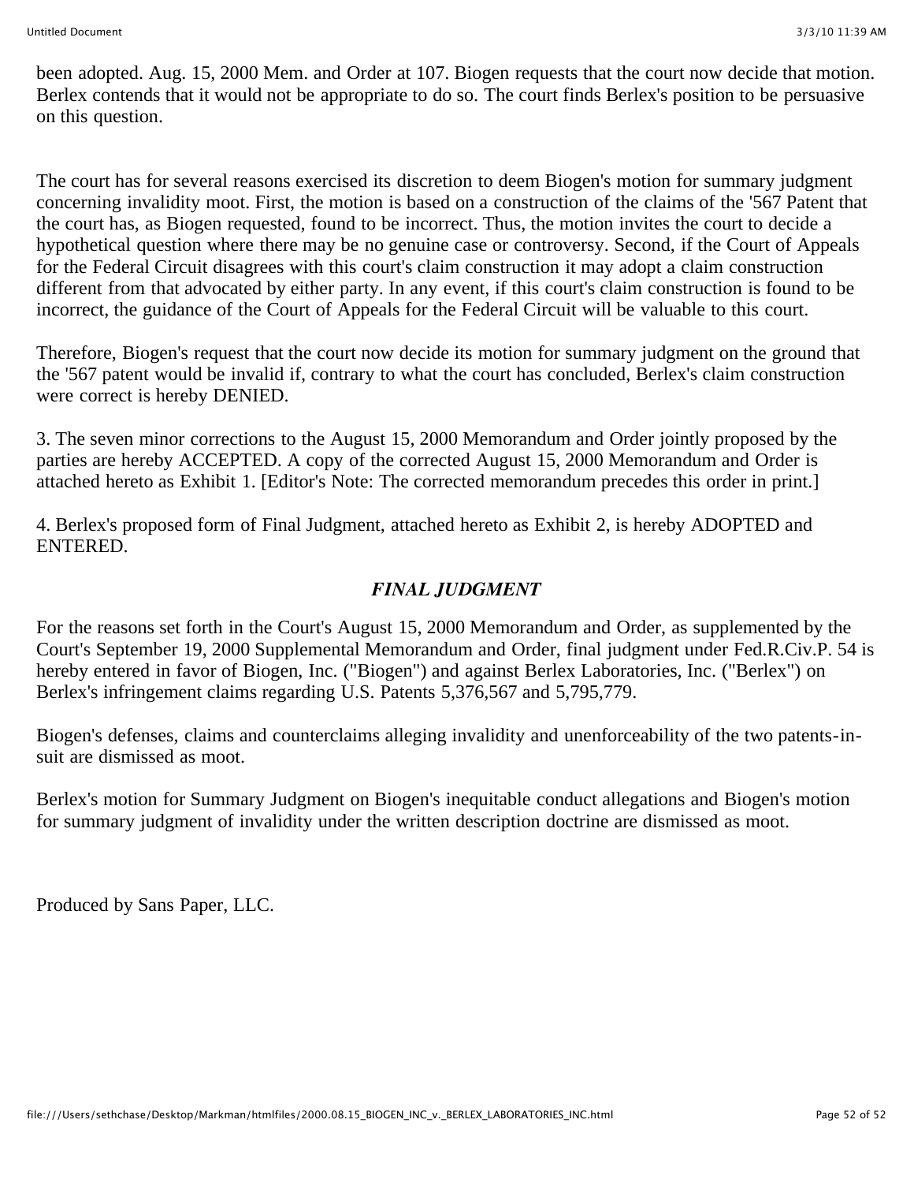been adopted. Aug. 15, 2000 Mem. and Order at 107. Biogen requests that the court now decide that motion. Berlex contends that it would not be appropriate to do so. The court finds Berlex's position to be persuasive on this question.

The court has for several reasons exercised its discretion to deem Biogen's motion for summary judgment concerning invalidity moot. First, the motion is based on a construction of the claims of the '567 Patent that the court has, as Biogen requested, found to be incorrect. Thus, the motion invites the court to decide a hypothetical question where there may be no genuine case or controversy. Second, if the Court of Appeals for the Federal Circuit disagrees with this court's claim construction it may adopt a claim construction different from that advocated by either party. In any event, if this court's claim construction is found to be incorrect, the guidance of the Court of Appeals for the Federal Circuit will be valuable to this court.

Therefore, Biogen's request that the court now decide its motion for summary judgment on the ground that the '567 patent would be invalid if, contrary to what the court has concluded, Berlex's claim construction were correct is hereby DENIED.

3. The seven minor corrections to the August 15, 2000 Memorandum and Order jointly proposed by the parties are hereby ACCEPTED. A copy of the corrected August 15, 2000 Memorandum and Order is attached hereto as Exhibit 1. [Editor's Note: The corrected memorandum precedes this order in print.]

4. Berlex's proposed form of Final Judgment, attached hereto as Exhibit 2, is hereby ADOPTED and ENTERED.

### *FINAL JUDGMENT*

For the reasons set forth in the Court's August 15, 2000 Memorandum and Order, as supplemented by the Court's September 19, 2000 Supplemental Memorandum and Order, final judgment under Fed.R.Civ.P. 54 is hereby entered in favor of Biogen, Inc. ("Biogen") and against Berlex Laboratories, Inc. ("Berlex") on Berlex's infringement claims regarding U.S. Patents 5,376,567 and 5,795,779.

Biogen's defenses, claims and counterclaims alleging invalidity and unenforceability of the two patents-in-suit are dismissed as moot.

Berlex's motion for Summary Judgment on Biogen's inequitable conduct allegations and Biogen's motion for summary judgment of invalidity under the written description doctrine are dismissed as moot.

Produced by Sans Paper, LLC.